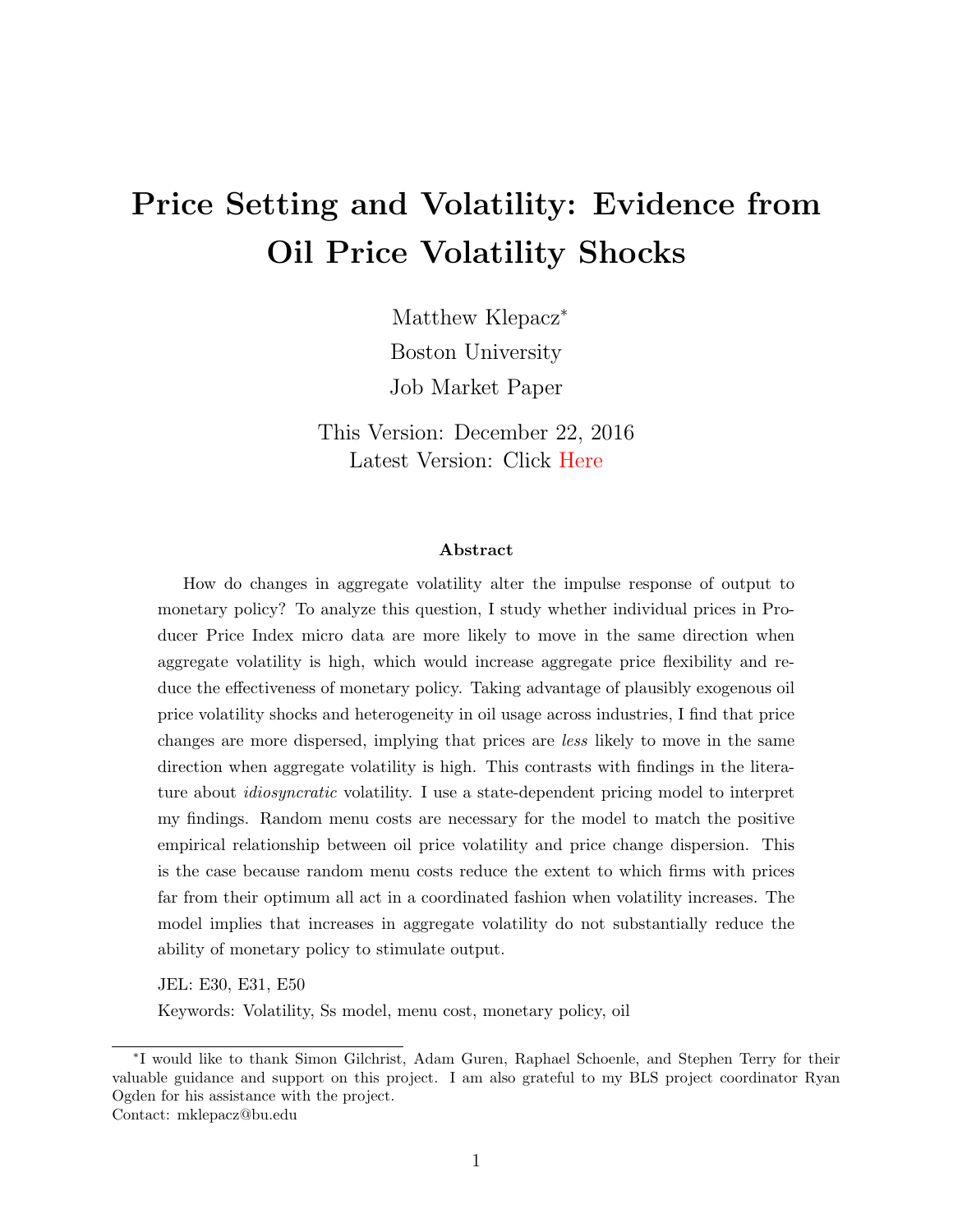# Price Setting and Volatility: Evidence from Oil Price Volatility Shocks

Matthew Klepacz*

Boston University

Job Market Paper

This Version: December 22, 2016

Latest Version: Click Here

### Abstract

How do changes in aggregate volatility alter the impulse response of output to monetary policy? To analyze this question, I study whether individual prices in Producer Price Index micro data are more likely to move in the same direction when aggregate volatility is high, which would increase aggregate price flexibility and reduce the effectiveness of monetary policy. Taking advantage of plausibly exogenous oil price volatility shocks and heterogeneity in oil usage across industries, I find that price changes are more dispersed, implying that prices are *less* likely to move in the same direction when aggregate volatility is high. This contrasts with findings in the literature about *idiosyncratic* volatility. I use a state-dependent pricing model to interpret my findings. Random menu costs are necessary for the model to match the positive empirical relationship between oil price volatility and price change dispersion. This is the case because random menu costs reduce the extent to which firms with prices far from their optimum all act in a coordinated fashion when volatility increases. The model implies that increases in aggregate volatility do not substantially reduce the ability of monetary policy to stimulate output.

JEL: E30, E31, E50

Keywords: Volatility, Ss model, menu cost, monetary policy, oil

---

*I would like to thank Simon Gilchrist, Adam Guren, Raphael Schoenle, and Stephen Terry for their valuable guidance and support on this project. I am also grateful to my BLS project coordinator Ryan Ogden for his assistance with the project.

Contact: mklepacz@bu.edu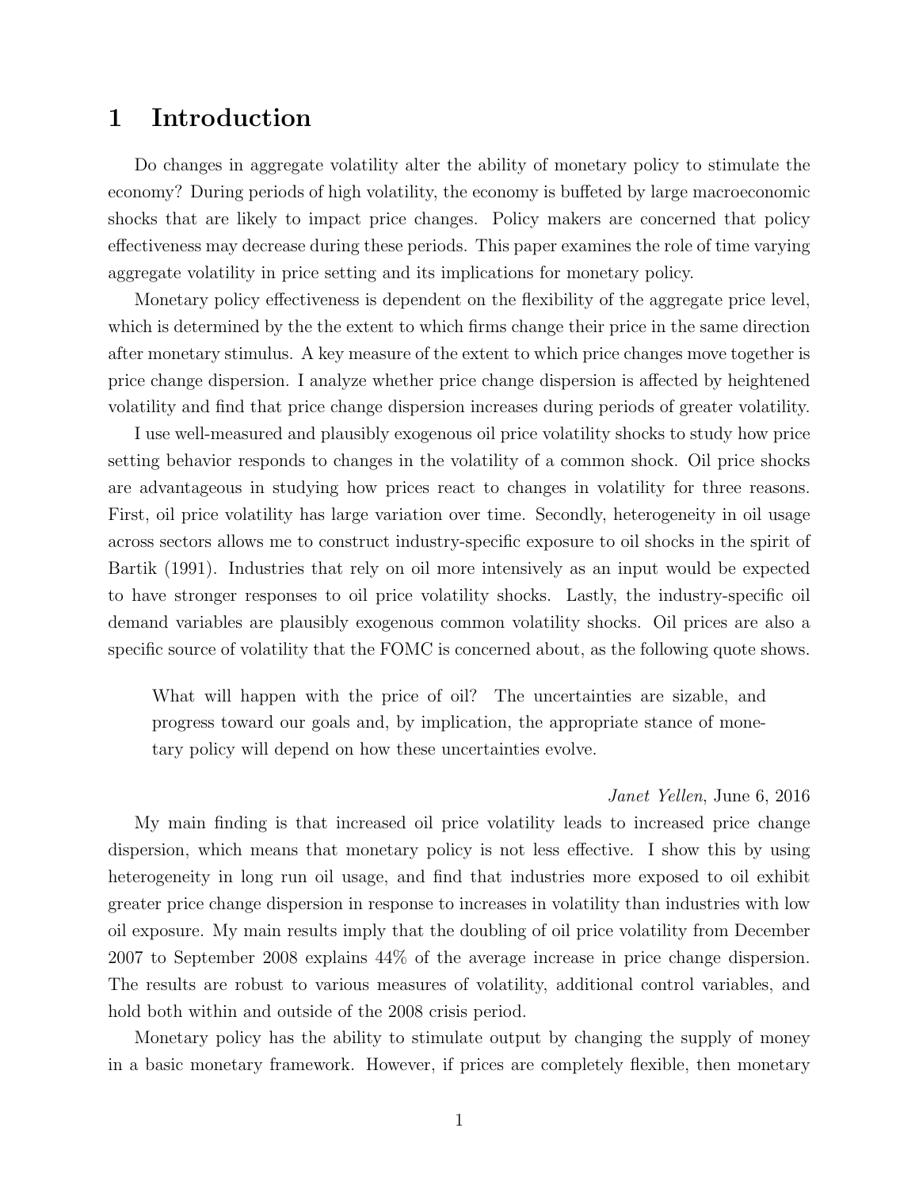# 1 Introduction

Do changes in aggregate volatility alter the ability of monetary policy to stimulate the economy? During periods of high volatility, the economy is buffeted by large macroeconomic shocks that are likely to impact price changes. Policy makers are concerned that policy effectiveness may decrease during these periods. This paper examines the role of time varying aggregate volatility in price setting and its implications for monetary policy.

Monetary policy effectiveness is dependent on the flexibility of the aggregate price level, which is determined by the the extent to which firms change their price in the same direction after monetary stimulus. A key measure of the extent to which price changes move together is price change dispersion. I analyze whether price change dispersion is affected by heightened volatility and find that price change dispersion increases during periods of greater volatility.

I use well-measured and plausibly exogenous oil price volatility shocks to study how price setting behavior responds to changes in the volatility of a common shock. Oil price shocks are advantageous in studying how prices react to changes in volatility for three reasons. First, oil price volatility has large variation over time. Secondly, heterogeneity in oil usage across sectors allows me to construct industry-specific exposure to oil shocks in the spirit of Bartik (1991). Industries that rely on oil more intensively as an input would be expected to have stronger responses to oil price volatility shocks. Lastly, the industry-specific oil demand variables are plausibly exogenous common volatility shocks. Oil prices are also a specific source of volatility that the FOMC is concerned about, as the following quote shows.

> What will happen with the price of oil? The uncertainties are sizable, and progress toward our goals and, by implication, the appropriate stance of monetary policy will depend on how these uncertainties evolve.
>
> *Janet Yellen*, June 6, 2016

My main finding is that increased oil price volatility leads to increased price change dispersion, which means that monetary policy is not less effective. I show this by using heterogeneity in long run oil usage, and find that industries more exposed to oil exhibit greater price change dispersion in response to increases in volatility than industries with low oil exposure. My main results imply that the doubling of oil price volatility from December 2007 to September 2008 explains 44% of the average increase in price change dispersion. The results are robust to various measures of volatility, additional control variables, and hold both within and outside of the 2008 crisis period.

Monetary policy has the ability to stimulate output by changing the supply of money in a basic monetary framework. However, if prices are completely flexible, then monetary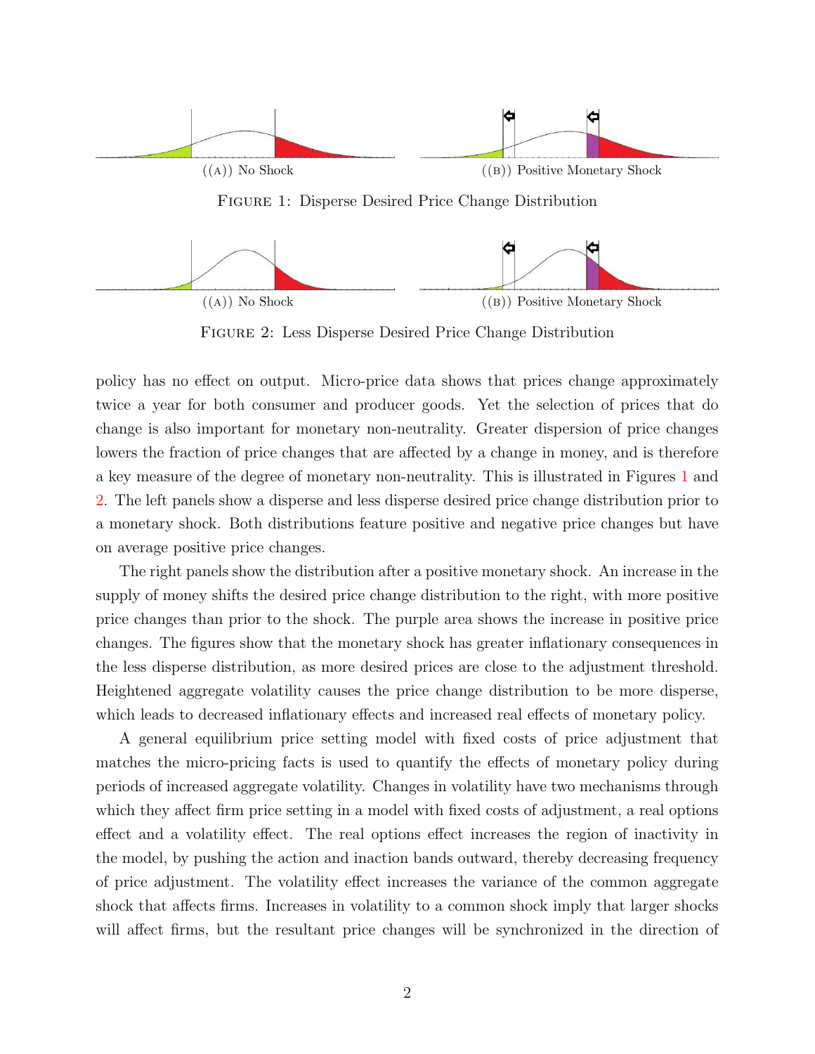((A)) No Shock

((B)) Positive Monetary Shock

Figure 1: Disperse Desired Price Change Distribution

((A)) No Shock

((B)) Positive Monetary Shock

Figure 2: Less Disperse Desired Price Change Distribution

policy has no effect on output. Micro-price data shows that prices change approximately twice a year for both consumer and producer goods. Yet the selection of prices that do change is also important for monetary non-neutrality. Greater dispersion of price changes lowers the fraction of price changes that are affected by a change in money, and is therefore a key measure of the degree of monetary non-neutrality. This is illustrated in Figures 1 and 2. The left panels show a disperse and less disperse desired price change distribution prior to a monetary shock. Both distributions feature positive and negative price changes but have on average positive price changes.

The right panels show the distribution after a positive monetary shock. An increase in the supply of money shifts the desired price change distribution to the right, with more positive price changes than prior to the shock. The purple area shows the increase in positive price changes. The figures show that the monetary shock has greater inflationary consequences in the less disperse distribution, as more desired prices are close to the adjustment threshold. Heightened aggregate volatility causes the price change distribution to be more disperse, which leads to decreased inflationary effects and increased real effects of monetary policy.

A general equilibrium price setting model with fixed costs of price adjustment that matches the micro-pricing facts is used to quantify the effects of monetary policy during periods of increased aggregate volatility. Changes in volatility have two mechanisms through which they affect firm price setting in a model with fixed costs of adjustment, a real options effect and a volatility effect. The real options effect increases the region of inactivity in the model, by pushing the action and inaction bands outward, thereby decreasing frequency of price adjustment. The volatility effect increases the variance of the common aggregate shock that affects firms. Increases in volatility to a common shock imply that larger shocks will affect firms, but the resultant price changes will be synchronized in the direction of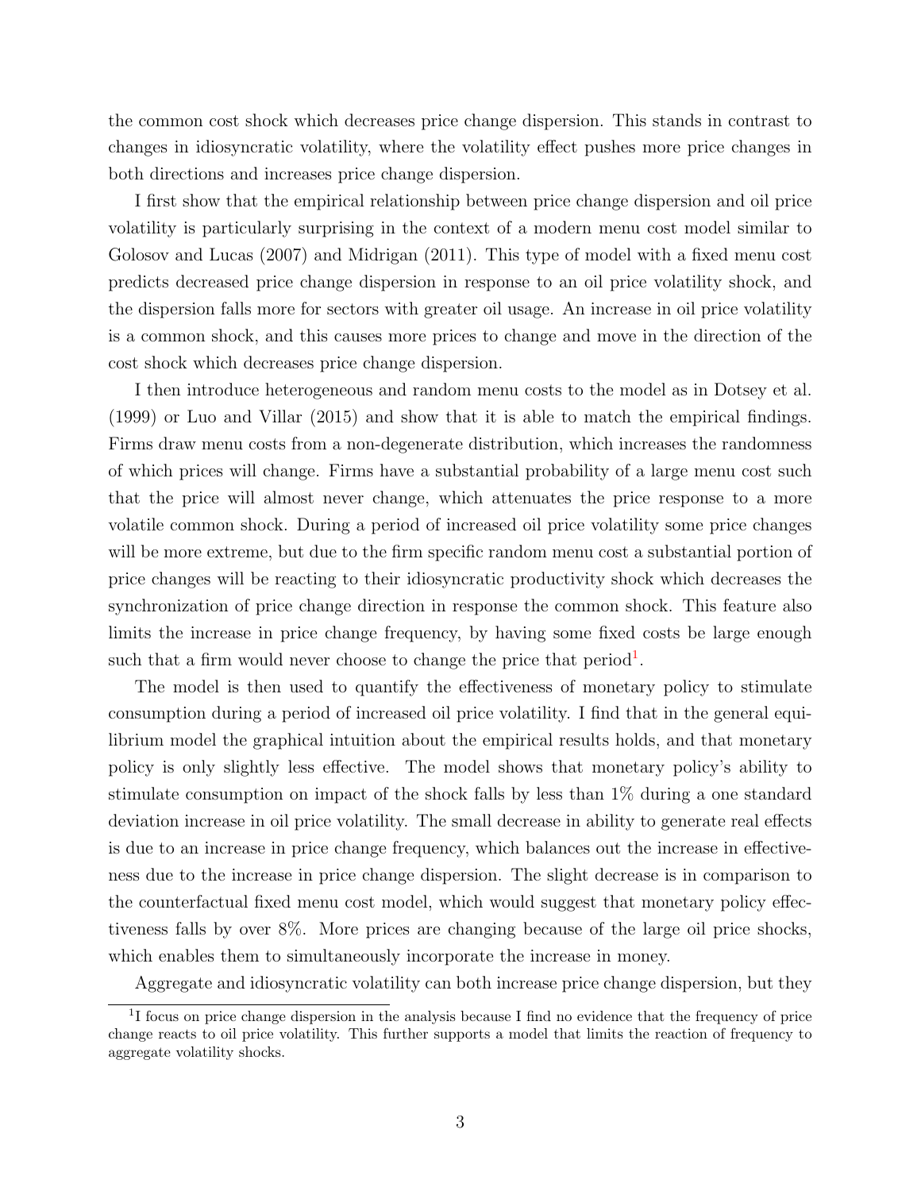the common cost shock which decreases price change dispersion. This stands in contrast to changes in idiosyncratic volatility, where the volatility effect pushes more price changes in both directions and increases price change dispersion.

I first show that the empirical relationship between price change dispersion and oil price volatility is particularly surprising in the context of a modern menu cost model similar to Golosov and Lucas (2007) and Midrigan (2011). This type of model with a fixed menu cost predicts decreased price change dispersion in response to an oil price volatility shock, and the dispersion falls more for sectors with greater oil usage. An increase in oil price volatility is a common shock, and this causes more prices to change and move in the direction of the cost shock which decreases price change dispersion.

I then introduce heterogeneous and random menu costs to the model as in Dotsey et al. (1999) or Luo and Villar (2015) and show that it is able to match the empirical findings. Firms draw menu costs from a non-degenerate distribution, which increases the randomness of which prices will change. Firms have a substantial probability of a large menu cost such that the price will almost never change, which attenuates the price response to a more volatile common shock. During a period of increased oil price volatility some price changes will be more extreme, but due to the firm specific random menu cost a substantial portion of price changes will be reacting to their idiosyncratic productivity shock which decreases the synchronization of price change direction in response the common shock. This feature also limits the increase in price change frequency, by having some fixed costs be large enough such that a firm would never choose to change the price that period[1].

The model is then used to quantify the effectiveness of monetary policy to stimulate consumption during a period of increased oil price volatility. I find that in the general equilibrium model the graphical intuition about the empirical results holds, and that monetary policy is only slightly less effective. The model shows that monetary policy's ability to stimulate consumption on impact of the shock falls by less than 1% during a one standard deviation increase in oil price volatility. The small decrease in ability to generate real effects is due to an increase in price change frequency, which balances out the increase in effectiveness due to the increase in price change dispersion. The slight decrease is in comparison to the counterfactual fixed menu cost model, which would suggest that monetary policy effectiveness falls by over 8%. More prices are changing because of the large oil price shocks, which enables them to simultaneously incorporate the increase in money.

Aggregate and idiosyncratic volatility can both increase price change dispersion, but they

[1] I focus on price change dispersion in the analysis because I find no evidence that the frequency of price change reacts to oil price volatility. This further supports a model that limits the reaction of frequency to aggregate volatility shocks.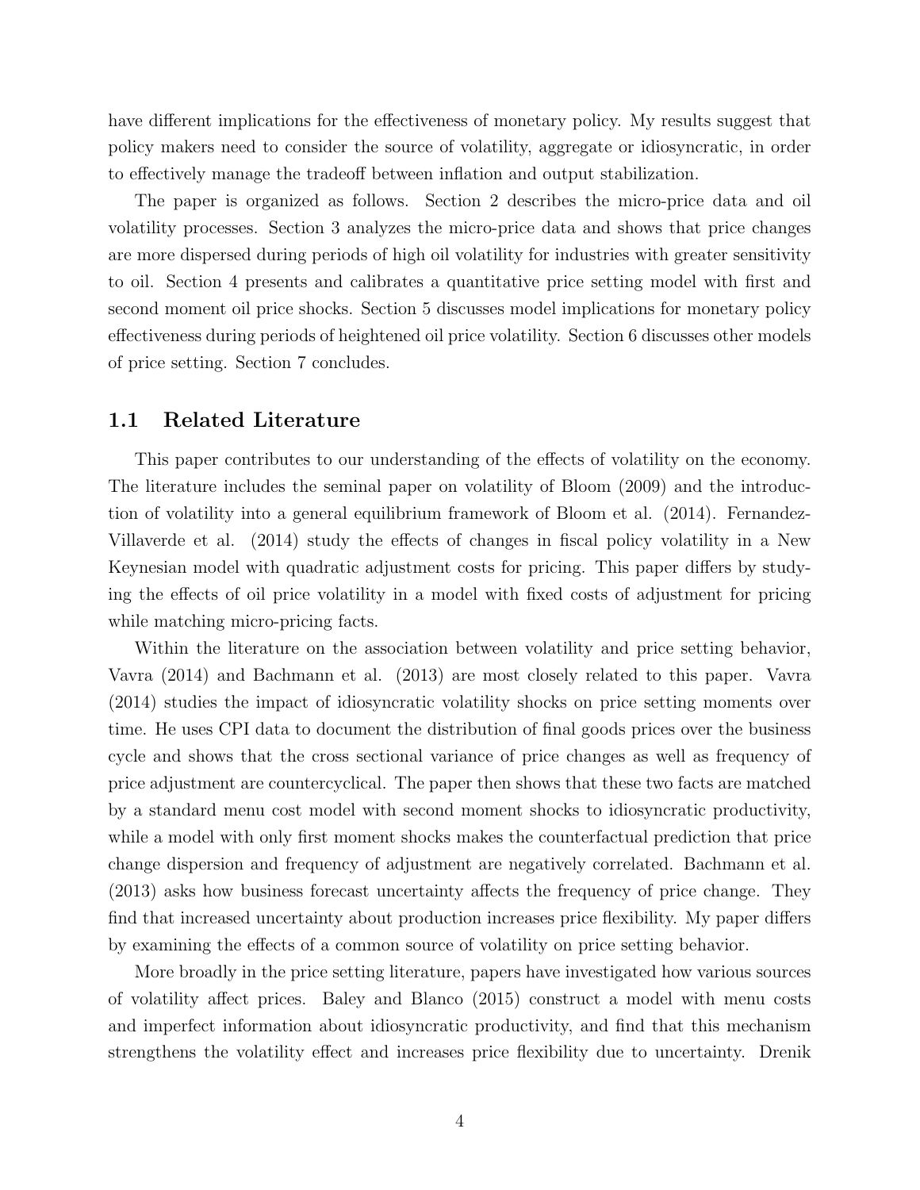have different implications for the effectiveness of monetary policy. My results suggest that policy makers need to consider the source of volatility, aggregate or idiosyncratic, in order to effectively manage the tradeoff between inflation and output stabilization.

The paper is organized as follows. Section 2 describes the micro-price data and oil volatility processes. Section 3 analyzes the micro-price data and shows that price changes are more dispersed during periods of high oil volatility for industries with greater sensitivity to oil. Section 4 presents and calibrates a quantitative price setting model with first and second moment oil price shocks. Section 5 discusses model implications for monetary policy effectiveness during periods of heightened oil price volatility. Section 6 discusses other models of price setting. Section 7 concludes.

## 1.1 Related Literature

This paper contributes to our understanding of the effects of volatility on the economy. The literature includes the seminal paper on volatility of Bloom (2009) and the introduction of volatility into a general equilibrium framework of Bloom et al. (2014). Fernandez-Villaverde et al. (2014) study the effects of changes in fiscal policy volatility in a New Keynesian model with quadratic adjustment costs for pricing. This paper differs by studying the effects of oil price volatility in a model with fixed costs of adjustment for pricing while matching micro-pricing facts.

Within the literature on the association between volatility and price setting behavior, Vavra (2014) and Bachmann et al. (2013) are most closely related to this paper. Vavra (2014) studies the impact of idiosyncratic volatility shocks on price setting moments over time. He uses CPI data to document the distribution of final goods prices over the business cycle and shows that the cross sectional variance of price changes as well as frequency of price adjustment are countercyclical. The paper then shows that these two facts are matched by a standard menu cost model with second moment shocks to idiosyncratic productivity, while a model with only first moment shocks makes the counterfactual prediction that price change dispersion and frequency of adjustment are negatively correlated. Bachmann et al. (2013) asks how business forecast uncertainty affects the frequency of price change. They find that increased uncertainty about production increases price flexibility. My paper differs by examining the effects of a common source of volatility on price setting behavior.

More broadly in the price setting literature, papers have investigated how various sources of volatility affect prices. Baley and Blanco (2015) construct a model with menu costs and imperfect information about idiosyncratic productivity, and find that this mechanism strengthens the volatility effect and increases price flexibility due to uncertainty. Drenik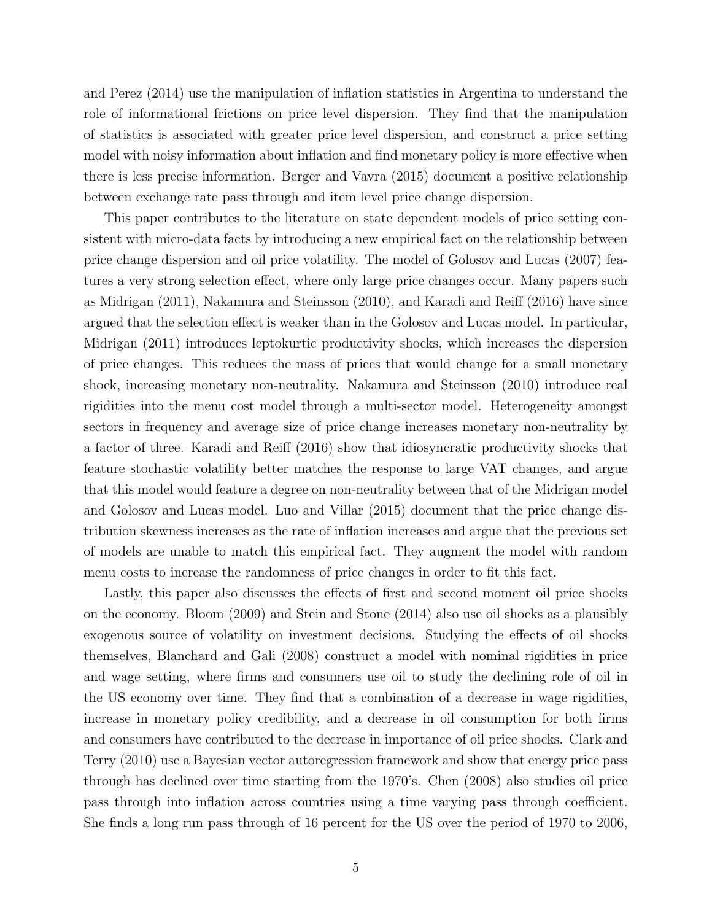and Perez (2014) use the manipulation of inflation statistics in Argentina to understand the role of informational frictions on price level dispersion. They find that the manipulation of statistics is associated with greater price level dispersion, and construct a price setting model with noisy information about inflation and find monetary policy is more effective when there is less precise information. Berger and Vavra (2015) document a positive relationship between exchange rate pass through and item level price change dispersion.

This paper contributes to the literature on state dependent models of price setting consistent with micro-data facts by introducing a new empirical fact on the relationship between price change dispersion and oil price volatility. The model of Golosov and Lucas (2007) features a very strong selection effect, where only large price changes occur. Many papers such as Midrigan (2011), Nakamura and Steinsson (2010), and Karadi and Reiff (2016) have since argued that the selection effect is weaker than in the Golosov and Lucas model. In particular, Midrigan (2011) introduces leptokurtic productivity shocks, which increases the dispersion of price changes. This reduces the mass of prices that would change for a small monetary shock, increasing monetary non-neutrality. Nakamura and Steinsson (2010) introduce real rigidities into the menu cost model through a multi-sector model. Heterogeneity amongst sectors in frequency and average size of price change increases monetary non-neutrality by a factor of three. Karadi and Reiff (2016) show that idiosyncratic productivity shocks that feature stochastic volatility better matches the response to large VAT changes, and argue that this model would feature a degree on non-neutrality between that of the Midrigan model and Golosov and Lucas model. Luo and Villar (2015) document that the price change distribution skewness increases as the rate of inflation increases and argue that the previous set of models are unable to match this empirical fact. They augment the model with random menu costs to increase the randomness of price changes in order to fit this fact.

Lastly, this paper also discusses the effects of first and second moment oil price shocks on the economy. Bloom (2009) and Stein and Stone (2014) also use oil shocks as a plausibly exogenous source of volatility on investment decisions. Studying the effects of oil shocks themselves, Blanchard and Gali (2008) construct a model with nominal rigidities in price and wage setting, where firms and consumers use oil to study the declining role of oil in the US economy over time. They find that a combination of a decrease in wage rigidities, increase in monetary policy credibility, and a decrease in oil consumption for both firms and consumers have contributed to the decrease in importance of oil price shocks. Clark and Terry (2010) use a Bayesian vector autoregression framework and show that energy price pass through has declined over time starting from the 1970's. Chen (2008) also studies oil price pass through into inflation across countries using a time varying pass through coefficient. She finds a long run pass through of 16 percent for the US over the period of 1970 to 2006,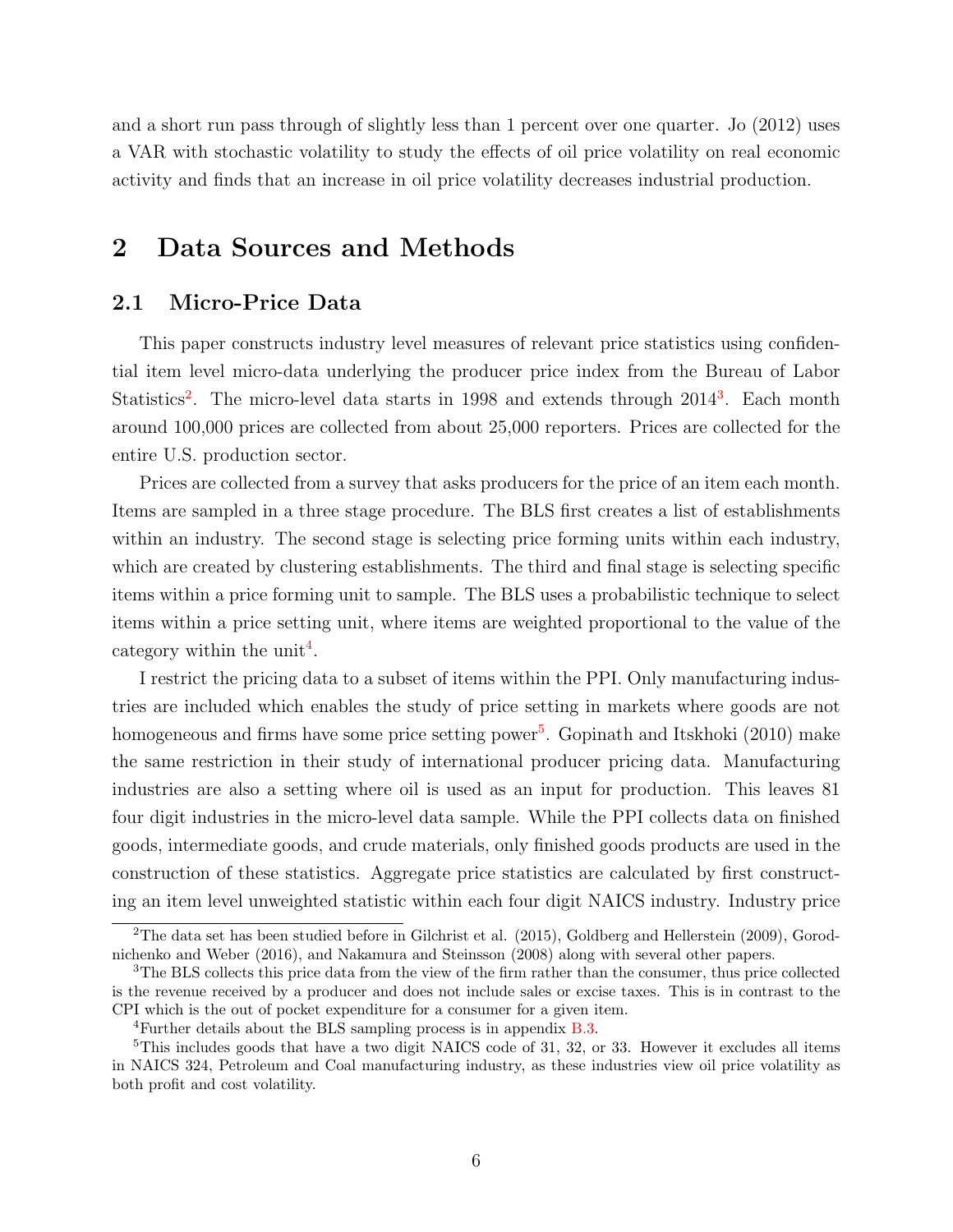and a short run pass through of slightly less than 1 percent over one quarter. Jo (2012) uses a VAR with stochastic volatility to study the effects of oil price volatility on real economic activity and finds that an increase in oil price volatility decreases industrial production.

# 2 Data Sources and Methods

## 2.1 Micro-Price Data

This paper constructs industry level measures of relevant price statistics using confidential item level micro-data underlying the producer price index from the Bureau of Labor Statistics[2]. The micro-level data starts in 1998 and extends through 2014[3]. Each month around 100,000 prices are collected from about 25,000 reporters. Prices are collected for the entire U.S. production sector.

Prices are collected from a survey that asks producers for the price of an item each month. Items are sampled in a three stage procedure. The BLS first creates a list of establishments within an industry. The second stage is selecting price forming units within each industry, which are created by clustering establishments. The third and final stage is selecting specific items within a price forming unit to sample. The BLS uses a probabilistic technique to select items within a price setting unit, where items are weighted proportional to the value of the category within the unit[4].

I restrict the pricing data to a subset of items within the PPI. Only manufacturing industries are included which enables the study of price setting in markets where goods are not homogeneous and firms have some price setting power[5]. Gopinath and Itskhoki (2010) make the same restriction in their study of international producer pricing data. Manufacturing industries are also a setting where oil is used as an input for production. This leaves 81 four digit industries in the micro-level data sample. While the PPI collects data on finished goods, intermediate goods, and crude materials, only finished goods products are used in the construction of these statistics. Aggregate price statistics are calculated by first constructing an item level unweighted statistic within each four digit NAICS industry. Industry price

---

[2] The data set has been studied before in Gilchrist et al. (2015), Goldberg and Hellerstein (2009), Gorodnichenko and Weber (2016), and Nakamura and Steinsson (2008) along with several other papers.

[3] The BLS collects this price data from the view of the firm rather than the consumer, thus price collected is the revenue received by a producer and does not include sales or excise taxes. This is in contrast to the CPI which is the out of pocket expenditure for a consumer for a given item.

[4] Further details about the BLS sampling process is in appendix B.3.

[5] This includes goods that have a two digit NAICS code of 31, 32, or 33. However it excludes all items in NAICS 324, Petroleum and Coal manufacturing industry, as these industries view oil price volatility as both profit and cost volatility.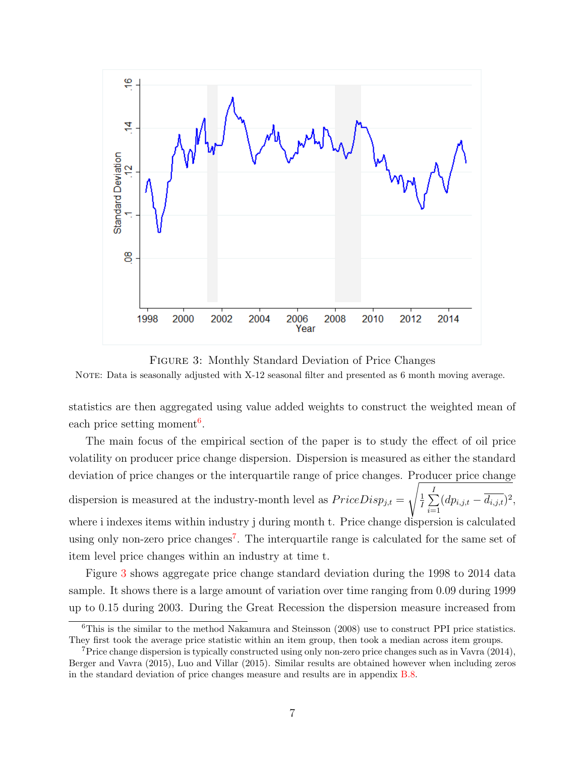FIGURE 3: Monthly Standard Deviation of Price Changes

NOTE: Data is seasonally adjusted with X-12 seasonal filter and presented as 6 month moving average.

statistics are then aggregated using value added weights to construct the weighted mean of each price setting moment[6].

The main focus of the empirical section of the paper is to study the effect of oil price volatility on producer price change dispersion. Dispersion is measured as either the standard deviation of price changes or the interquartile range of price changes. Producer price change dispersion is measured at the industry-month level as $PriceDisp_{j,t} = \sqrt{\frac{1}{I}\sum_{i=1}^{I}(dp_{i,j,t} - \overline{d_{i,j,t}})^2}$, where i indexes items within industry j during month t. Price change dispersion is calculated using only non-zero price changes[7]. The interquartile range is calculated for the same set of item level price changes within an industry at time t.

Figure 3 shows aggregate price change standard deviation during the 1998 to 2014 data sample. It shows there is a large amount of variation over time ranging from 0.09 during 1999 up to 0.15 during 2003. During the Great Recession the dispersion measure increased from

[6]This is the similar to the method Nakamura and Steinsson (2008) use to construct PPI price statistics. They first took the average price statistic within an item group, then took a median across item groups.

[7]Price change dispersion is typically constructed using only non-zero price changes such as in Vavra (2014), Berger and Vavra (2015), Luo and Villar (2015). Similar results are obtained however when including zeros in the standard deviation of price changes measure and results are in appendix B.8.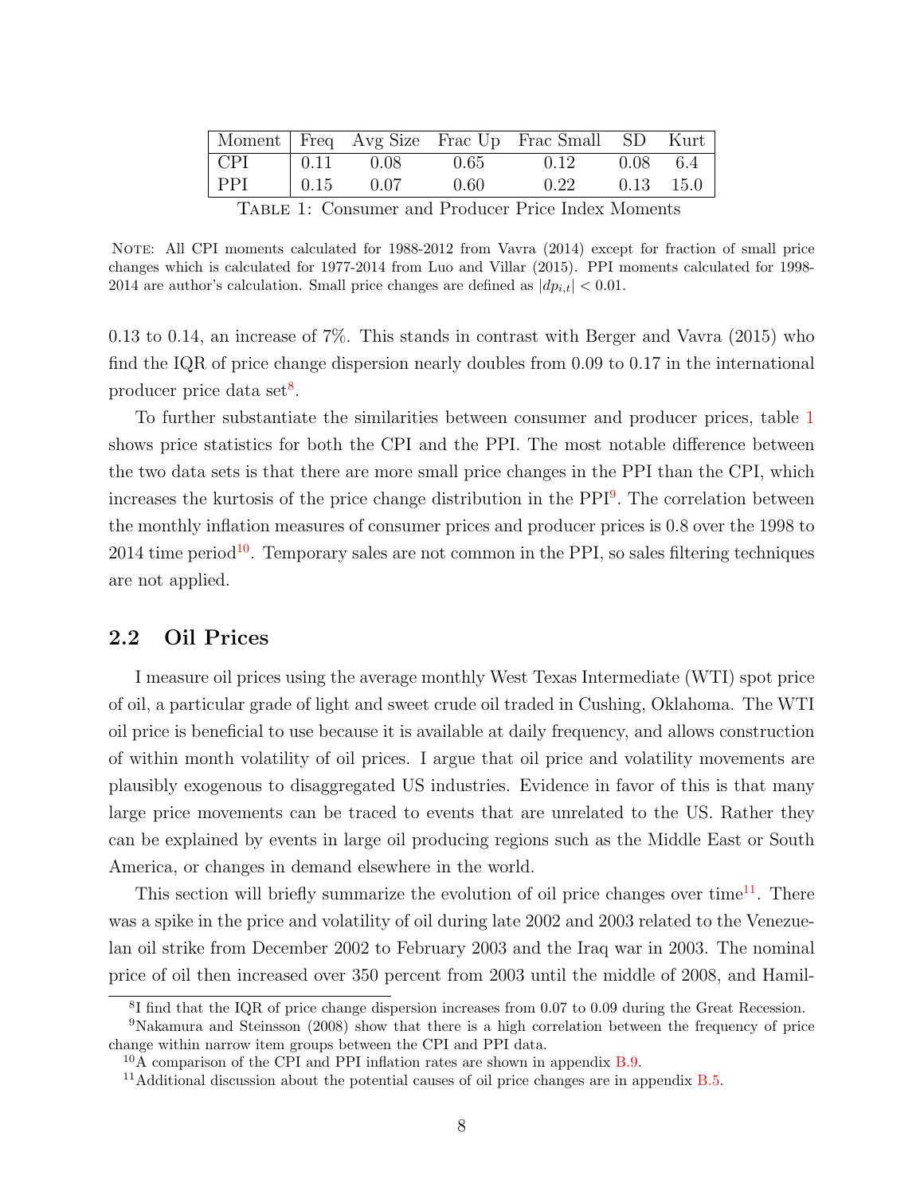| Moment | Freq | Avg Size | Frac Up | Frac Small | SD | Kurt |
|---|---|---|---|---|---|---|
| CPI | 0.11 | 0.08 | 0.65 | 0.12 | 0.08 | 6.4 |
| PPI | 0.15 | 0.07 | 0.60 | 0.22 | 0.13 | 15.0 |

Table 1: Consumer and Producer Price Index Moments

Note: All CPI moments calculated for 1988-2012 from Vavra (2014) except for fraction of small price changes which is calculated for 1977-2014 from Luo and Villar (2015). PPI moments calculated for 1998-2014 are author's calculation. Small price changes are defined as $|dp_{i,t}| < 0.01$.

0.13 to 0.14, an increase of 7%. This stands in contrast with Berger and Vavra (2015) who find the IQR of price change dispersion nearly doubles from 0.09 to 0.17 in the international producer price data set[8].

To further substantiate the similarities between consumer and producer prices, table 1 shows price statistics for both the CPI and the PPI. The most notable difference between the two data sets is that there are more small price changes in the PPI than the CPI, which increases the kurtosis of the price change distribution in the PPI[9]. The correlation between the monthly inflation measures of consumer prices and producer prices is 0.8 over the 1998 to 2014 time period[10]. Temporary sales are not common in the PPI, so sales filtering techniques are not applied.

## 2.2 Oil Prices

I measure oil prices using the average monthly West Texas Intermediate (WTI) spot price of oil, a particular grade of light and sweet crude oil traded in Cushing, Oklahoma. The WTI oil price is beneficial to use because it is available at daily frequency, and allows construction of within month volatility of oil prices. I argue that oil price and volatility movements are plausibly exogenous to disaggregated US industries. Evidence in favor of this is that many large price movements can be traced to events that are unrelated to the US. Rather they can be explained by events in large oil producing regions such as the Middle East or South America, or changes in demand elsewhere in the world.

This section will briefly summarize the evolution of oil price changes over time[11]. There was a spike in the price and volatility of oil during late 2002 and 2003 related to the Venezuelan oil strike from December 2002 to February 2003 and the Iraq war in 2003. The nominal price of oil then increased over 350 percent from 2003 until the middle of 2008, and Hamil-

[8] I find that the IQR of price change dispersion increases from 0.07 to 0.09 during the Great Recession.

[9] Nakamura and Steinsson (2008) show that there is a high correlation between the frequency of price change within narrow item groups between the CPI and PPI data.

[10] A comparison of the CPI and PPI inflation rates are shown in appendix B.9.

[11] Additional discussion about the potential causes of oil price changes are in appendix B.5.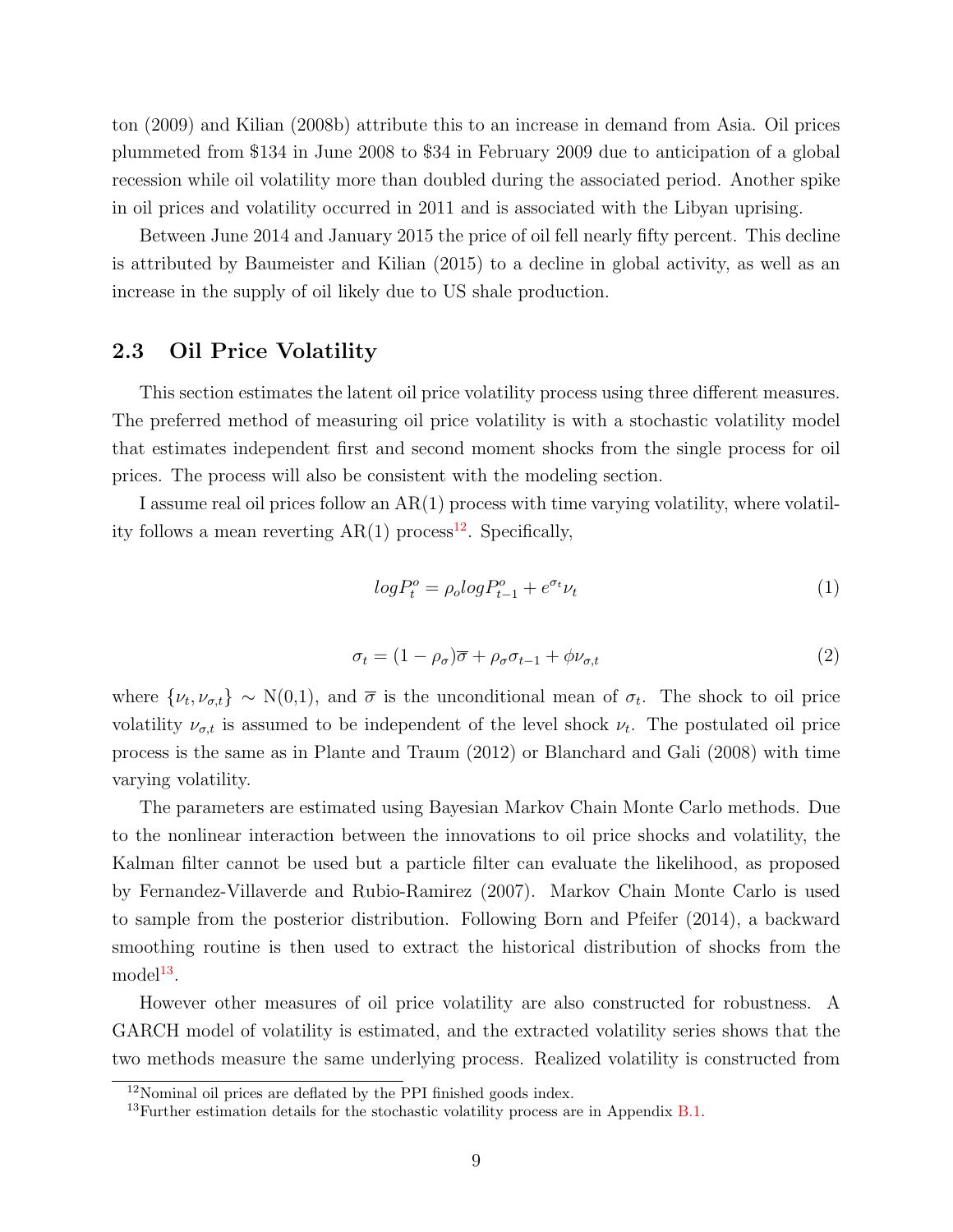ton (2009) and Kilian (2008b) attribute this to an increase in demand from Asia. Oil prices plummeted from \$134 in June 2008 to \$34 in February 2009 due to anticipation of a global recession while oil volatility more than doubled during the associated period. Another spike in oil prices and volatility occurred in 2011 and is associated with the Libyan uprising.

Between June 2014 and January 2015 the price of oil fell nearly fifty percent. This decline is attributed by Baumeister and Kilian (2015) to a decline in global activity, as well as an increase in the supply of oil likely due to US shale production.

## 2.3 Oil Price Volatility

This section estimates the latent oil price volatility process using three different measures. The preferred method of measuring oil price volatility is with a stochastic volatility model that estimates independent first and second moment shocks from the single process for oil prices. The process will also be consistent with the modeling section.

I assume real oil prices follow an AR(1) process with time varying volatility, where volatility follows a mean reverting AR(1) process[12]. Specifically,

$$log P_t^o = \rho_o log P_{t-1}^o + e^{\sigma_t} \nu_t \tag{1}$$

$$\sigma_t = (1 - \rho_\sigma)\overline{\sigma} + \rho_\sigma \sigma_{t-1} + \phi \nu_{\sigma,t} \tag{2}$$

where $\{\nu_t, \nu_{\sigma,t}\} \sim$ N(0,1), and $\overline{\sigma}$ is the unconditional mean of $\sigma_t$. The shock to oil price volatility $\nu_{\sigma,t}$ is assumed to be independent of the level shock $\nu_t$. The postulated oil price process is the same as in Plante and Traum (2012) or Blanchard and Gali (2008) with time varying volatility.

The parameters are estimated using Bayesian Markov Chain Monte Carlo methods. Due to the nonlinear interaction between the innovations to oil price shocks and volatility, the Kalman filter cannot be used but a particle filter can evaluate the likelihood, as proposed by Fernandez-Villaverde and Rubio-Ramirez (2007). Markov Chain Monte Carlo is used to sample from the posterior distribution. Following Born and Pfeifer (2014), a backward smoothing routine is then used to extract the historical distribution of shocks from the model[13].

However other measures of oil price volatility are also constructed for robustness. A GARCH model of volatility is estimated, and the extracted volatility series shows that the two methods measure the same underlying process. Realized volatility is constructed from

[12] Nominal oil prices are deflated by the PPI finished goods index.

[13] Further estimation details for the stochastic volatility process are in Appendix B.1.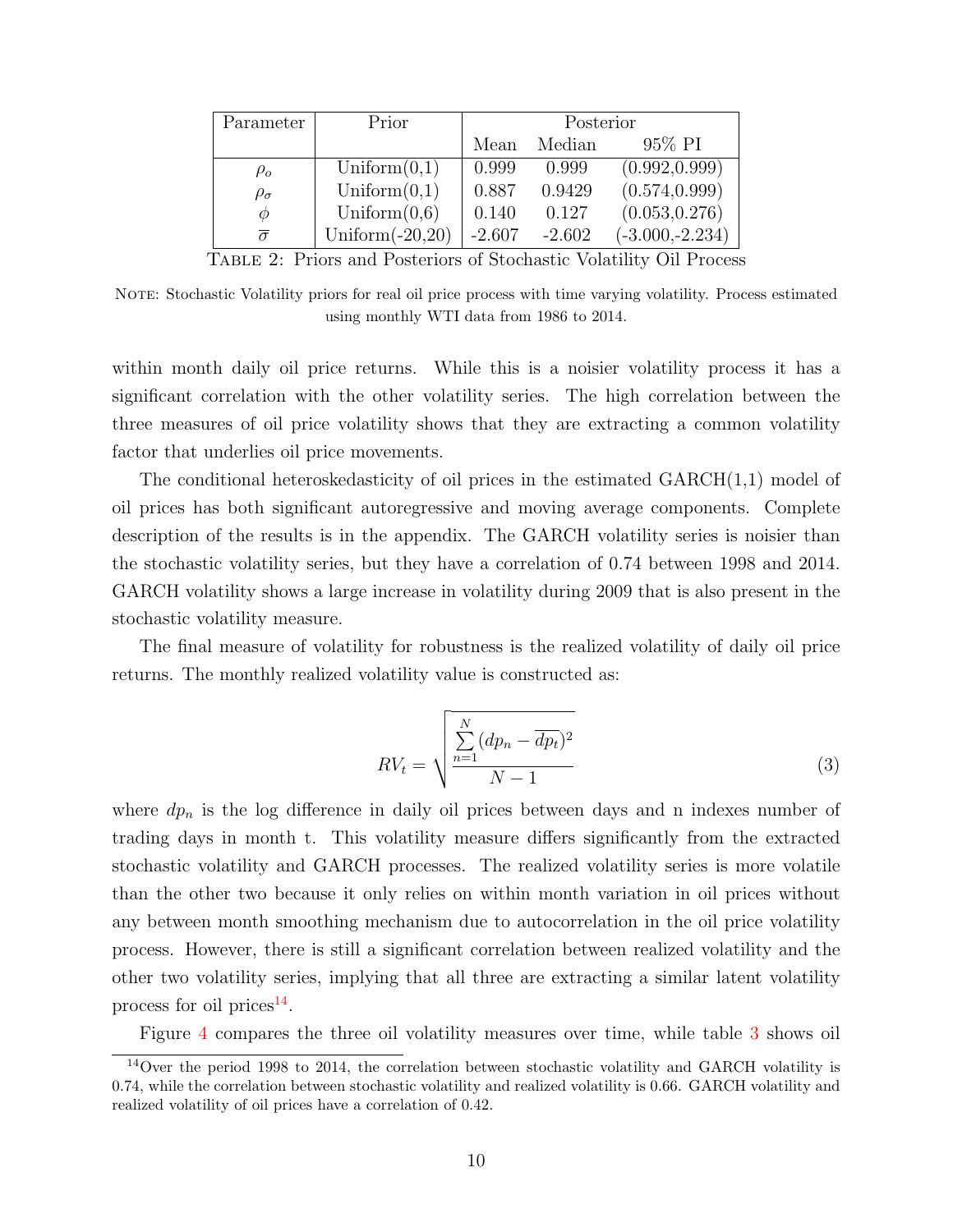| Parameter | Prior | Posterior | | |
|---|---|---|---|---|
| | | Mean | Median | 95% PI |
| $\rho_o$ | Uniform(0,1) | 0.999 | 0.999 | (0.992,0.999) |
| $\rho_\sigma$ | Uniform(0,1) | 0.887 | 0.9429 | (0.574,0.999) |
| $\phi$ | Uniform(0,6) | 0.140 | 0.127 | (0.053,0.276) |
| $\overline{\sigma}$ | Uniform(-20,20) | -2.607 | -2.602 | (-3.000,-2.234) |

Table 2: Priors and Posteriors of Stochastic Volatility Oil Process

Note: Stochastic Volatility priors for real oil price process with time varying volatility. Process estimated using monthly WTI data from 1986 to 2014.

within month daily oil price returns. While this is a noisier volatility process it has a significant correlation with the other volatility series. The high correlation between the three measures of oil price volatility shows that they are extracting a common volatility factor that underlies oil price movements.

The conditional heteroskedasticity of oil prices in the estimated GARCH(1,1) model of oil prices has both significant autoregressive and moving average components. Complete description of the results is in the appendix. The GARCH volatility series is noisier than the stochastic volatility series, but they have a correlation of 0.74 between 1998 and 2014. GARCH volatility shows a large increase in volatility during 2009 that is also present in the stochastic volatility measure.

The final measure of volatility for robustness is the realized volatility of daily oil price returns. The monthly realized volatility value is constructed as:

$$RV_t = \sqrt{\frac{\sum_{n=1}^{N}(dp_n - \overline{dp_t})^2}{N-1}} \tag{3}$$

where $dp_n$ is the log difference in daily oil prices between days and n indexes number of trading days in month t. This volatility measure differs significantly from the extracted stochastic volatility and GARCH processes. The realized volatility series is more volatile than the other two because it only relies on within month variation in oil prices without any between month smoothing mechanism due to autocorrelation in the oil price volatility process. However, there is still a significant correlation between realized volatility and the other two volatility series, implying that all three are extracting a similar latent volatility process for oil prices[14].

Figure 4 compares the three oil volatility measures over time, while table 3 shows oil

[14] Over the period 1998 to 2014, the correlation between stochastic volatility and GARCH volatility is 0.74, while the correlation between stochastic volatility and realized volatility is 0.66. GARCH volatility and realized volatility of oil prices have a correlation of 0.42.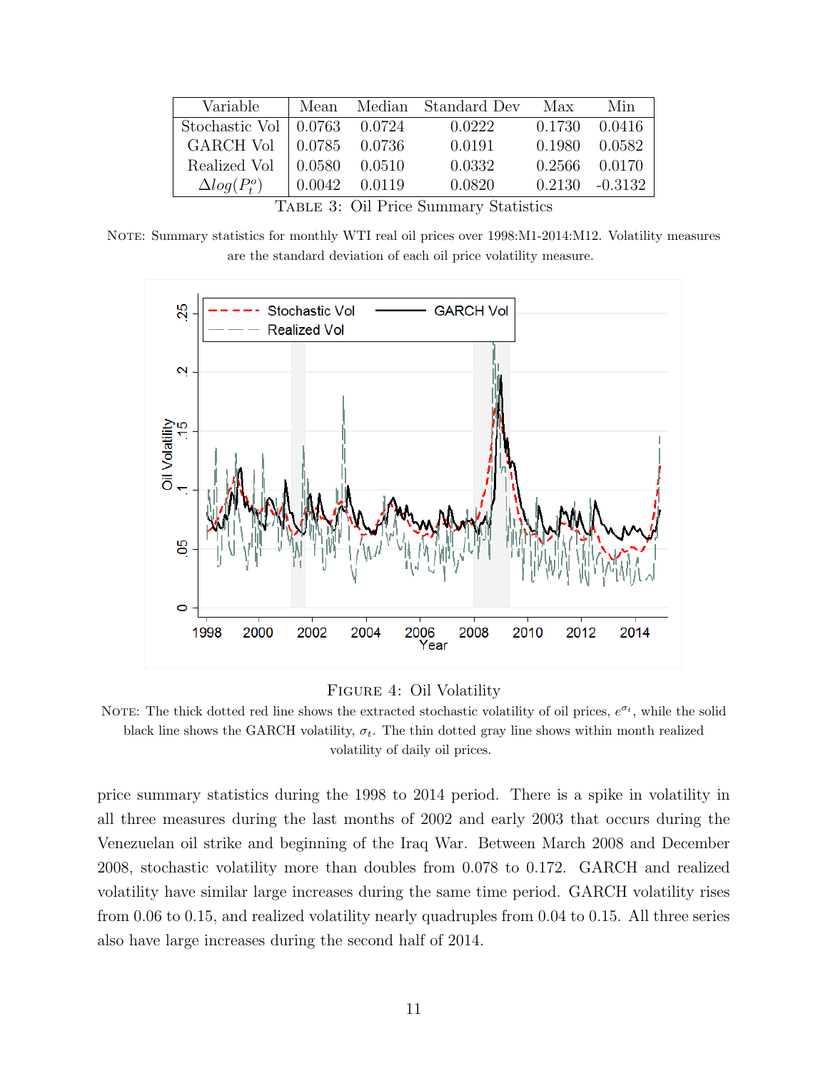| Variable | Mean | Median | Standard Dev | Max | Min |
|---|---|---|---|---|---|
| Stochastic Vol | 0.0763 | 0.0724 | 0.0222 | 0.1730 | 0.0416 |
| GARCH Vol | 0.0785 | 0.0736 | 0.0191 | 0.1980 | 0.0582 |
| Realized Vol | 0.0580 | 0.0510 | 0.0332 | 0.2566 | 0.0170 |
| $\Delta log(P_t^o)$ | 0.0042 | 0.0119 | 0.0820 | 0.2130 | -0.3132 |

Table 3: Oil Price Summary Statistics

Note: Summary statistics for monthly WTI real oil prices over 1998:M1-2014:M12. Volatility measures are the standard deviation of each oil price volatility measure.

Figure 4: Oil Volatility

Note: The thick dotted red line shows the extracted stochastic volatility of oil prices, $e^{\sigma_t}$, while the solid black line shows the GARCH volatility, $\sigma_t$. The thin dotted gray line shows within month realized volatility of daily oil prices.

price summary statistics during the 1998 to 2014 period. There is a spike in volatility in all three measures during the last months of 2002 and early 2003 that occurs during the Venezuelan oil strike and beginning of the Iraq War. Between March 2008 and December 2008, stochastic volatility more than doubles from 0.078 to 0.172. GARCH and realized volatility have similar large increases during the same time period. GARCH volatility rises from 0.06 to 0.15, and realized volatility nearly quadruples from 0.04 to 0.15. All three series also have large increases during the second half of 2014.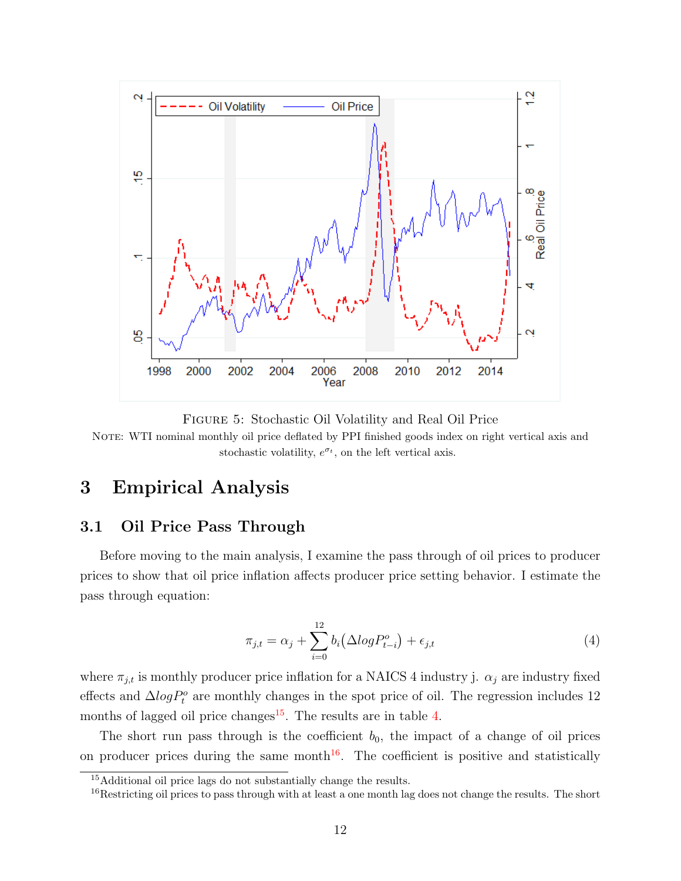FIGURE 5: Stochastic Oil Volatility and Real Oil Price

NOTE: WTI nominal monthly oil price deflated by PPI finished goods index on right vertical axis and stochastic volatility, $e^{\sigma_t}$, on the left vertical axis.

# 3 Empirical Analysis

## 3.1 Oil Price Pass Through

Before moving to the main analysis, I examine the pass through of oil prices to producer prices to show that oil price inflation affects producer price setting behavior. I estimate the pass through equation:

$$\pi_{j,t} = \alpha_j + \sum_{i=0}^{12} b_i(\Delta log P^o_{t-i}) + \epsilon_{j,t} \tag{4}$$

where $\pi_{j,t}$ is monthly producer price inflation for a NAICS 4 industry j. $\alpha_j$ are industry fixed effects and $\Delta log P^o_t$ are monthly changes in the spot price of oil. The regression includes 12 months of lagged oil price changes[15]. The results are in table 4.

The short run pass through is the coefficient $b_0$, the impact of a change of oil prices on producer prices during the same month[16]. The coefficient is positive and statistically

[15]Additional oil price lags do not substantially change the results.

[16]Restricting oil prices to pass through with at least a one month lag does not change the results. The short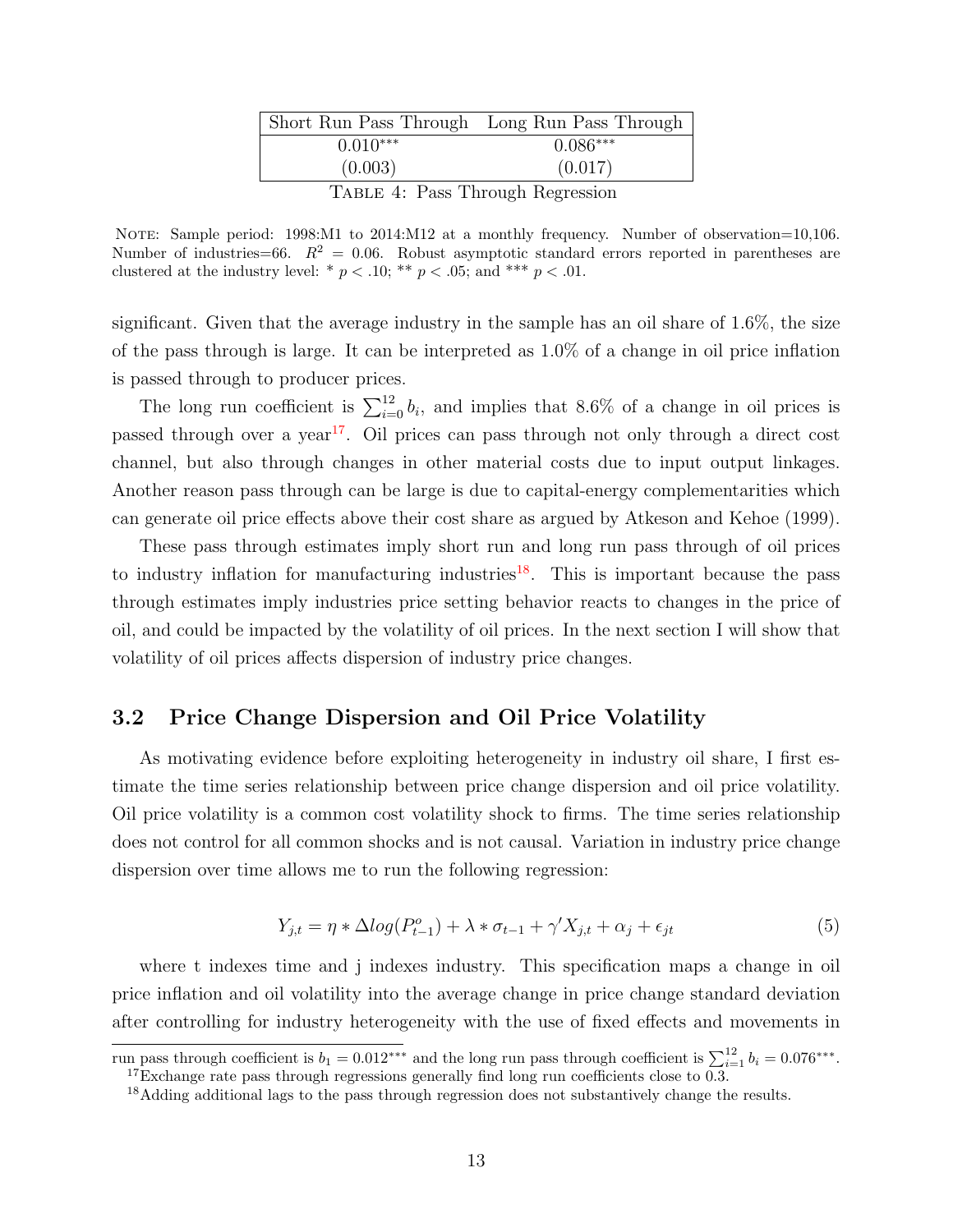| Short Run Pass Through | Long Run Pass Through |
|---|---|
| 0.010*** | 0.086*** |
| (0.003) | (0.017) |

Table 4: Pass Through Regression

Note: Sample period: 1998:M1 to 2014:M12 at a monthly frequency. Number of observation=10,106. Number of industries=66. $R^2 = 0.06$. Robust asymptotic standard errors reported in parentheses are clustered at the industry level: * $p < .10$; ** $p < .05$; and *** $p < .01$.

significant. Given that the average industry in the sample has an oil share of 1.6%, the size of the pass through is large. It can be interpreted as 1.0% of a change in oil price inflation is passed through to producer prices.

The long run coefficient is $\sum_{i=0}^{12} b_i$, and implies that 8.6% of a change in oil prices is passed through over a year[17]. Oil prices can pass through not only through a direct cost channel, but also through changes in other material costs due to input output linkages. Another reason pass through can be large is due to capital-energy complementarities which can generate oil price effects above their cost share as argued by Atkeson and Kehoe (1999).

These pass through estimates imply short run and long run pass through of oil prices to industry inflation for manufacturing industries[18]. This is important because the pass through estimates imply industries price setting behavior reacts to changes in the price of oil, and could be impacted by the volatility of oil prices. In the next section I will show that volatility of oil prices affects dispersion of industry price changes.

### 3.2 Price Change Dispersion and Oil Price Volatility

As motivating evidence before exploiting heterogeneity in industry oil share, I first estimate the time series relationship between price change dispersion and oil price volatility. Oil price volatility is a common cost volatility shock to firms. The time series relationship does not control for all common shocks and is not causal. Variation in industry price change dispersion over time allows me to run the following regression:

$$Y_{j,t} = \eta * \Delta log(P^o_{t-1}) + \lambda * \sigma_{t-1} + \gamma' X_{j,t} + \alpha_j + \epsilon_{jt} \tag{5}$$

where t indexes time and j indexes industry. This specification maps a change in oil price inflation and oil volatility into the average change in price change standard deviation after controlling for industry heterogeneity with the use of fixed effects and movements in

run pass through coefficient is $b_1 = 0.012^{***}$ and the long run pass through coefficient is $\sum_{i=1}^{12} b_i = 0.076^{***}$.

[17] Exchange rate pass through regressions generally find long run coefficients close to 0.3.

[18] Adding additional lags to the pass through regression does not substantively change the results.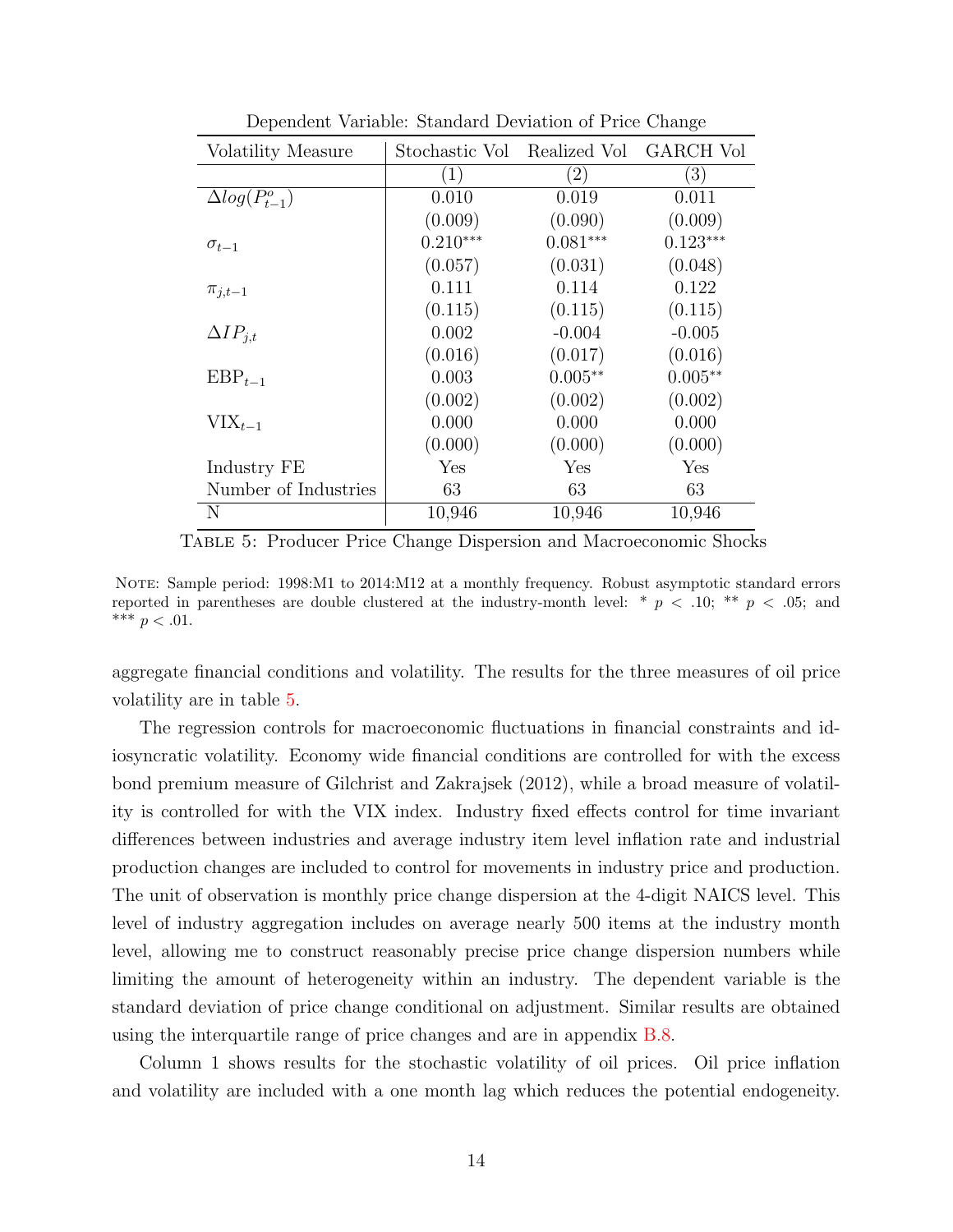Dependent Variable: Standard Deviation of Price Change

| Volatility Measure | Stochastic Vol | Realized Vol | GARCH Vol |
|---|---|---|---|
| | (1) | (2) | (3) |
| $\Delta log(P^o_{t-1})$ | 0.010 | 0.019 | 0.011 |
| | (0.009) | (0.090) | (0.009) |
| $\sigma_{t-1}$ | 0.210*** | 0.081*** | 0.123*** |
| | (0.057) | (0.031) | (0.048) |
| $\pi_{j,t-1}$ | 0.111 | 0.114 | 0.122 |
| | (0.115) | (0.115) | (0.115) |
| $\Delta IP_{j,t}$ | 0.002 | -0.004 | -0.005 |
| | (0.016) | (0.017) | (0.016) |
| $\text{EBP}_{t-1}$ | 0.003 | 0.005** | 0.005** |
| | (0.002) | (0.002) | (0.002) |
| $\text{VIX}_{t-1}$ | 0.000 | 0.000 | 0.000 |
| | (0.000) | (0.000) | (0.000) |
| Industry FE | Yes | Yes | Yes |
| Number of Industries | 63 | 63 | 63 |
| N | 10,946 | 10,946 | 10,946 |

Table 5: Producer Price Change Dispersion and Macroeconomic Shocks

Note: Sample period: 1998:M1 to 2014:M12 at a monthly frequency. Robust asymptotic standard errors reported in parentheses are double clustered at the industry-month level: * $p < .10$; ** $p < .05$; and *** $p < .01$.

aggregate financial conditions and volatility. The results for the three measures of oil price volatility are in table 5.

The regression controls for macroeconomic fluctuations in financial constraints and idiosyncratic volatility. Economy wide financial conditions are controlled for with the excess bond premium measure of Gilchrist and Zakrajsek (2012), while a broad measure of volatility is controlled for with the VIX index. Industry fixed effects control for time invariant differences between industries and average industry item level inflation rate and industrial production changes are included to control for movements in industry price and production. The unit of observation is monthly price change dispersion at the 4-digit NAICS level. This level of industry aggregation includes on average nearly 500 items at the industry month level, allowing me to construct reasonably precise price change dispersion numbers while limiting the amount of heterogeneity within an industry. The dependent variable is the standard deviation of price change conditional on adjustment. Similar results are obtained using the interquartile range of price changes and are in appendix B.8.

Column 1 shows results for the stochastic volatility of oil prices. Oil price inflation and volatility are included with a one month lag which reduces the potential endogeneity.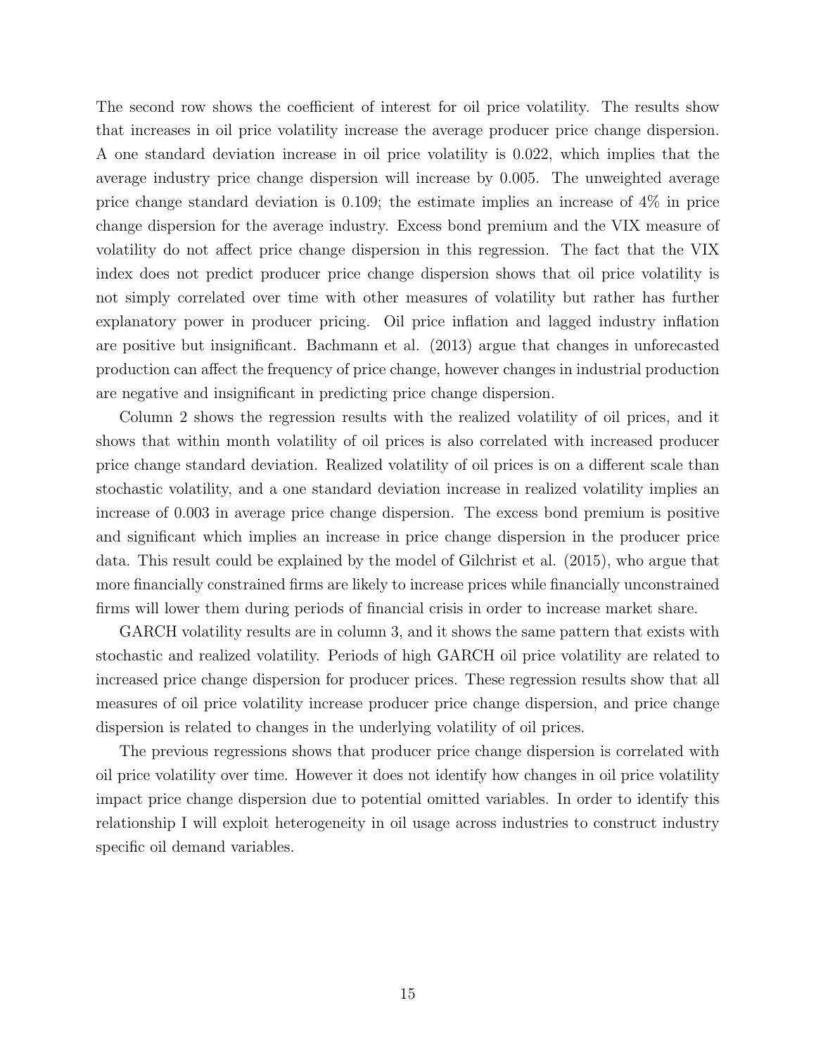The second row shows the coefficient of interest for oil price volatility. The results show that increases in oil price volatility increase the average producer price change dispersion. A one standard deviation increase in oil price volatility is 0.022, which implies that the average industry price change dispersion will increase by 0.005. The unweighted average price change standard deviation is 0.109; the estimate implies an increase of 4% in price change dispersion for the average industry. Excess bond premium and the VIX measure of volatility do not affect price change dispersion in this regression. The fact that the VIX index does not predict producer price change dispersion shows that oil price volatility is not simply correlated over time with other measures of volatility but rather has further explanatory power in producer pricing. Oil price inflation and lagged industry inflation are positive but insignificant. Bachmann et al. (2013) argue that changes in unforecasted production can affect the frequency of price change, however changes in industrial production are negative and insignificant in predicting price change dispersion.

Column 2 shows the regression results with the realized volatility of oil prices, and it shows that within month volatility of oil prices is also correlated with increased producer price change standard deviation. Realized volatility of oil prices is on a different scale than stochastic volatility, and a one standard deviation increase in realized volatility implies an increase of 0.003 in average price change dispersion. The excess bond premium is positive and significant which implies an increase in price change dispersion in the producer price data. This result could be explained by the model of Gilchrist et al. (2015), who argue that more financially constrained firms are likely to increase prices while financially unconstrained firms will lower them during periods of financial crisis in order to increase market share.

GARCH volatility results are in column 3, and it shows the same pattern that exists with stochastic and realized volatility. Periods of high GARCH oil price volatility are related to increased price change dispersion for producer prices. These regression results show that all measures of oil price volatility increase producer price change dispersion, and price change dispersion is related to changes in the underlying volatility of oil prices.

The previous regressions shows that producer price change dispersion is correlated with oil price volatility over time. However it does not identify how changes in oil price volatility impact price change dispersion due to potential omitted variables. In order to identify this relationship I will exploit heterogeneity in oil usage across industries to construct industry specific oil demand variables.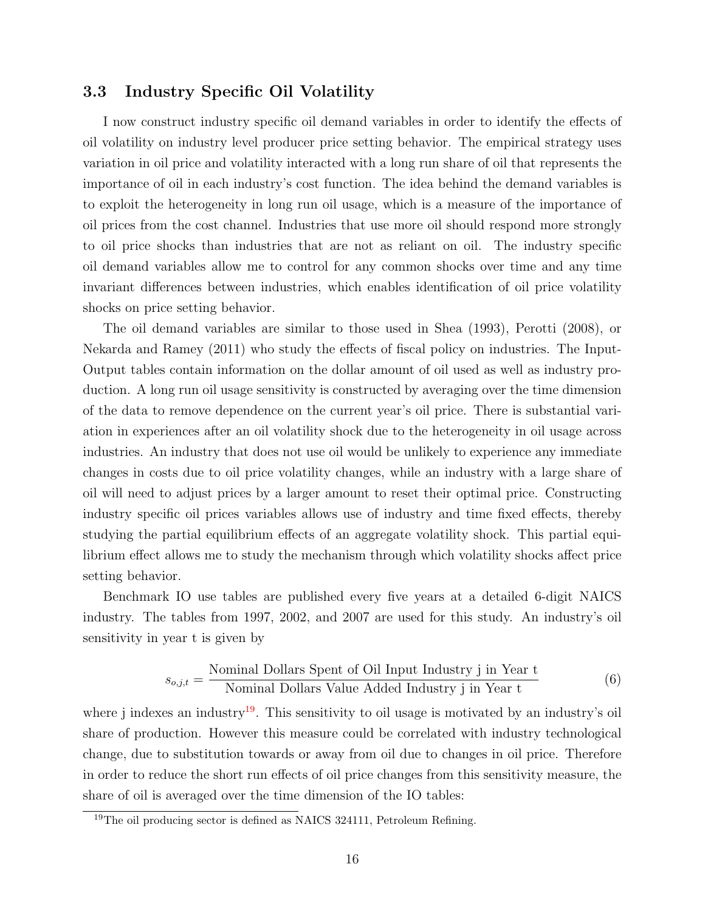### 3.3 Industry Specific Oil Volatility

I now construct industry specific oil demand variables in order to identify the effects of oil volatility on industry level producer price setting behavior. The empirical strategy uses variation in oil price and volatility interacted with a long run share of oil that represents the importance of oil in each industry's cost function. The idea behind the demand variables is to exploit the heterogeneity in long run oil usage, which is a measure of the importance of oil prices from the cost channel. Industries that use more oil should respond more strongly to oil price shocks than industries that are not as reliant on oil. The industry specific oil demand variables allow me to control for any common shocks over time and any time invariant differences between industries, which enables identification of oil price volatility shocks on price setting behavior.

The oil demand variables are similar to those used in Shea (1993), Perotti (2008), or Nekarda and Ramey (2011) who study the effects of fiscal policy on industries. The Input-Output tables contain information on the dollar amount of oil used as well as industry production. A long run oil usage sensitivity is constructed by averaging over the time dimension of the data to remove dependence on the current year's oil price. There is substantial variation in experiences after an oil volatility shock due to the heterogeneity in oil usage across industries. An industry that does not use oil would be unlikely to experience any immediate changes in costs due to oil price volatility changes, while an industry with a large share of oil will need to adjust prices by a larger amount to reset their optimal price. Constructing industry specific oil prices variables allows use of industry and time fixed effects, thereby studying the partial equilibrium effects of an aggregate volatility shock. This partial equilibrium effect allows me to study the mechanism through which volatility shocks affect price setting behavior.

Benchmark IO use tables are published every five years at a detailed 6-digit NAICS industry. The tables from 1997, 2002, and 2007 are used for this study. An industry's oil sensitivity in year t is given by

$$s_{o,j,t} = \frac{\text{Nominal Dollars Spent of Oil Input Industry j in Year t}}{\text{Nominal Dollars Value Added Industry j in Year t}} \tag{6}$$

where j indexes an industry[19]. This sensitivity to oil usage is motivated by an industry's oil share of production. However this measure could be correlated with industry technological change, due to substitution towards or away from oil due to changes in oil price. Therefore in order to reduce the short run effects of oil price changes from this sensitivity measure, the share of oil is averaged over the time dimension of the IO tables:

[19] The oil producing sector is defined as NAICS 324111, Petroleum Refining.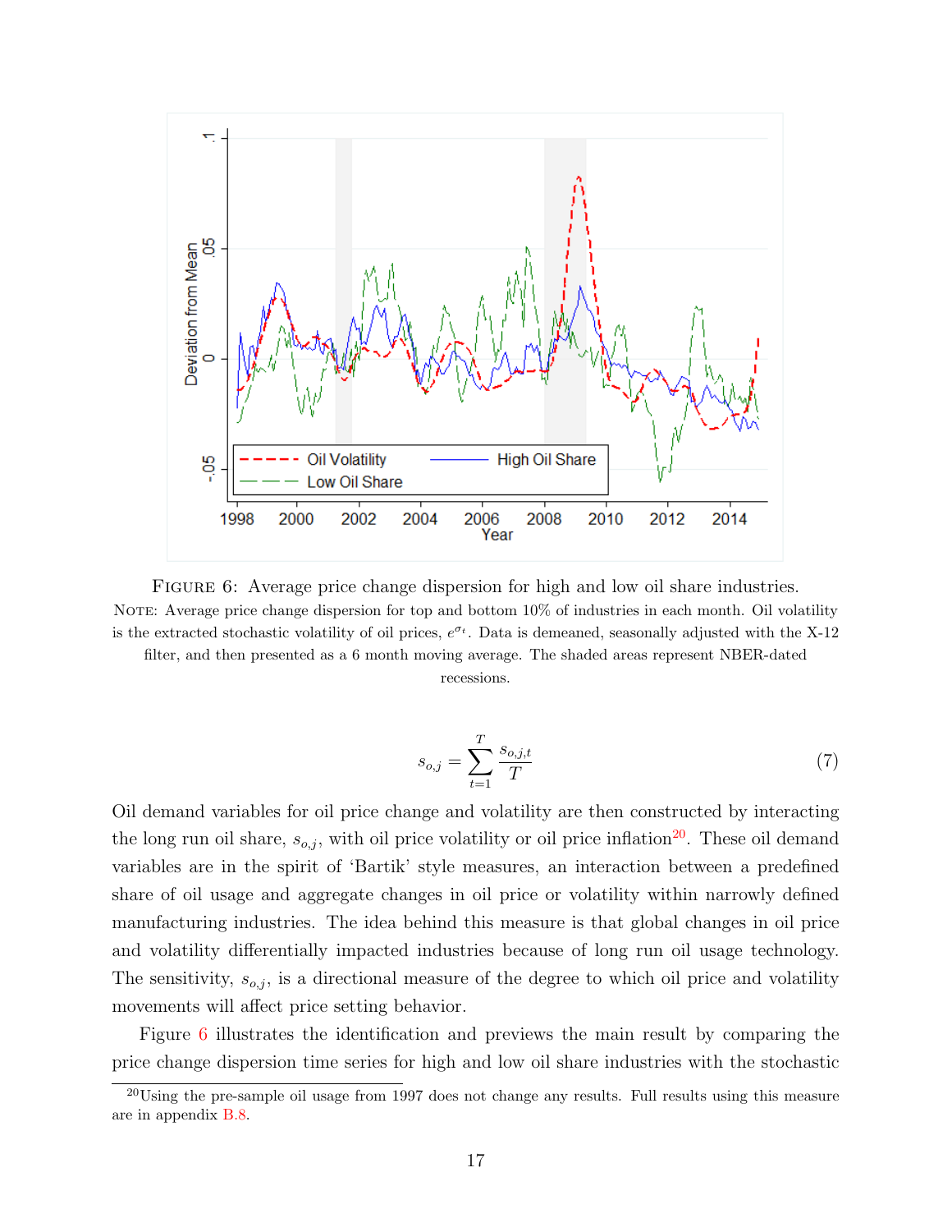FIGURE 6: Average price change dispersion for high and low oil share industries.

NOTE: Average price change dispersion for top and bottom 10% of industries in each month. Oil volatility is the extracted stochastic volatility of oil prices, $e^{\sigma_t}$. Data is demeaned, seasonally adjusted with the X-12 filter, and then presented as a 6 month moving average. The shaded areas represent NBER-dated recessions.

$$s_{o,j} = \sum_{t=1}^{T} \frac{s_{o,j,t}}{T} \tag{7}$$

Oil demand variables for oil price change and volatility are then constructed by interacting the long run oil share, $s_{o,j}$, with oil price volatility or oil price inflation[20]. These oil demand variables are in the spirit of 'Bartik' style measures, an interaction between a predefined share of oil usage and aggregate changes in oil price or volatility within narrowly defined manufacturing industries. The idea behind this measure is that global changes in oil price and volatility differentially impacted industries because of long run oil usage technology. The sensitivity, $s_{o,j}$, is a directional measure of the degree to which oil price and volatility movements will affect price setting behavior.

Figure 6 illustrates the identification and previews the main result by comparing the price change dispersion time series for high and low oil share industries with the stochastic

[20]Using the pre-sample oil usage from 1997 does not change any results. Full results using this measure are in appendix B.8.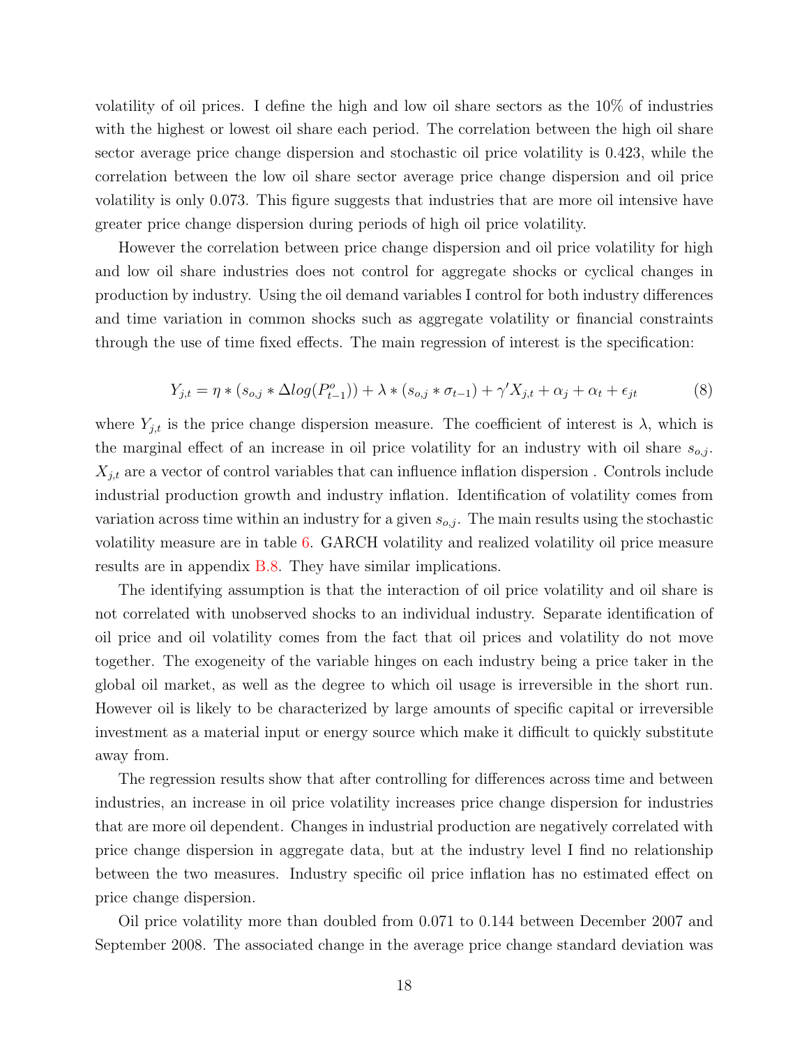volatility of oil prices. I define the high and low oil share sectors as the 10% of industries with the highest or lowest oil share each period. The correlation between the high oil share sector average price change dispersion and stochastic oil price volatility is 0.423, while the correlation between the low oil share sector average price change dispersion and oil price volatility is only 0.073. This figure suggests that industries that are more oil intensive have greater price change dispersion during periods of high oil price volatility.

However the correlation between price change dispersion and oil price volatility for high and low oil share industries does not control for aggregate shocks or cyclical changes in production by industry. Using the oil demand variables I control for both industry differences and time variation in common shocks such as aggregate volatility or financial constraints through the use of time fixed effects. The main regression of interest is the specification:

$$Y_{j,t} = \eta * (s_{o,j} * \Delta log(P^o_{t-1})) + \lambda * (s_{o,j} * \sigma_{t-1}) + \gamma' X_{j,t} + \alpha_j + \alpha_t + \epsilon_{jt} \tag{8}$$

where $Y_{j,t}$ is the price change dispersion measure. The coefficient of interest is $\lambda$, which is the marginal effect of an increase in oil price volatility for an industry with oil share $s_{o,j}$. $X_{j,t}$ are a vector of control variables that can influence inflation dispersion . Controls include industrial production growth and industry inflation. Identification of volatility comes from variation across time within an industry for a given $s_{o,j}$. The main results using the stochastic volatility measure are in table 6. GARCH volatility and realized volatility oil price measure results are in appendix B.8. They have similar implications.

The identifying assumption is that the interaction of oil price volatility and oil share is not correlated with unobserved shocks to an individual industry. Separate identification of oil price and oil volatility comes from the fact that oil prices and volatility do not move together. The exogeneity of the variable hinges on each industry being a price taker in the global oil market, as well as the degree to which oil usage is irreversible in the short run. However oil is likely to be characterized by large amounts of specific capital or irreversible investment as a material input or energy source which make it difficult to quickly substitute away from.

The regression results show that after controlling for differences across time and between industries, an increase in oil price volatility increases price change dispersion for industries that are more oil dependent. Changes in industrial production are negatively correlated with price change dispersion in aggregate data, but at the industry level I find no relationship between the two measures. Industry specific oil price inflation has no estimated effect on price change dispersion.

Oil price volatility more than doubled from 0.071 to 0.144 between December 2007 and September 2008. The associated change in the average price change standard deviation was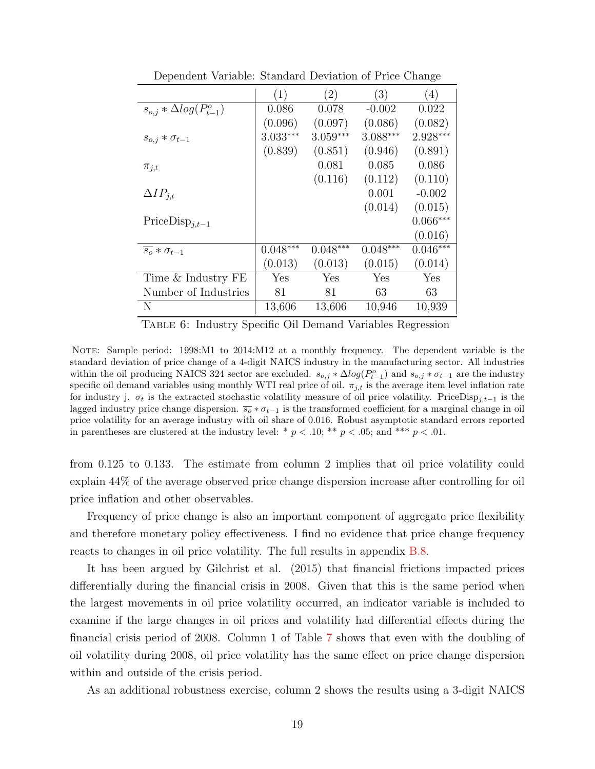Dependent Variable: Standard Deviation of Price Change

| | (1) | (2) | (3) | (4) |
|---|---|---|---|---|
| $s_{o,j} * \Delta log(P^o_{t-1})$ | 0.086 | 0.078 | -0.002 | 0.022 |
| | (0.096) | (0.097) | (0.086) | (0.082) |
| $s_{o,j} * \sigma_{t-1}$ | 3.033*** | 3.059*** | 3.088*** | 2.928*** |
| | (0.839) | (0.851) | (0.946) | (0.891) |
| $\pi_{j,t}$ | | 0.081 | 0.085 | 0.086 |
| | | (0.116) | (0.112) | (0.110) |
| $\Delta IP_{j,t}$ | | | 0.001 | -0.002 |
| | | | (0.014) | (0.015) |
| $\text{PriceDisp}_{j,t-1}$ | | | | 0.066*** |
| | | | | (0.016) |
| $\overline{s_o} * \sigma_{t-1}$ | 0.048*** | 0.048*** | 0.048*** | 0.046*** |
| | (0.013) | (0.013) | (0.015) | (0.014) |
| Time & Industry FE | Yes | Yes | Yes | Yes |
| Number of Industries | 81 | 81 | 63 | 63 |
| N | 13,606 | 13,606 | 10,946 | 10,939 |

TABLE 6: Industry Specific Oil Demand Variables Regression

NOTE: Sample period: 1998:M1 to 2014:M12 at a monthly frequency. The dependent variable is the standard deviation of price change of a 4-digit NAICS industry in the manufacturing sector. All industries within the oil producing NAICS 324 sector are excluded. $s_{o,j} * \Delta log(P^o_{t-1})$ and $s_{o,j} * \sigma_{t-1}$ are the industry specific oil demand variables using monthly WTI real price of oil. $\pi_{j,t}$ is the average item level inflation rate for industry j. $\sigma_t$ is the extracted stochastic volatility measure of oil price volatility. $\text{PriceDisp}_{j,t-1}$ is the lagged industry price change dispersion. $\overline{s_o} * \sigma_{t-1}$ is the transformed coefficient for a marginal change in oil price volatility for an average industry with oil share of 0.016. Robust asymptotic standard errors reported in parentheses are clustered at the industry level: * $p < .10$; ** $p < .05$; and *** $p < .01$.

from 0.125 to 0.133. The estimate from column 2 implies that oil price volatility could explain 44% of the average observed price change dispersion increase after controlling for oil price inflation and other observables.

Frequency of price change is also an important component of aggregate price flexibility and therefore monetary policy effectiveness. I find no evidence that price change frequency reacts to changes in oil price volatility. The full results in appendix B.8.

It has been argued by Gilchrist et al. (2015) that financial frictions impacted prices differentially during the financial crisis in 2008. Given that this is the same period when the largest movements in oil price volatility occurred, an indicator variable is included to examine if the large changes in oil prices and volatility had differential effects during the financial crisis period of 2008. Column 1 of Table 7 shows that even with the doubling of oil volatility during 2008, oil price volatility has the same effect on price change dispersion within and outside of the crisis period.

As an additional robustness exercise, column 2 shows the results using a 3-digit NAICS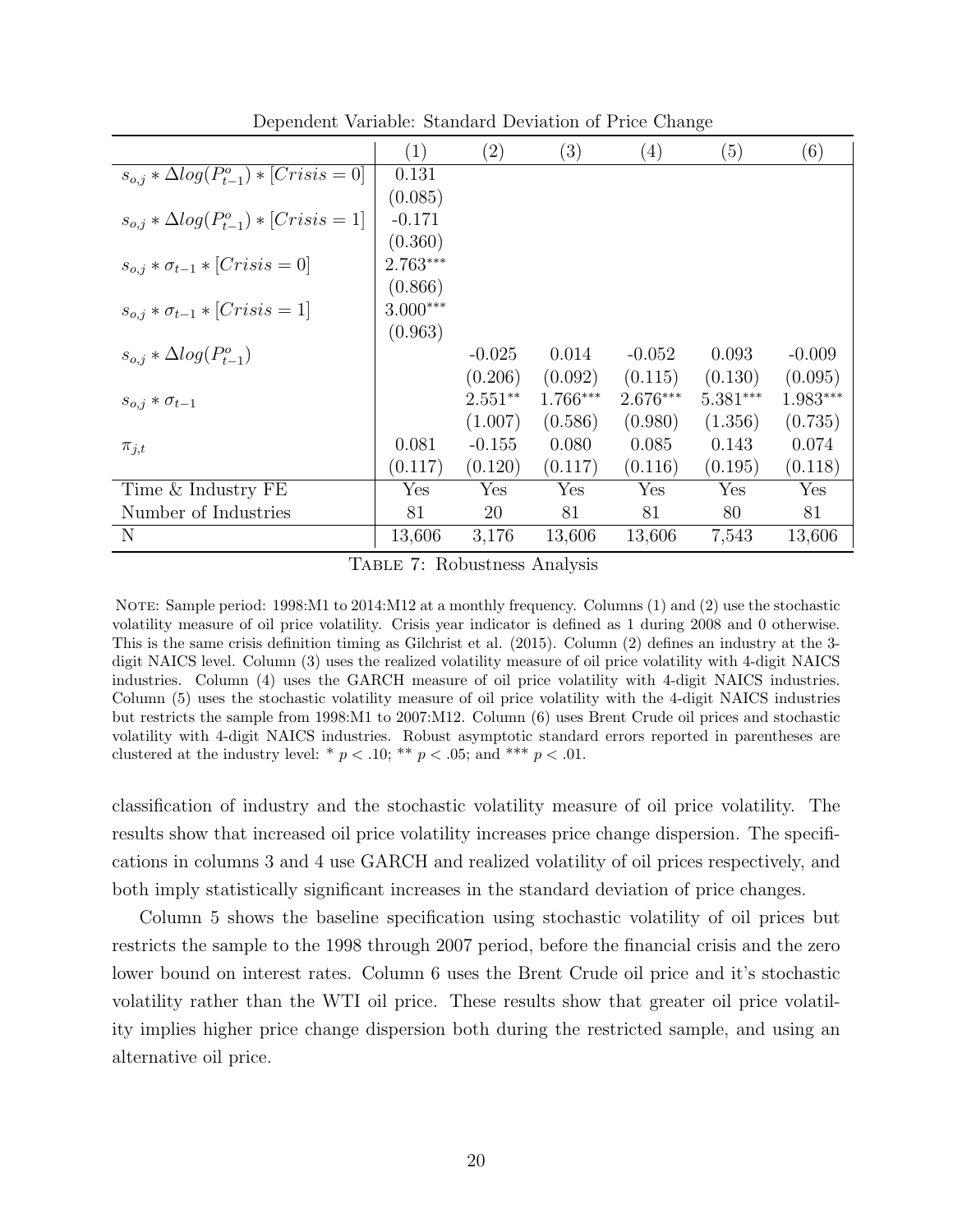Dependent Variable: Standard Deviation of Price Change

| | (1) | (2) | (3) | (4) | (5) | (6) |
|---|---|---|---|---|---|---|
| $s_{o,j} * \Delta log(P^o_{t-1}) * [Crisis = 0]$ | 0.131 | | | | | |
| | (0.085) | | | | | |
| $s_{o,j} * \Delta log(P^o_{t-1}) * [Crisis = 1]$ | -0.171 | | | | | |
| | (0.360) | | | | | |
| $s_{o,j} * \sigma_{t-1} * [Crisis = 0]$ | 2.763*** | | | | | |
| | (0.866) | | | | | |
| $s_{o,j} * \sigma_{t-1} * [Crisis = 1]$ | 3.000*** | | | | | |
| | (0.963) | | | | | |
| $s_{o,j} * \Delta log(P^o_{t-1})$ | | -0.025 | 0.014 | -0.052 | 0.093 | -0.009 |
| | | (0.206) | (0.092) | (0.115) | (0.130) | (0.095) |
| $s_{o,j} * \sigma_{t-1}$ | | 2.551** | 1.766*** | 2.676*** | 5.381*** | 1.983*** |
| | | (1.007) | (0.586) | (0.980) | (1.356) | (0.735) |
| $\pi_{j,t}$ | 0.081 | -0.155 | 0.080 | 0.085 | 0.143 | 0.074 |
| | (0.117) | (0.120) | (0.117) | (0.116) | (0.195) | (0.118) |
| Time & Industry FE | Yes | Yes | Yes | Yes | Yes | Yes |
| Number of Industries | 81 | 20 | 81 | 81 | 80 | 81 |
| N | 13,606 | 3,176 | 13,606 | 13,606 | 7,543 | 13,606 |

Table 7: Robustness Analysis

Note: Sample period: 1998:M1 to 2014:M12 at a monthly frequency. Columns (1) and (2) use the stochastic volatility measure of oil price volatility. Crisis year indicator is defined as 1 during 2008 and 0 otherwise. This is the same crisis definition timing as Gilchrist et al. (2015). Column (2) defines an industry at the 3-digit NAICS level. Column (3) uses the realized volatility measure of oil price volatility with 4-digit NAICS industries. Column (4) uses the GARCH measure of oil price volatility with 4-digit NAICS industries. Column (5) uses the stochastic volatility measure of oil price volatility with the 4-digit NAICS industries but restricts the sample from 1998:M1 to 2007:M12. Column (6) uses Brent Crude oil prices and stochastic volatility with 4-digit NAICS industries. Robust asymptotic standard errors reported in parentheses are clustered at the industry level: * $p < .10$; ** $p < .05$; and *** $p < .01$.

classification of industry and the stochastic volatility measure of oil price volatility. The results show that increased oil price volatility increases price change dispersion. The specifications in columns 3 and 4 use GARCH and realized volatility of oil prices respectively, and both imply statistically significant increases in the standard deviation of price changes.

Column 5 shows the baseline specification using stochastic volatility of oil prices but restricts the sample to the 1998 through 2007 period, before the financial crisis and the zero lower bound on interest rates. Column 6 uses the Brent Crude oil price and it's stochastic volatility rather than the WTI oil price. These results show that greater oil price volatility implies higher price change dispersion both during the restricted sample, and using an alternative oil price.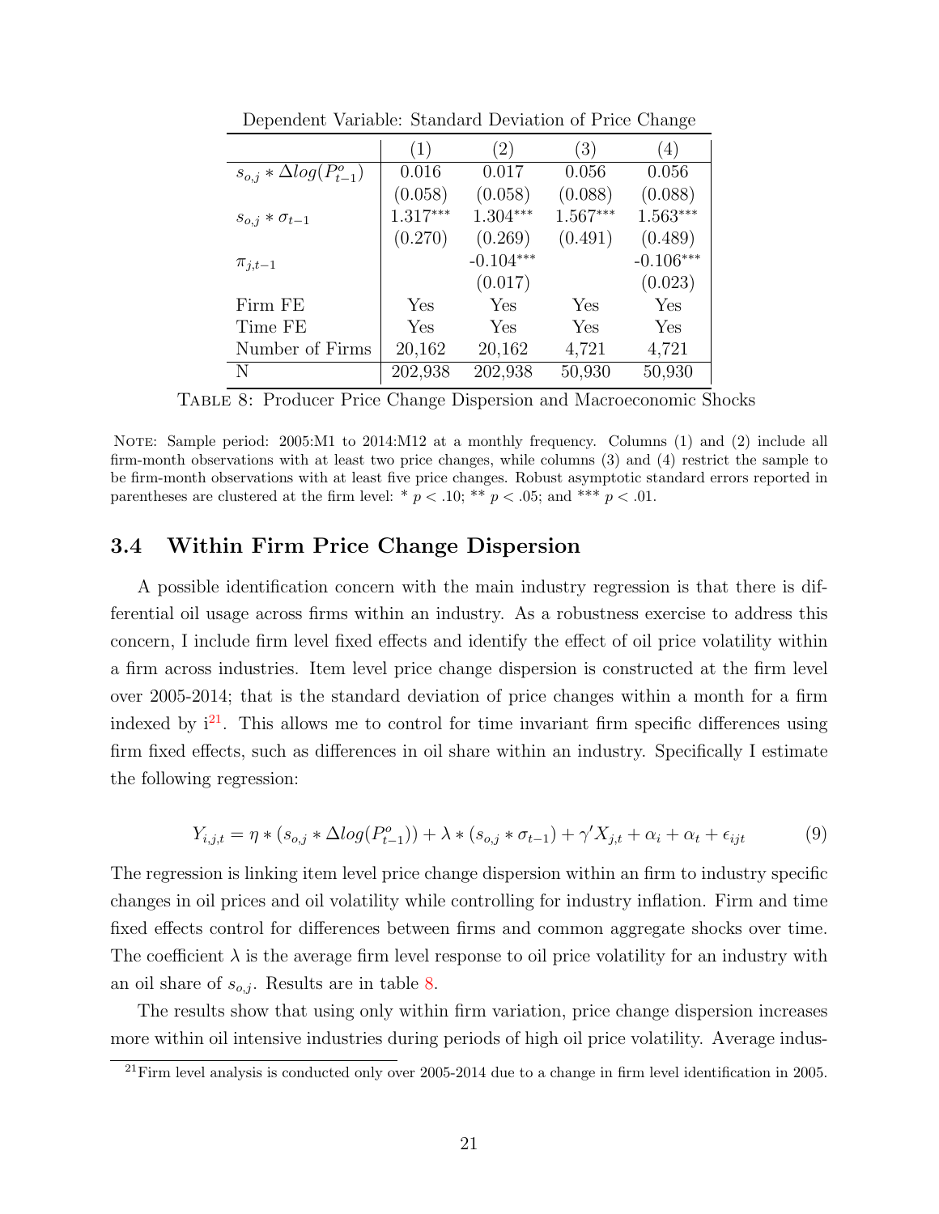Dependent Variable: Standard Deviation of Price Change

| | (1) | (2) | (3) | (4) |
|---|---|---|---|---|
| $s_{o,j} * \Delta log(P^o_{t-1})$ | 0.016 | 0.017 | 0.056 | 0.056 |
| | (0.058) | (0.058) | (0.088) | (0.088) |
| $s_{o,j} * \sigma_{t-1}$ | 1.317*** | 1.304*** | 1.567*** | 1.563*** |
| | (0.270) | (0.269) | (0.491) | (0.489) |
| $\pi_{j,t-1}$ | | -0.104*** | | -0.106*** |
| | | (0.017) | | (0.023) |
| Firm FE | Yes | Yes | Yes | Yes |
| Time FE | Yes | Yes | Yes | Yes |
| Number of Firms | 20,162 | 20,162 | 4,721 | 4,721 |
| N | 202,938 | 202,938 | 50,930 | 50,930 |

Table 8: Producer Price Change Dispersion and Macroeconomic Shocks

Note: Sample period: 2005:M1 to 2014:M12 at a monthly frequency. Columns (1) and (2) include all firm-month observations with at least two price changes, while columns (3) and (4) restrict the sample to be firm-month observations with at least five price changes. Robust asymptotic standard errors reported in parentheses are clustered at the firm level: * $p < .10$; ** $p < .05$; and *** $p < .01$.

### 3.4 Within Firm Price Change Dispersion

A possible identification concern with the main industry regression is that there is differential oil usage across firms within an industry. As a robustness exercise to address this concern, I include firm level fixed effects and identify the effect of oil price volatility within a firm across industries. Item level price change dispersion is constructed at the firm level over 2005-2014; that is the standard deviation of price changes within a month for a firm indexed by i[21]. This allows me to control for time invariant firm specific differences using firm fixed effects, such as differences in oil share within an industry. Specifically I estimate the following regression:

$$Y_{i,j,t} = \eta * (s_{o,j} * \Delta log(P^o_{t-1})) + \lambda * (s_{o,j} * \sigma_{t-1}) + \gamma' X_{j,t} + \alpha_i + \alpha_t + \epsilon_{ijt} \tag{9}$$

The regression is linking item level price change dispersion within an firm to industry specific changes in oil prices and oil volatility while controlling for industry inflation. Firm and time fixed effects control for differences between firms and common aggregate shocks over time. The coefficient $\lambda$ is the average firm level response to oil price volatility for an industry with an oil share of $s_{o,j}$. Results are in table 8.

The results show that using only within firm variation, price change dispersion increases more within oil intensive industries during periods of high oil price volatility. Average indus-

[21] Firm level analysis is conducted only over 2005-2014 due to a change in firm level identification in 2005.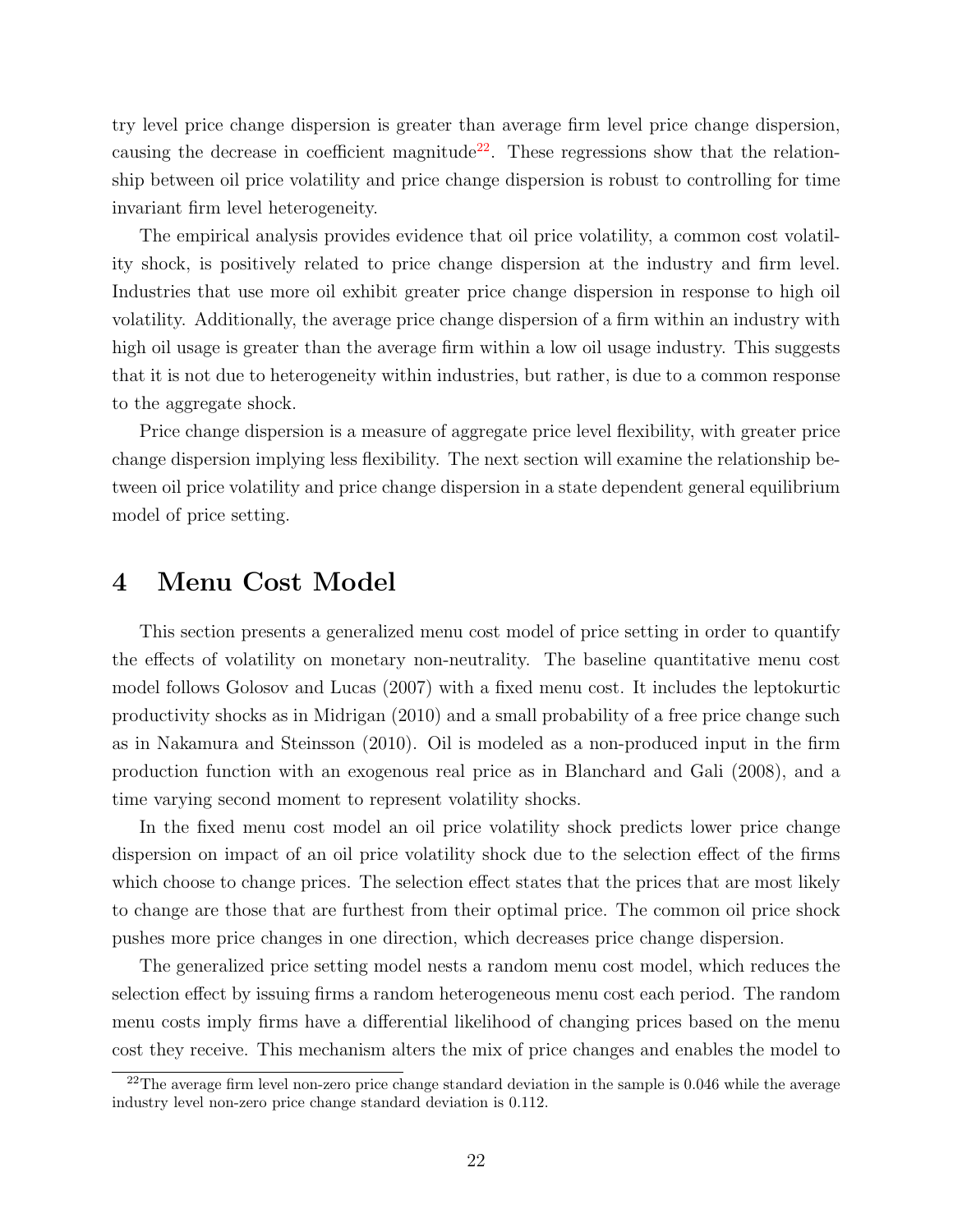try level price change dispersion is greater than average firm level price change dispersion, causing the decrease in coefficient magnitude[22]. These regressions show that the relationship between oil price volatility and price change dispersion is robust to controlling for time invariant firm level heterogeneity.

The empirical analysis provides evidence that oil price volatility, a common cost volatility shock, is positively related to price change dispersion at the industry and firm level. Industries that use more oil exhibit greater price change dispersion in response to high oil volatility. Additionally, the average price change dispersion of a firm within an industry with high oil usage is greater than the average firm within a low oil usage industry. This suggests that it is not due to heterogeneity within industries, but rather, is due to a common response to the aggregate shock.

Price change dispersion is a measure of aggregate price level flexibility, with greater price change dispersion implying less flexibility. The next section will examine the relationship between oil price volatility and price change dispersion in a state dependent general equilibrium model of price setting.

# 4 Menu Cost Model

This section presents a generalized menu cost model of price setting in order to quantify the effects of volatility on monetary non-neutrality. The baseline quantitative menu cost model follows Golosov and Lucas (2007) with a fixed menu cost. It includes the leptokurtic productivity shocks as in Midrigan (2010) and a small probability of a free price change such as in Nakamura and Steinsson (2010). Oil is modeled as a non-produced input in the firm production function with an exogenous real price as in Blanchard and Gali (2008), and a time varying second moment to represent volatility shocks.

In the fixed menu cost model an oil price volatility shock predicts lower price change dispersion on impact of an oil price volatility shock due to the selection effect of the firms which choose to change prices. The selection effect states that the prices that are most likely to change are those that are furthest from their optimal price. The common oil price shock pushes more price changes in one direction, which decreases price change dispersion.

The generalized price setting model nests a random menu cost model, which reduces the selection effect by issuing firms a random heterogeneous menu cost each period. The random menu costs imply firms have a differential likelihood of changing prices based on the menu cost they receive. This mechanism alters the mix of price changes and enables the model to

[22] The average firm level non-zero price change standard deviation in the sample is 0.046 while the average industry level non-zero price change standard deviation is 0.112.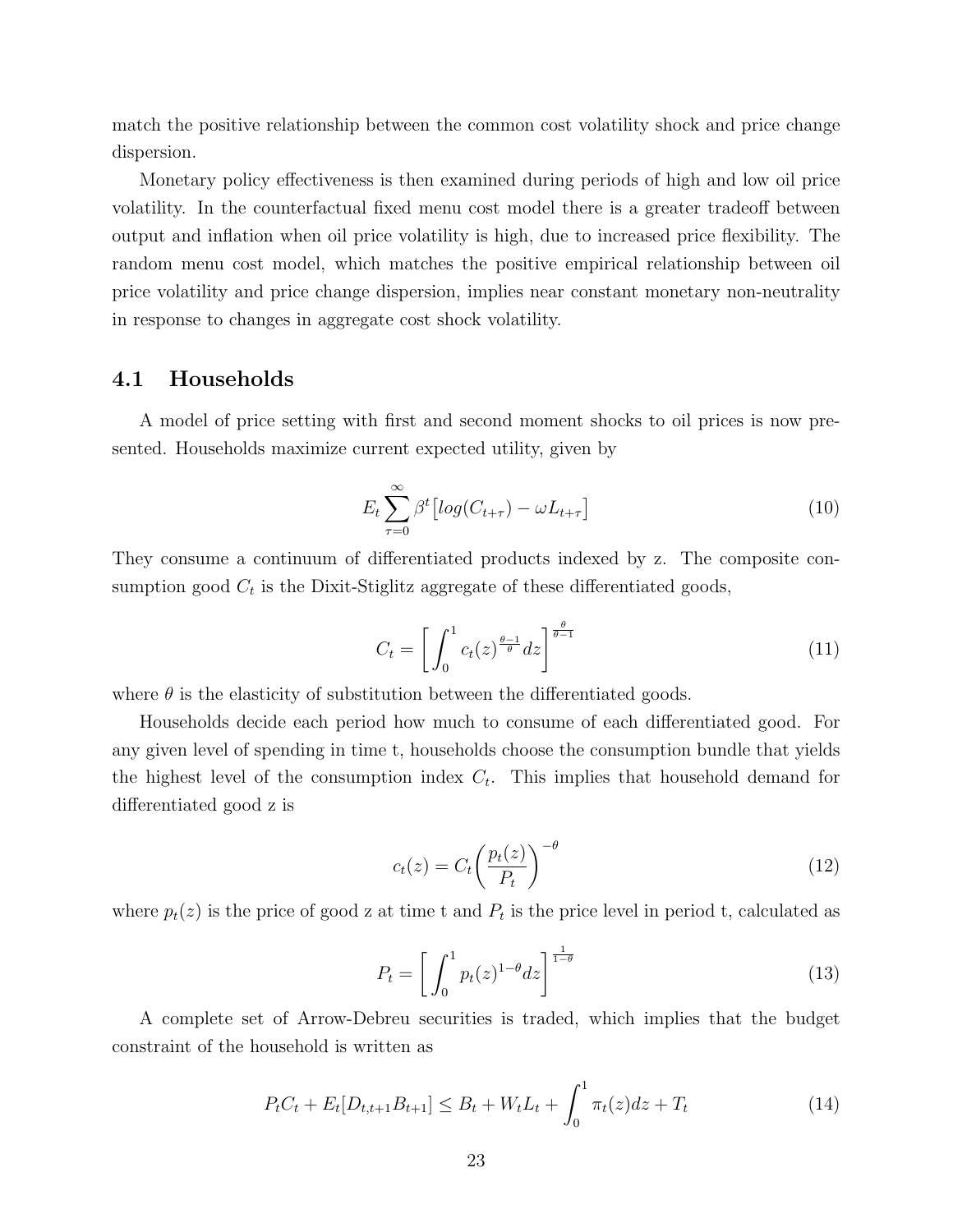match the positive relationship between the common cost volatility shock and price change dispersion.

Monetary policy effectiveness is then examined during periods of high and low oil price volatility. In the counterfactual fixed menu cost model there is a greater tradeoff between output and inflation when oil price volatility is high, due to increased price flexibility. The random menu cost model, which matches the positive empirical relationship between oil price volatility and price change dispersion, implies near constant monetary non-neutrality in response to changes in aggregate cost shock volatility.

## 4.1 Households

A model of price setting with first and second moment shocks to oil prices is now presented. Households maximize current expected utility, given by

$$E_t \sum_{\tau=0}^{\infty} \beta^t \big[ log(C_{t+\tau}) - \omega L_{t+\tau} \big] \tag{10}$$

They consume a continuum of differentiated products indexed by z. The composite consumption good $C_t$ is the Dixit-Stiglitz aggregate of these differentiated goods,

$$C_t = \left[ \int_0^1 c_t(z)^{\frac{\theta-1}{\theta}} dz \right]^{\frac{\theta}{\theta-1}} \tag{11}$$

where $\theta$ is the elasticity of substitution between the differentiated goods.

Households decide each period how much to consume of each differentiated good. For any given level of spending in time t, households choose the consumption bundle that yields the highest level of the consumption index $C_t$. This implies that household demand for differentiated good z is

$$c_t(z) = C_t \left( \frac{p_t(z)}{P_t} \right)^{-\theta} \tag{12}$$

where $p_t(z)$ is the price of good z at time t and $P_t$ is the price level in period t, calculated as

$$P_t = \left[ \int_0^1 p_t(z)^{1-\theta} dz \right]^{\frac{1}{1-\theta}} \tag{13}$$

A complete set of Arrow-Debreu securities is traded, which implies that the budget constraint of the household is written as

$$P_t C_t + E_t[D_{t,t+1} B_{t+1}] \leq B_t + W_t L_t + \int_0^1 \pi_t(z) dz + T_t \tag{14}$$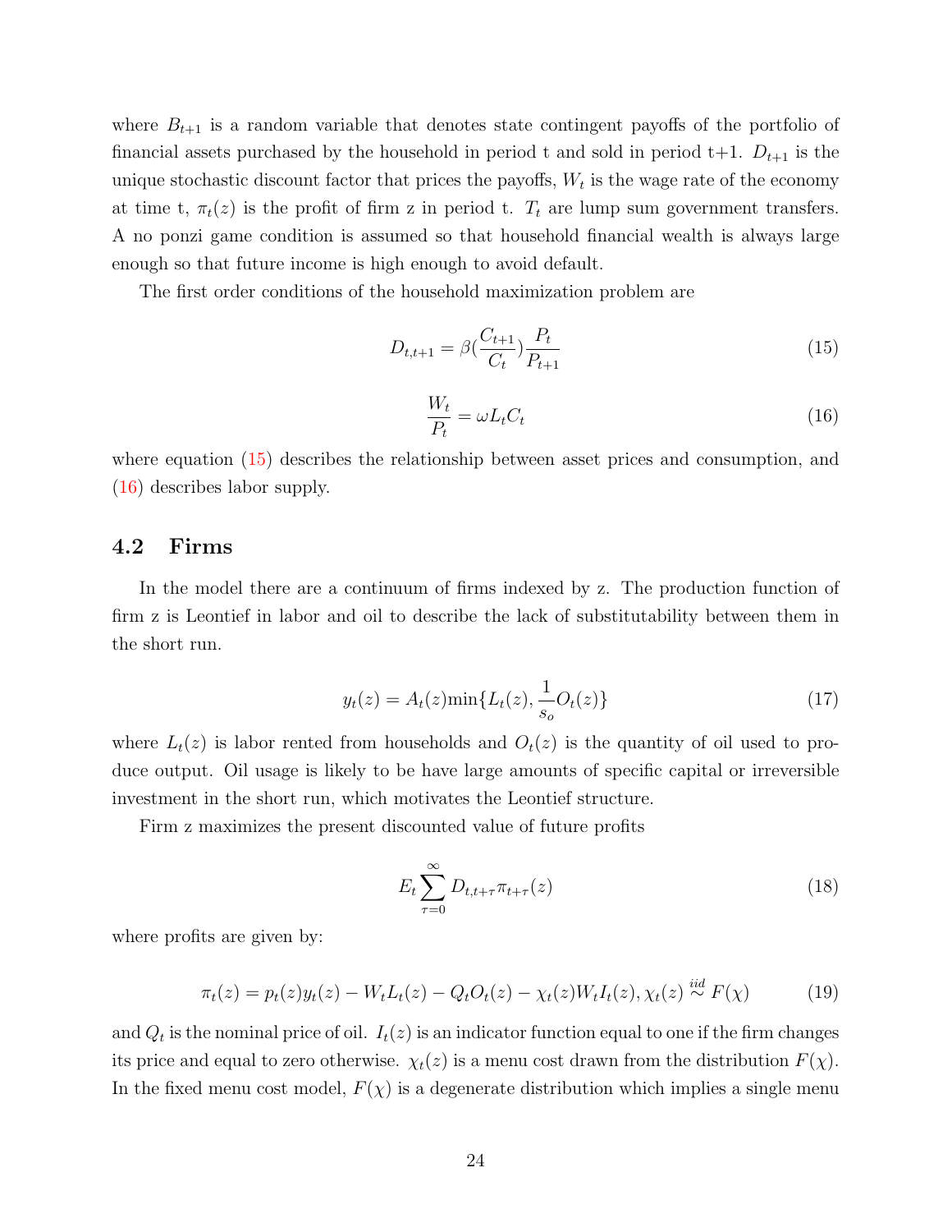where $B_{t+1}$ is a random variable that denotes state contingent payoffs of the portfolio of financial assets purchased by the household in period t and sold in period t+1. $D_{t+1}$ is the unique stochastic discount factor that prices the payoffs, $W_t$ is the wage rate of the economy at time t, $\pi_t(z)$ is the profit of firm z in period t. $T_t$ are lump sum government transfers. A no ponzi game condition is assumed so that household financial wealth is always large enough so that future income is high enough to avoid default.

The first order conditions of the household maximization problem are

$$D_{t,t+1} = \beta(\frac{C_{t+1}}{C_t})\frac{P_t}{P_{t+1}} \tag{15}$$

$$\frac{W_t}{P_t} = \omega L_t C_t \tag{16}$$

where equation (15) describes the relationship between asset prices and consumption, and (16) describes labor supply.

## 4.2 Firms

In the model there are a continuum of firms indexed by z. The production function of firm z is Leontief in labor and oil to describe the lack of substitutability between them in the short run.

$$y_t(z) = A_t(z)\min\{L_t(z), \frac{1}{s_o}O_t(z)\} \tag{17}$$

where $L_t(z)$ is labor rented from households and $O_t(z)$ is the quantity of oil used to produce output. Oil usage is likely to be have large amounts of specific capital or irreversible investment in the short run, which motivates the Leontief structure.

Firm z maximizes the present discounted value of future profits

$$E_t \sum_{\tau=0}^{\infty} D_{t,t+\tau}\pi_{t+\tau}(z) \tag{18}$$

where profits are given by:

$$\pi_t(z) = p_t(z)y_t(z) - W_t L_t(z) - Q_t O_t(z) - \chi_t(z) W_t I_t(z), \chi_t(z) \overset{iid}{\sim} F(\chi) \tag{19}$$

and $Q_t$ is the nominal price of oil. $I_t(z)$ is an indicator function equal to one if the firm changes its price and equal to zero otherwise. $\chi_t(z)$ is a menu cost drawn from the distribution $F(\chi)$. In the fixed menu cost model, $F(\chi)$ is a degenerate distribution which implies a single menu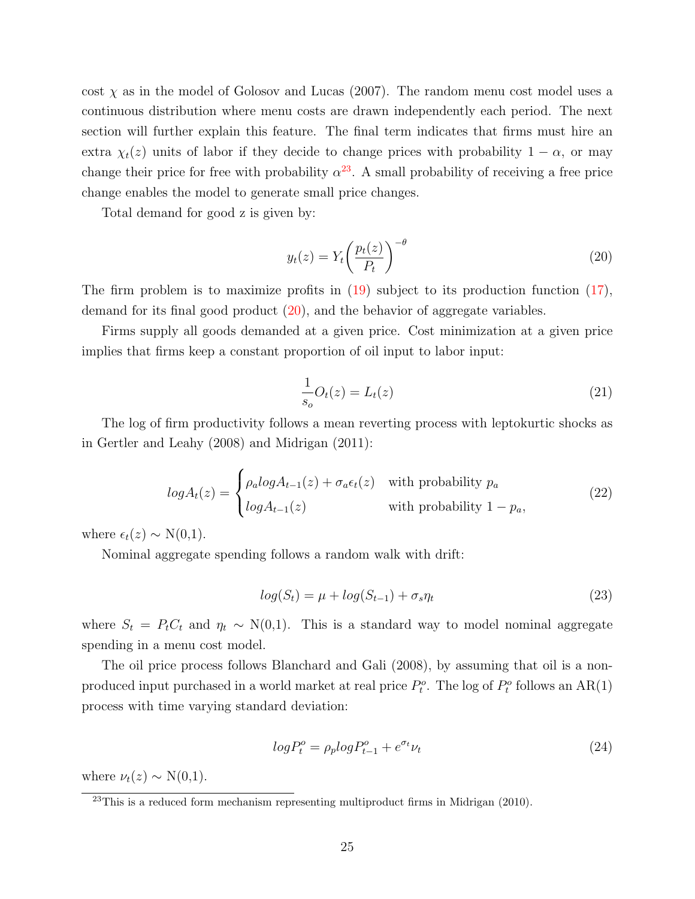cost $\chi$ as in the model of Golosov and Lucas (2007). The random menu cost model uses a continuous distribution where menu costs are drawn independently each period. The next section will further explain this feature. The final term indicates that firms must hire an extra $\chi_t(z)$ units of labor if they decide to change prices with probability $1-\alpha$, or may change their price for free with probability $\alpha$[23]. A small probability of receiving a free price change enables the model to generate small price changes.

Total demand for good z is given by:

$$y_t(z) = Y_t\left(\frac{p_t(z)}{P_t}\right)^{-\theta} \tag{20}$$

The firm problem is to maximize profits in (19) subject to its production function (17), demand for its final good product (20), and the behavior of aggregate variables.

Firms supply all goods demanded at a given price. Cost minimization at a given price implies that firms keep a constant proportion of oil input to labor input:

$$\frac{1}{s_o}O_t(z) = L_t(z) \tag{21}$$

The log of firm productivity follows a mean reverting process with leptokurtic shocks as in Gertler and Leahy (2008) and Midrigan (2011):

$$logA_t(z) = \begin{cases} \rho_a logA_{t-1}(z) + \sigma_a \epsilon_t(z) & \text{with probability } p_a \\ logA_{t-1}(z) & \text{with probability } 1-p_a, \end{cases} \tag{22}$$

where $\epsilon_t(z) \sim$ N(0,1).

Nominal aggregate spending follows a random walk with drift:

$$log(S_t) = \mu + log(S_{t-1}) + \sigma_s \eta_t \tag{23}$$

where $S_t = P_t C_t$ and $\eta_t \sim$ N(0,1). This is a standard way to model nominal aggregate spending in a menu cost model.

The oil price process follows Blanchard and Gali (2008), by assuming that oil is a non-produced input purchased in a world market at real price $P_t^o$. The log of $P_t^o$ follows an AR(1) process with time varying standard deviation:

$$logP_t^o = \rho_p logP_{t-1}^o + e^{\sigma_t}\nu_t \tag{24}$$

where $\nu_t(z) \sim$ N(0,1).

[23] This is a reduced form mechanism representing multiproduct firms in Midrigan (2010).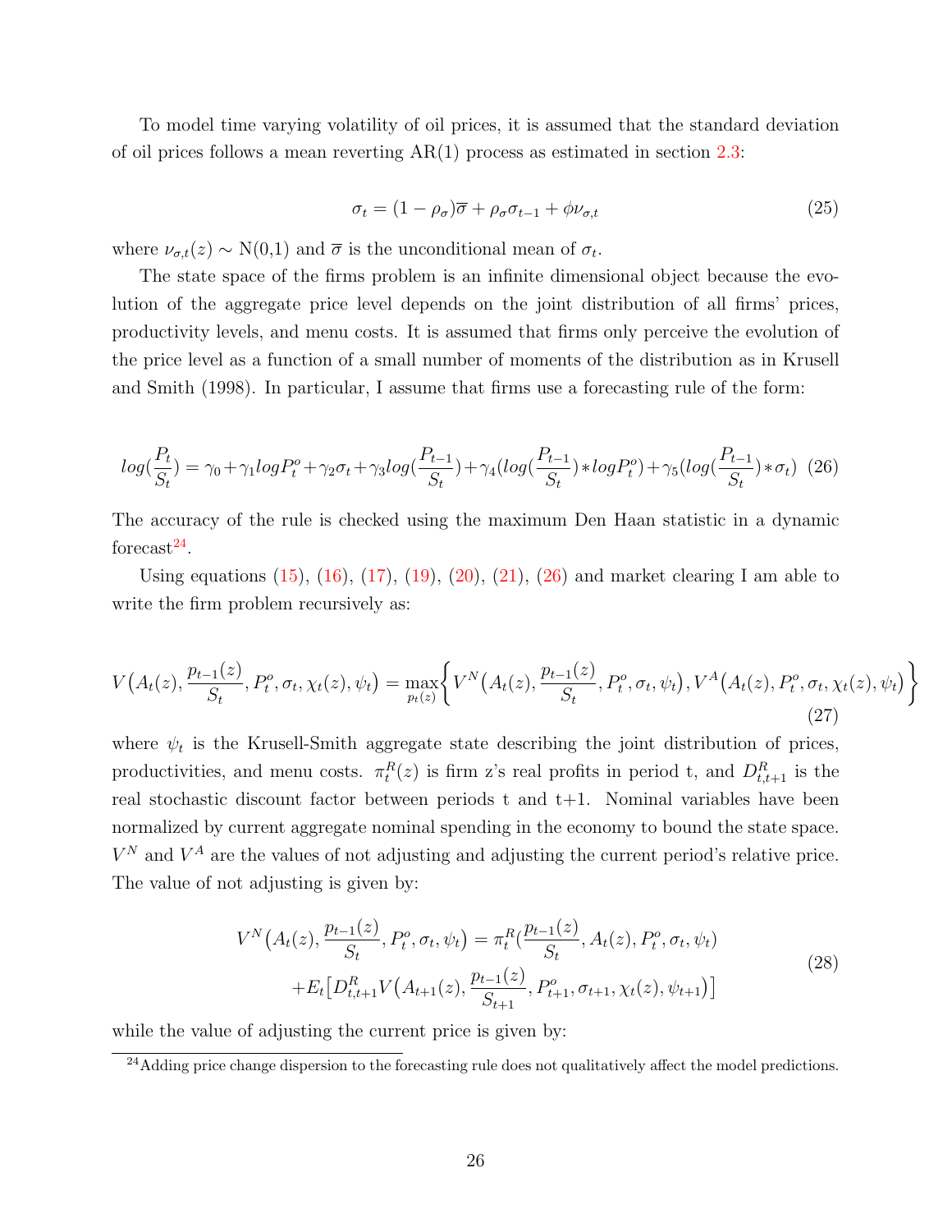To model time varying volatility of oil prices, it is assumed that the standard deviation of oil prices follows a mean reverting AR(1) process as estimated in section 2.3:

$$\sigma_t = (1 - \rho_\sigma)\overline{\sigma} + \rho_\sigma \sigma_{t-1} + \phi \nu_{\sigma,t} \tag{25}$$

where $\nu_{\sigma,t}(z) \sim$ N(0,1) and $\overline{\sigma}$ is the unconditional mean of $\sigma_t$.

The state space of the firms problem is an infinite dimensional object because the evolution of the aggregate price level depends on the joint distribution of all firms' prices, productivity levels, and menu costs. It is assumed that firms only perceive the evolution of the price level as a function of a small number of moments of the distribution as in Krusell and Smith (1998). In particular, I assume that firms use a forecasting rule of the form:

$$log(\frac{P_t}{S_t}) = \gamma_0 + \gamma_1 log P_t^o + \gamma_2 \sigma_t + \gamma_3 log(\frac{P_{t-1}}{S_t}) + \gamma_4 (log(\frac{P_{t-1}}{S_t}) * log P_t^o) + \gamma_5 (log(\frac{P_{t-1}}{S_t}) * \sigma_t) \tag{26}$$

The accuracy of the rule is checked using the maximum Den Haan statistic in a dynamic forecast[24].

Using equations (15), (16), (17), (19), (20), (21), (26) and market clearing I am able to write the firm problem recursively as:

$$V\big(A_t(z), \frac{p_{t-1}(z)}{S_t}, P_t^o, \sigma_t, \chi_t(z), \psi_t\big) = \max_{p_t(z)} \Big\{ V^N\big(A_t(z), \frac{p_{t-1}(z)}{S_t}, P_t^o, \sigma_t, \psi_t\big), V^A\big(A_t(z), P_t^o, \sigma_t, \chi_t(z), \psi_t\big) \Big\} \tag{27}$$

where $\psi_t$ is the Krusell-Smith aggregate state describing the joint distribution of prices, productivities, and menu costs. $\pi_t^R(z)$ is firm z's real profits in period t, and $D_{t,t+1}^R$ is the real stochastic discount factor between periods t and t+1. Nominal variables have been normalized by current aggregate nominal spending in the economy to bound the state space. $V^N$ and $V^A$ are the values of not adjusting and adjusting the current period's relative price. The value of not adjusting is given by:

$$\begin{aligned} V^N\big(A_t(z), \frac{p_{t-1}(z)}{S_t}, P_t^o, \sigma_t, \psi_t\big) &= \pi_t^R(\frac{p_{t-1}(z)}{S_t}, A_t(z), P_t^o, \sigma_t, \psi_t) \\ &+ E_t\big[D_{t,t+1}^R V\big(A_{t+1}(z), \frac{p_{t-1}(z)}{S_{t+1}}, P_{t+1}^o, \sigma_{t+1}, \chi_t(z), \psi_{t+1}\big)\big] \end{aligned} \tag{28}$$

while the value of adjusting the current price is given by:

[24] Adding price change dispersion to the forecasting rule does not qualitatively affect the model predictions.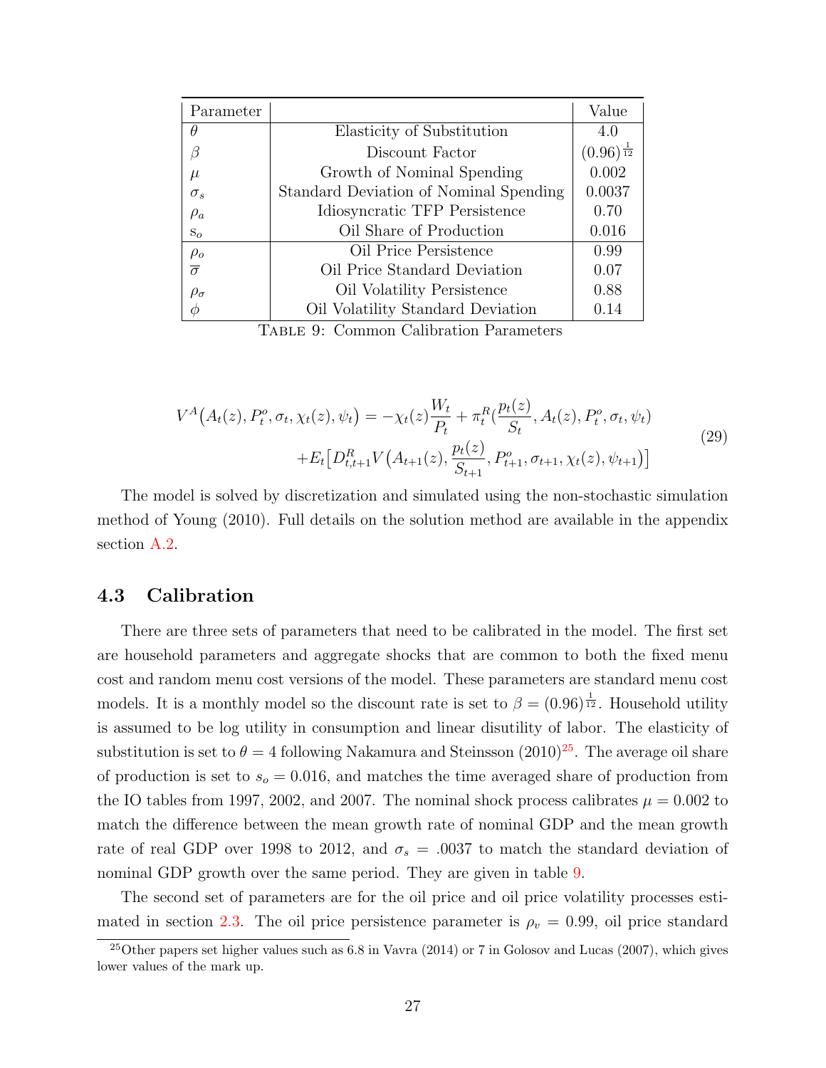| Parameter | | Value |
|---|---|---|
| $\theta$ | Elasticity of Substitution | 4.0 |
| $\beta$ | Discount Factor | $(0.96)^{\frac{1}{12}}$ |
| $\mu$ | Growth of Nominal Spending | 0.002 |
| $\sigma_s$ | Standard Deviation of Nominal Spending | 0.0037 |
| $\rho_a$ | Idiosyncratic TFP Persistence | 0.70 |
| $s_o$ | Oil Share of Production | 0.016 |
| $\rho_o$ | Oil Price Persistence | 0.99 |
| $\overline{\sigma}$ | Oil Price Standard Deviation | 0.07 |
| $\rho_\sigma$ | Oil Volatility Persistence | 0.88 |
| $\phi$ | Oil Volatility Standard Deviation | 0.14 |

Table 9: Common Calibration Parameters

$$
\begin{aligned}
V^A\big(A_t(z), P_t^o, \sigma_t, \chi_t(z), \psi_t\big) = &-\chi_t(z)\frac{W_t}{P_t} + \pi_t^R\Big(\frac{p_t(z)}{S_t}, A_t(z), P_t^o, \sigma_t, \psi_t\Big) \\
&+ E_t\Big[D_{t,t+1}^R V\Big(A_{t+1}(z), \frac{p_t(z)}{S_{t+1}}, P_{t+1}^o, \sigma_{t+1}, \chi_t(z), \psi_{t+1}\Big)\Big]
\end{aligned} \tag{29}
$$

The model is solved by discretization and simulated using the non-stochastic simulation method of Young (2010). Full details on the solution method are available in the appendix section A.2.

## 4.3 Calibration

There are three sets of parameters that need to be calibrated in the model. The first set are household parameters and aggregate shocks that are common to both the fixed menu cost and random menu cost versions of the model. These parameters are standard menu cost models. It is a monthly model so the discount rate is set to $\beta = (0.96)^{\frac{1}{12}}$. Household utility is assumed to be log utility in consumption and linear disutility of labor. The elasticity of substitution is set to $\theta = 4$ following Nakamura and Steinsson (2010)[25]. The average oil share of production is set to $s_o = 0.016$, and matches the time averaged share of production from the IO tables from 1997, 2002, and 2007. The nominal shock process calibrates $\mu = 0.002$ to match the difference between the mean growth rate of nominal GDP and the mean growth rate of real GDP over 1998 to 2012, and $\sigma_s = .0037$ to match the standard deviation of nominal GDP growth over the same period. They are given in table 9.

The second set of parameters are for the oil price and oil price volatility processes estimated in section 2.3. The oil price persistence parameter is $\rho_v = 0.99$, oil price standard

[25]Other papers set higher values such as 6.8 in Vavra (2014) or 7 in Golosov and Lucas (2007), which gives lower values of the mark up.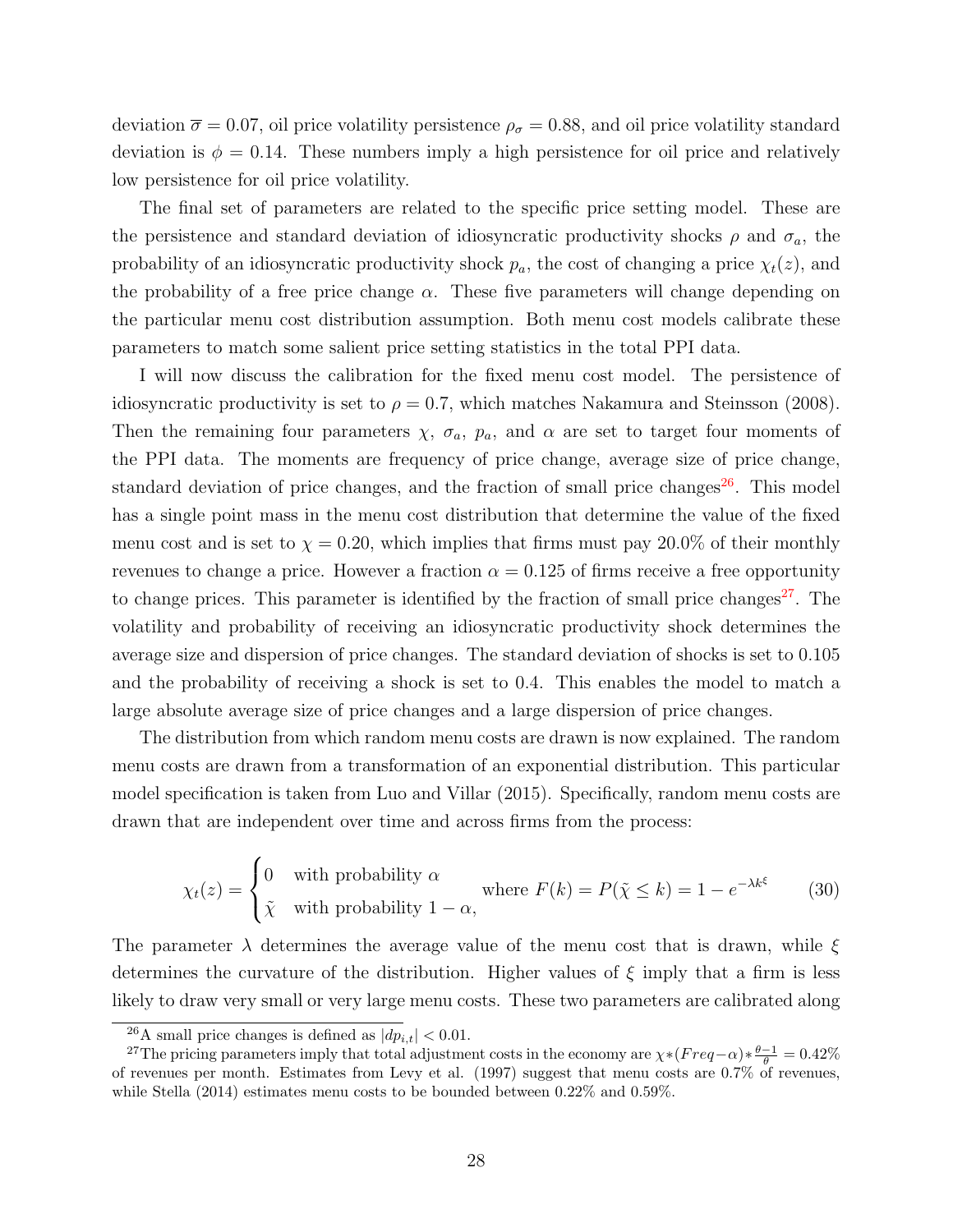deviation $\overline{\sigma} = 0.07$, oil price volatility persistence $\rho_\sigma = 0.88$, and oil price volatility standard deviation is $\phi = 0.14$. These numbers imply a high persistence for oil price and relatively low persistence for oil price volatility.

The final set of parameters are related to the specific price setting model. These are the persistence and standard deviation of idiosyncratic productivity shocks $\rho$ and $\sigma_a$, the probability of an idiosyncratic productivity shock $p_a$, the cost of changing a price $\chi_t(z)$, and the probability of a free price change $\alpha$. These five parameters will change depending on the particular menu cost distribution assumption. Both menu cost models calibrate these parameters to match some salient price setting statistics in the total PPI data.

I will now discuss the calibration for the fixed menu cost model. The persistence of idiosyncratic productivity is set to $\rho = 0.7$, which matches Nakamura and Steinsson (2008). Then the remaining four parameters $\chi$, $\sigma_a$, $p_a$, and $\alpha$ are set to target four moments of the PPI data. The moments are frequency of price change, average size of price change, standard deviation of price changes, and the fraction of small price changes[26]. This model has a single point mass in the menu cost distribution that determine the value of the fixed menu cost and is set to $\chi = 0.20$, which implies that firms must pay 20.0% of their monthly revenues to change a price. However a fraction $\alpha = 0.125$ of firms receive a free opportunity to change prices. This parameter is identified by the fraction of small price changes[27]. The volatility and probability of receiving an idiosyncratic productivity shock determines the average size and dispersion of price changes. The standard deviation of shocks is set to 0.105 and the probability of receiving a shock is set to 0.4. This enables the model to match a large absolute average size of price changes and a large dispersion of price changes.

The distribution from which random menu costs are drawn is now explained. The random menu costs are drawn from a transformation of an exponential distribution. This particular model specification is taken from Luo and Villar (2015). Specifically, random menu costs are drawn that are independent over time and across firms from the process:

$$\chi_t(z) = \begin{cases} 0 & \text{with probability } \alpha \\ \tilde{\chi} & \text{with probability } 1-\alpha, \end{cases} \quad \text{where } F(k) = P(\tilde{\chi} \leq k) = 1 - e^{-\lambda k^{\xi}} \tag{30}$$

The parameter $\lambda$ determines the average value of the menu cost that is drawn, while $\xi$ determines the curvature of the distribution. Higher values of $\xi$ imply that a firm is less likely to draw very small or very large menu costs. These two parameters are calibrated along

[26] A small price changes is defined as $|dp_{i,t}| < 0.01$.

[27] The pricing parameters imply that total adjustment costs in the economy are $\chi * (Freq - \alpha) * \frac{\theta-1}{\theta} = 0.42\%$ of revenues per month. Estimates from Levy et al. (1997) suggest that menu costs are 0.7% of revenues, while Stella (2014) estimates menu costs to be bounded between 0.22% and 0.59%.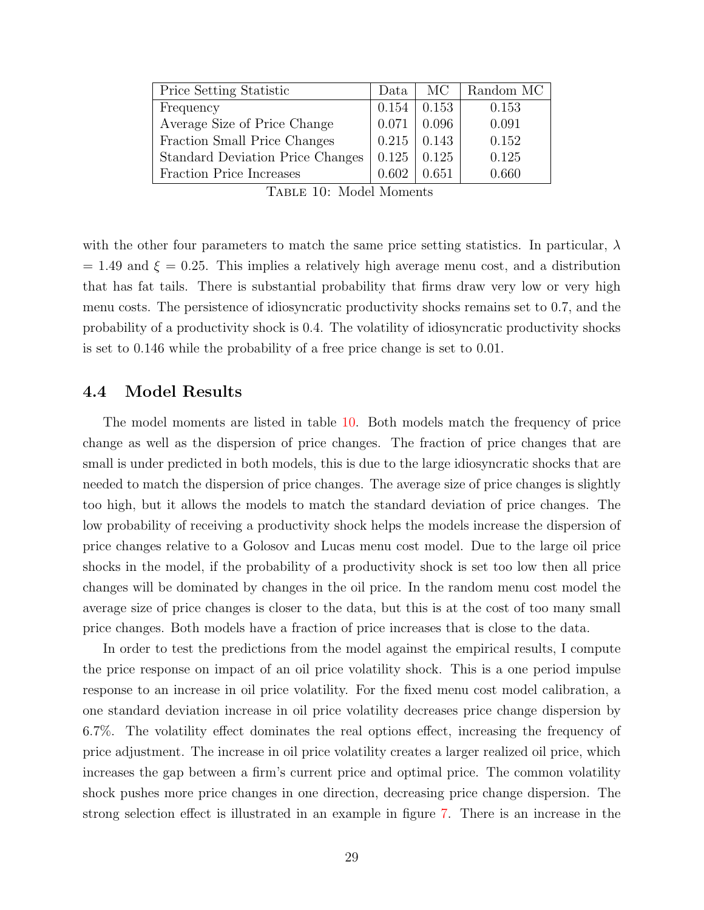| Price Setting Statistic | Data | MC | Random MC |
|---|---|---|---|
| Frequency | 0.154 | 0.153 | 0.153 |
| Average Size of Price Change | 0.071 | 0.096 | 0.091 |
| Fraction Small Price Changes | 0.215 | 0.143 | 0.152 |
| Standard Deviation Price Changes | 0.125 | 0.125 | 0.125 |
| Fraction Price Increases | 0.602 | 0.651 | 0.660 |

Table 10: Model Moments

with the other four parameters to match the same price setting statistics. In particular, $\lambda = 1.49$ and $\xi = 0.25$. This implies a relatively high average menu cost, and a distribution that has fat tails. There is substantial probability that firms draw very low or very high menu costs. The persistence of idiosyncratic productivity shocks remains set to 0.7, and the probability of a productivity shock is 0.4. The volatility of idiosyncratic productivity shocks is set to 0.146 while the probability of a free price change is set to 0.01.

## 4.4 Model Results

The model moments are listed in table 10. Both models match the frequency of price change as well as the dispersion of price changes. The fraction of price changes that are small is under predicted in both models, this is due to the large idiosyncratic shocks that are needed to match the dispersion of price changes. The average size of price changes is slightly too high, but it allows the models to match the standard deviation of price changes. The low probability of receiving a productivity shock helps the models increase the dispersion of price changes relative to a Golosov and Lucas menu cost model. Due to the large oil price shocks in the model, if the probability of a productivity shock is set too low then all price changes will be dominated by changes in the oil price. In the random menu cost model the average size of price changes is closer to the data, but this is at the cost of too many small price changes. Both models have a fraction of price increases that is close to the data.

In order to test the predictions from the model against the empirical results, I compute the price response on impact of an oil price volatility shock. This is a one period impulse response to an increase in oil price volatility. For the fixed menu cost model calibration, a one standard deviation increase in oil price volatility decreases price change dispersion by 6.7%. The volatility effect dominates the real options effect, increasing the frequency of price adjustment. The increase in oil price volatility creates a larger realized oil price, which increases the gap between a firm's current price and optimal price. The common volatility shock pushes more price changes in one direction, decreasing price change dispersion. The strong selection effect is illustrated in an example in figure 7. There is an increase in the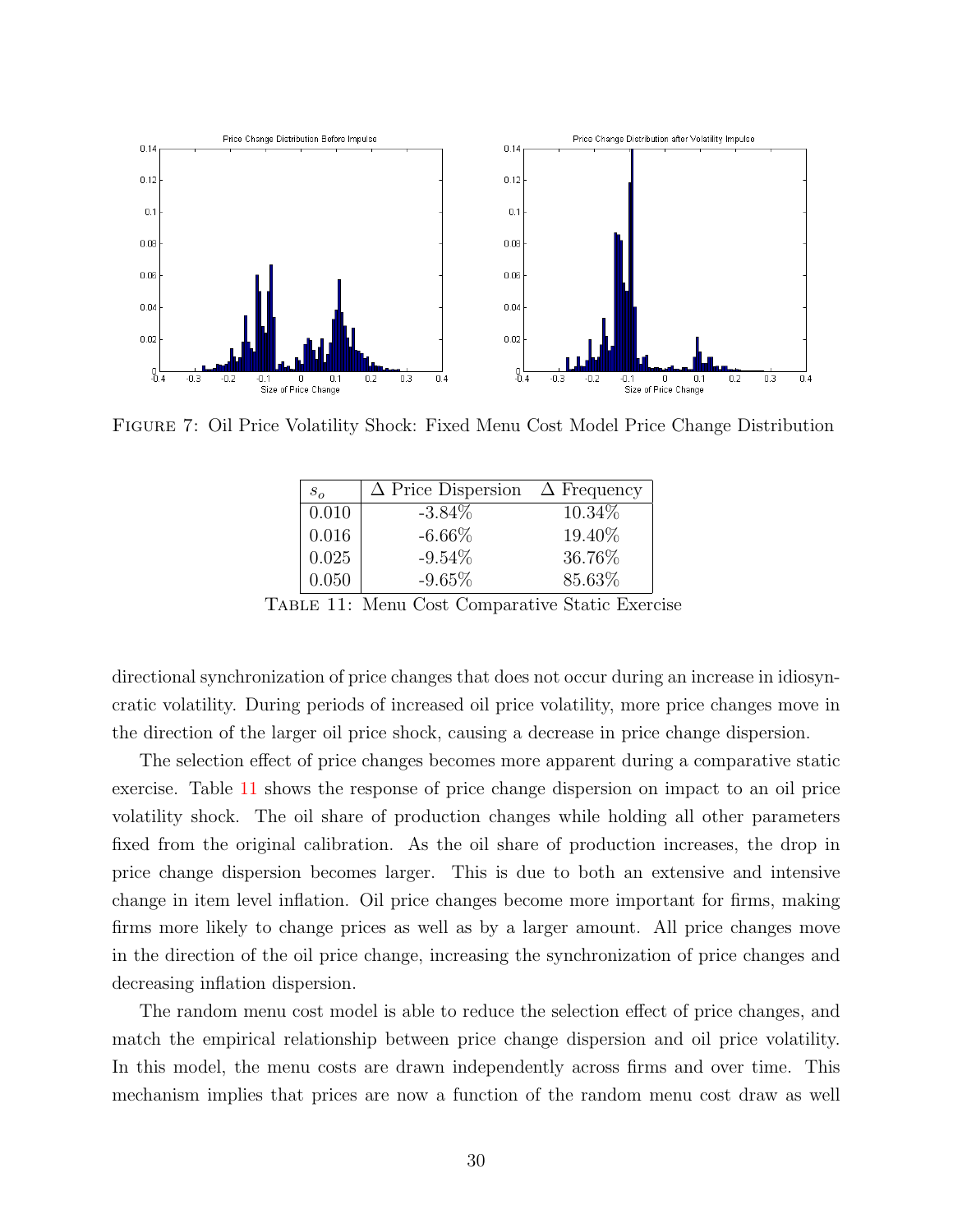FIGURE 7: Oil Price Volatility Shock: Fixed Menu Cost Model Price Change Distribution

| $s_o$ | $\Delta$ Price Dispersion | $\Delta$ Frequency |
|---|---|---|
| 0.010 | -3.84% | 10.34% |
| 0.016 | -6.66% | 19.40% |
| 0.025 | -9.54% | 36.76% |
| 0.050 | -9.65% | 85.63% |

TABLE 11: Menu Cost Comparative Static Exercise

directional synchronization of price changes that does not occur during an increase in idiosyncratic volatility. During periods of increased oil price volatility, more price changes move in the direction of the larger oil price shock, causing a decrease in price change dispersion.

The selection effect of price changes becomes more apparent during a comparative static exercise. Table 11 shows the response of price change dispersion on impact to an oil price volatility shock. The oil share of production changes while holding all other parameters fixed from the original calibration. As the oil share of production increases, the drop in price change dispersion becomes larger. This is due to both an extensive and intensive change in item level inflation. Oil price changes become more important for firms, making firms more likely to change prices as well as by a larger amount. All price changes move in the direction of the oil price change, increasing the synchronization of price changes and decreasing inflation dispersion.

The random menu cost model is able to reduce the selection effect of price changes, and match the empirical relationship between price change dispersion and oil price volatility. In this model, the menu costs are drawn independently across firms and over time. This mechanism implies that prices are now a function of the random menu cost draw as well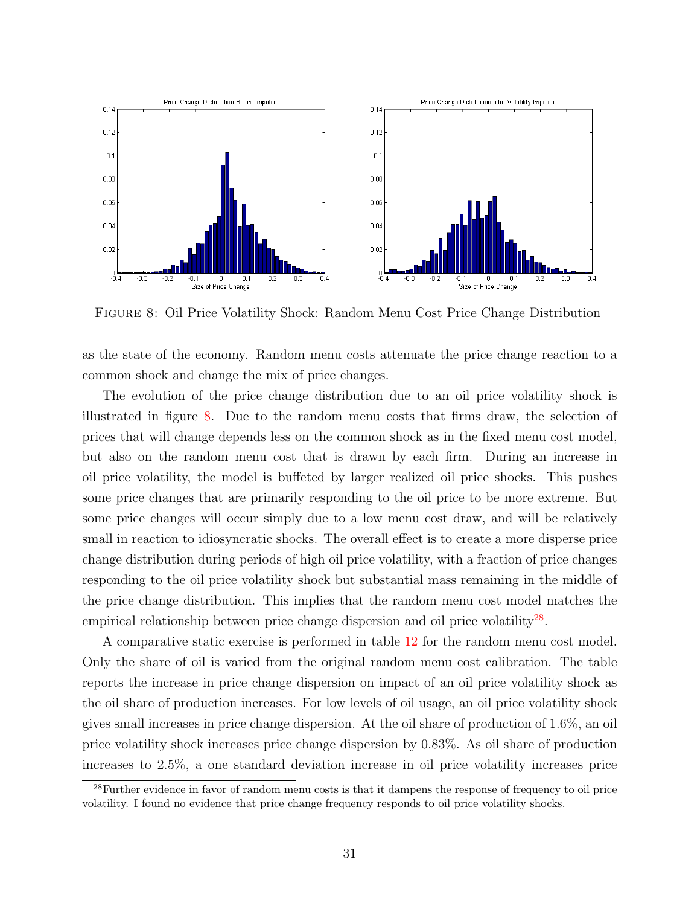FIGURE 8: Oil Price Volatility Shock: Random Menu Cost Price Change Distribution

as the state of the economy. Random menu costs attenuate the price change reaction to a common shock and change the mix of price changes.

The evolution of the price change distribution due to an oil price volatility shock is illustrated in figure 8. Due to the random menu costs that firms draw, the selection of prices that will change depends less on the common shock as in the fixed menu cost model, but also on the random menu cost that is drawn by each firm. During an increase in oil price volatility, the model is buffeted by larger realized oil price shocks. This pushes some price changes that are primarily responding to the oil price to be more extreme. But some price changes will occur simply due to a low menu cost draw, and will be relatively small in reaction to idiosyncratic shocks. The overall effect is to create a more disperse price change distribution during periods of high oil price volatility, with a fraction of price changes responding to the oil price volatility shock but substantial mass remaining in the middle of the price change distribution. This implies that the random menu cost model matches the empirical relationship between price change dispersion and oil price volatility[28].

A comparative static exercise is performed in table 12 for the random menu cost model. Only the share of oil is varied from the original random menu cost calibration. The table reports the increase in price change dispersion on impact of an oil price volatility shock as the oil share of production increases. For low levels of oil usage, an oil price volatility shock gives small increases in price change dispersion. At the oil share of production of 1.6%, an oil price volatility shock increases price change dispersion by 0.83%. As oil share of production increases to 2.5%, a one standard deviation increase in oil price volatility increases price

[28] Further evidence in favor of random menu costs is that it dampens the response of frequency to oil price volatility. I found no evidence that price change frequency responds to oil price volatility shocks.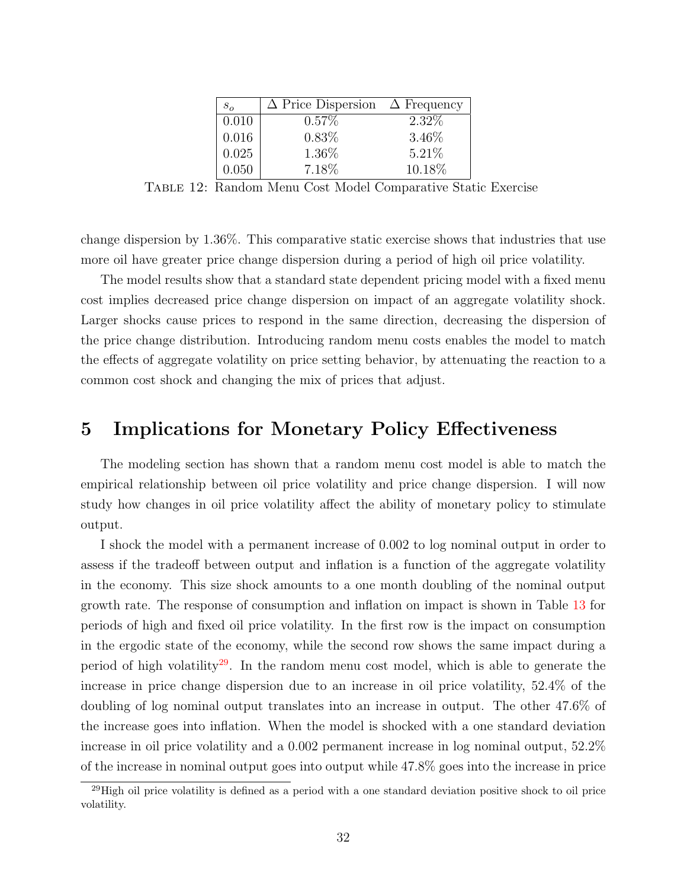| $s_o$ | $\Delta$ Price Dispersion | $\Delta$ Frequency |
|---|---|---|
| 0.010 | 0.57% | 2.32% |
| 0.016 | 0.83% | 3.46% |
| 0.025 | 1.36% | 5.21% |
| 0.050 | 7.18% | 10.18% |

Table 12: Random Menu Cost Model Comparative Static Exercise

change dispersion by 1.36%. This comparative static exercise shows that industries that use more oil have greater price change dispersion during a period of high oil price volatility.

The model results show that a standard state dependent pricing model with a fixed menu cost implies decreased price change dispersion on impact of an aggregate volatility shock. Larger shocks cause prices to respond in the same direction, decreasing the dispersion of the price change distribution. Introducing random menu costs enables the model to match the effects of aggregate volatility on price setting behavior, by attenuating the reaction to a common cost shock and changing the mix of prices that adjust.

## 5 Implications for Monetary Policy Effectiveness

The modeling section has shown that a random menu cost model is able to match the empirical relationship between oil price volatility and price change dispersion. I will now study how changes in oil price volatility affect the ability of monetary policy to stimulate output.

I shock the model with a permanent increase of 0.002 to log nominal output in order to assess if the tradeoff between output and inflation is a function of the aggregate volatility in the economy. This size shock amounts to a one month doubling of the nominal output growth rate. The response of consumption and inflation on impact is shown in Table 13 for periods of high and fixed oil price volatility. In the first row is the impact on consumption in the ergodic state of the economy, while the second row shows the same impact during a period of high volatility[29]. In the random menu cost model, which is able to generate the increase in price change dispersion due to an increase in oil price volatility, 52.4% of the doubling of log nominal output translates into an increase in output. The other 47.6% of the increase goes into inflation. When the model is shocked with a one standard deviation increase in oil price volatility and a 0.002 permanent increase in log nominal output, 52.2% of the increase in nominal output goes into output while 47.8% goes into the increase in price

[29] High oil price volatility is defined as a period with a one standard deviation positive shock to oil price volatility.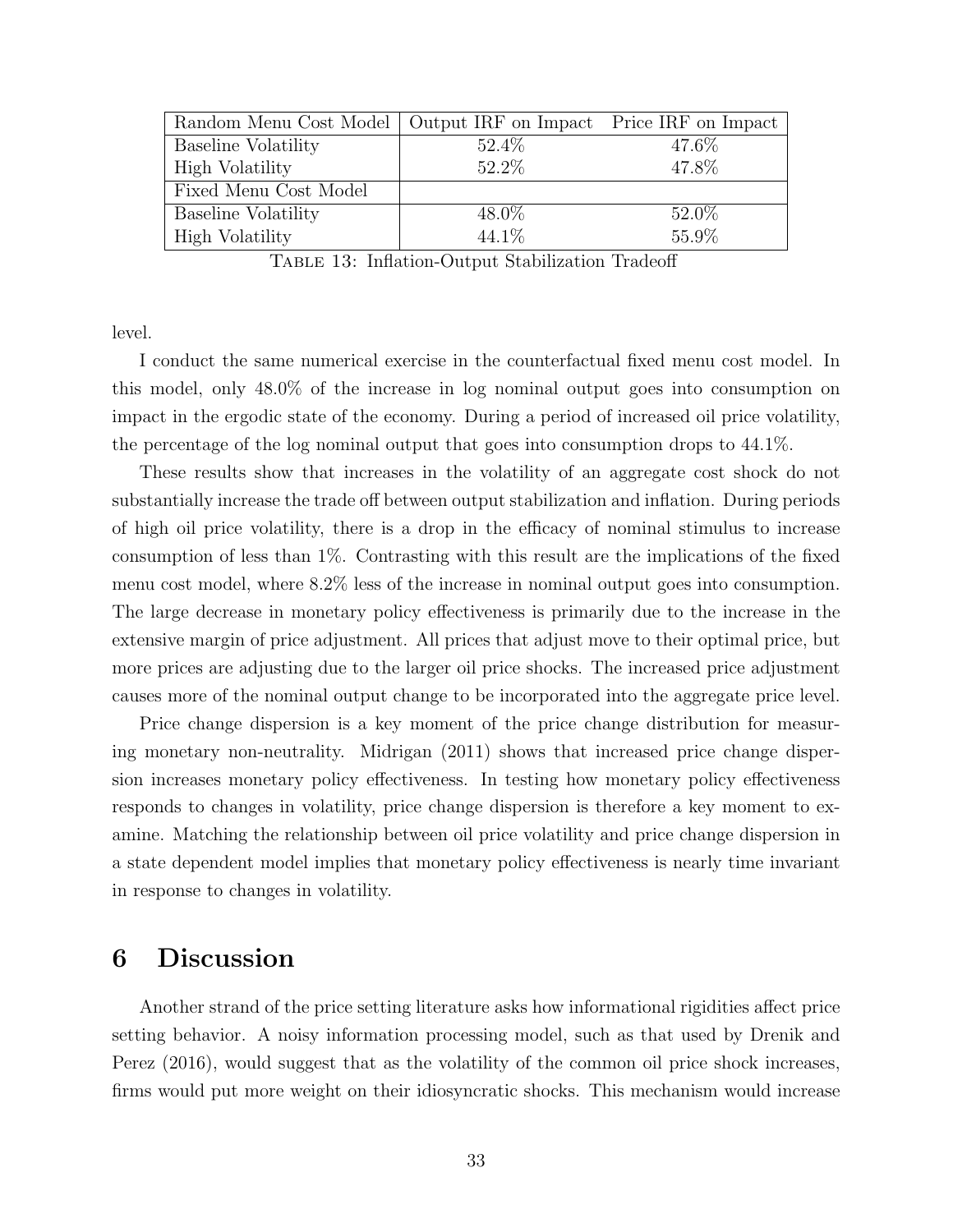| Random Menu Cost Model | Output IRF on Impact | Price IRF on Impact |
|---|---|---|
| Baseline Volatility | 52.4% | 47.6% |
| High Volatility | 52.2% | 47.8% |
| Fixed Menu Cost Model | | |
| Baseline Volatility | 48.0% | 52.0% |
| High Volatility | 44.1% | 55.9% |

TABLE 13: Inflation-Output Stabilization Tradeoff

level.

I conduct the same numerical exercise in the counterfactual fixed menu cost model. In this model, only 48.0% of the increase in log nominal output goes into consumption on impact in the ergodic state of the economy. During a period of increased oil price volatility, the percentage of the log nominal output that goes into consumption drops to 44.1%.

These results show that increases in the volatility of an aggregate cost shock do not substantially increase the trade off between output stabilization and inflation. During periods of high oil price volatility, there is a drop in the efficacy of nominal stimulus to increase consumption of less than 1%. Contrasting with this result are the implications of the fixed menu cost model, where 8.2% less of the increase in nominal output goes into consumption. The large decrease in monetary policy effectiveness is primarily due to the increase in the extensive margin of price adjustment. All prices that adjust move to their optimal price, but more prices are adjusting due to the larger oil price shocks. The increased price adjustment causes more of the nominal output change to be incorporated into the aggregate price level.

Price change dispersion is a key moment of the price change distribution for measuring monetary non-neutrality. Midrigan (2011) shows that increased price change dispersion increases monetary policy effectiveness. In testing how monetary policy effectiveness responds to changes in volatility, price change dispersion is therefore a key moment to examine. Matching the relationship between oil price volatility and price change dispersion in a state dependent model implies that monetary policy effectiveness is nearly time invariant in response to changes in volatility.

# 6 Discussion

Another strand of the price setting literature asks how informational rigidities affect price setting behavior. A noisy information processing model, such as that used by Drenik and Perez (2016), would suggest that as the volatility of the common oil price shock increases, firms would put more weight on their idiosyncratic shocks. This mechanism would increase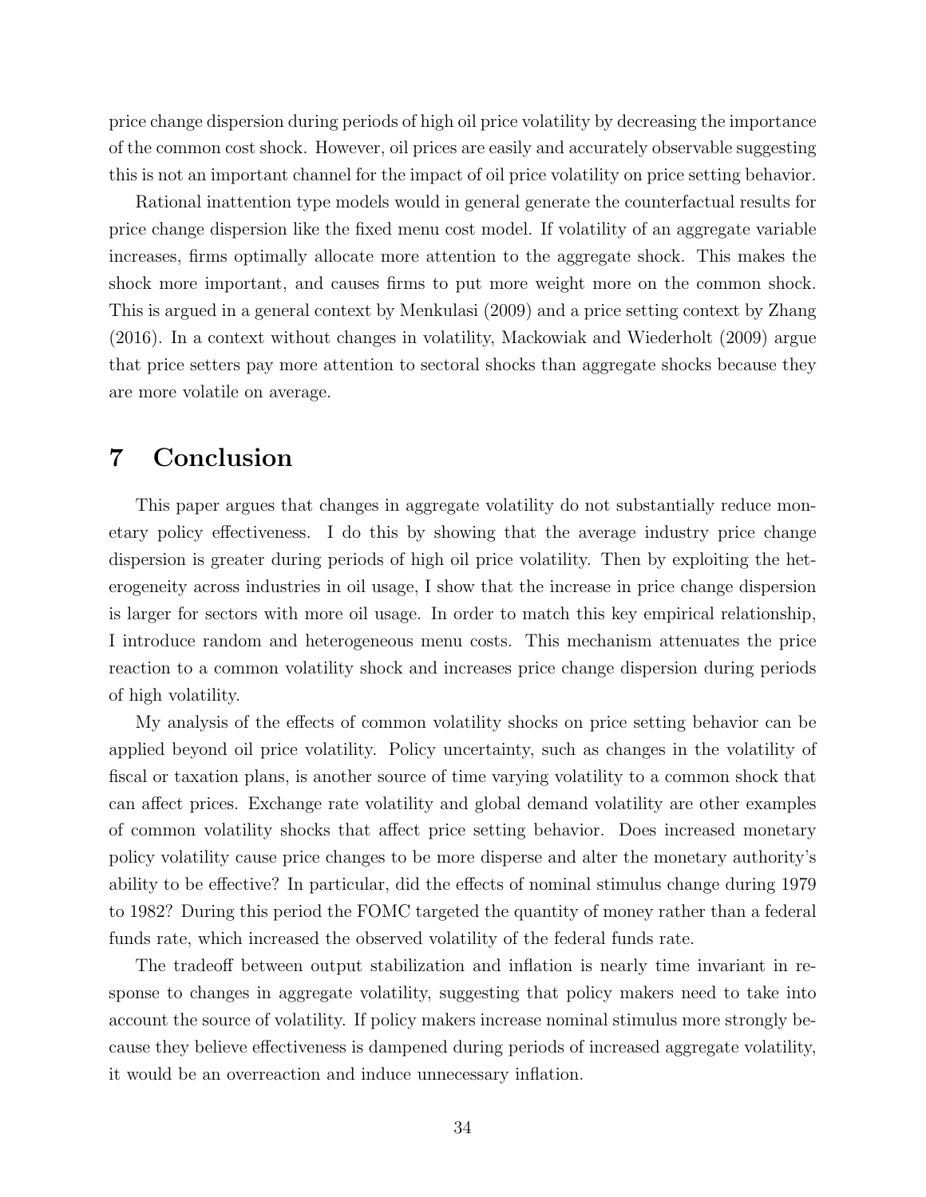price change dispersion during periods of high oil price volatility by decreasing the importance of the common cost shock. However, oil prices are easily and accurately observable suggesting this is not an important channel for the impact of oil price volatility on price setting behavior.

Rational inattention type models would in general generate the counterfactual results for price change dispersion like the fixed menu cost model. If volatility of an aggregate variable increases, firms optimally allocate more attention to the aggregate shock. This makes the shock more important, and causes firms to put more weight more on the common shock. This is argued in a general context by Menkulasi (2009) and a price setting context by Zhang (2016). In a context without changes in volatility, Mackowiak and Wiederholt (2009) argue that price setters pay more attention to sectoral shocks than aggregate shocks because they are more volatile on average.

# 7 Conclusion

This paper argues that changes in aggregate volatility do not substantially reduce monetary policy effectiveness. I do this by showing that the average industry price change dispersion is greater during periods of high oil price volatility. Then by exploiting the heterogeneity across industries in oil usage, I show that the increase in price change dispersion is larger for sectors with more oil usage. In order to match this key empirical relationship, I introduce random and heterogeneous menu costs. This mechanism attenuates the price reaction to a common volatility shock and increases price change dispersion during periods of high volatility.

My analysis of the effects of common volatility shocks on price setting behavior can be applied beyond oil price volatility. Policy uncertainty, such as changes in the volatility of fiscal or taxation plans, is another source of time varying volatility to a common shock that can affect prices. Exchange rate volatility and global demand volatility are other examples of common volatility shocks that affect price setting behavior. Does increased monetary policy volatility cause price changes to be more disperse and alter the monetary authority's ability to be effective? In particular, did the effects of nominal stimulus change during 1979 to 1982? During this period the FOMC targeted the quantity of money rather than a federal funds rate, which increased the observed volatility of the federal funds rate.

The tradeoff between output stabilization and inflation is nearly time invariant in response to changes in aggregate volatility, suggesting that policy makers need to take into account the source of volatility. If policy makers increase nominal stimulus more strongly because they believe effectiveness is dampened during periods of increased aggregate volatility, it would be an overreaction and induce unnecessary inflation.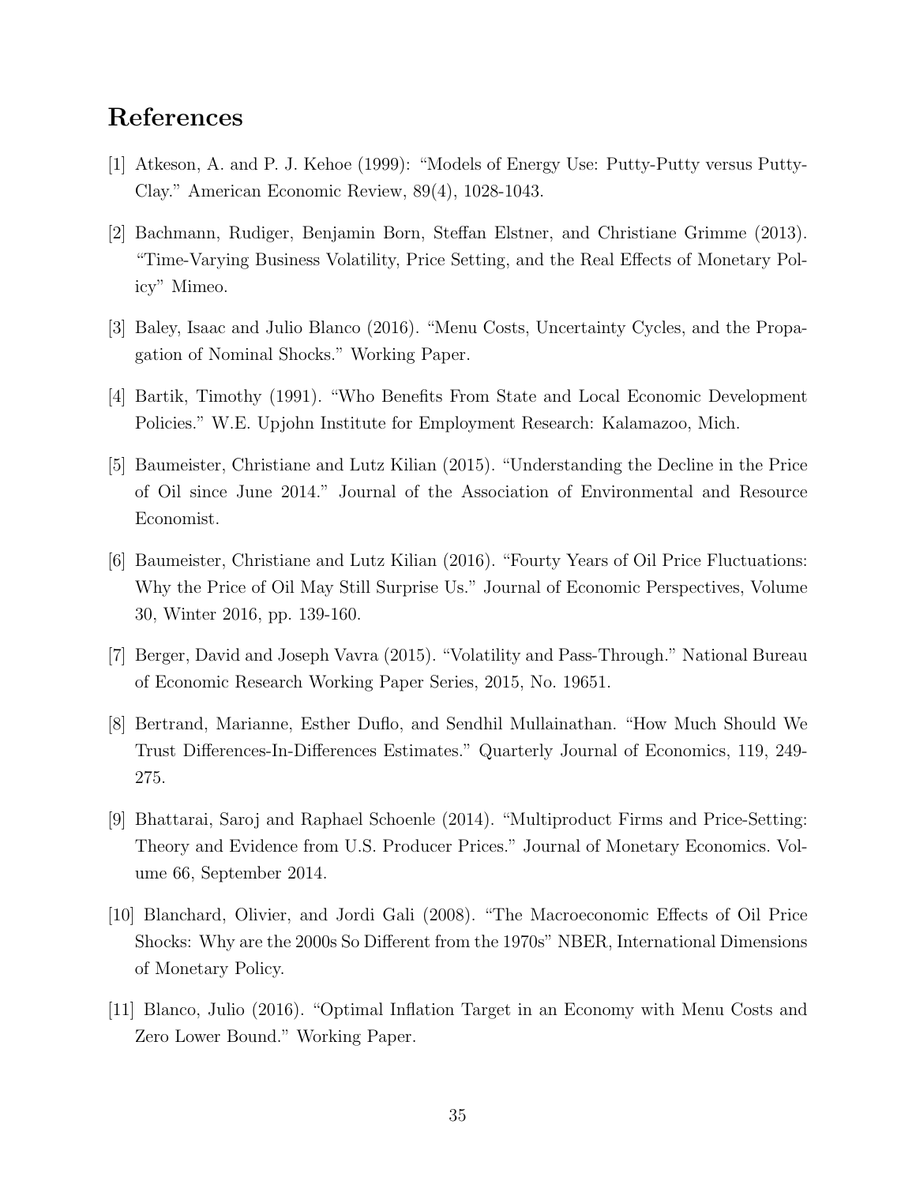## References

[1] Atkeson, A. and P. J. Kehoe (1999): "Models of Energy Use: Putty-Putty versus Putty-Clay." American Economic Review, 89(4), 1028-1043.

[2] Bachmann, Rudiger, Benjamin Born, Steffan Elstner, and Christiane Grimme (2013). "Time-Varying Business Volatility, Price Setting, and the Real Effects of Monetary Policy" Mimeo.

[3] Baley, Isaac and Julio Blanco (2016). "Menu Costs, Uncertainty Cycles, and the Propagation of Nominal Shocks." Working Paper.

[4] Bartik, Timothy (1991). "Who Benefits From State and Local Economic Development Policies." W.E. Upjohn Institute for Employment Research: Kalamazoo, Mich.

[5] Baumeister, Christiane and Lutz Kilian (2015). "Understanding the Decline in the Price of Oil since June 2014." Journal of the Association of Environmental and Resource Economist.

[6] Baumeister, Christiane and Lutz Kilian (2016). "Fourty Years of Oil Price Fluctuations: Why the Price of Oil May Still Surprise Us." Journal of Economic Perspectives, Volume 30, Winter 2016, pp. 139-160.

[7] Berger, David and Joseph Vavra (2015). "Volatility and Pass-Through." National Bureau of Economic Research Working Paper Series, 2015, No. 19651.

[8] Bertrand, Marianne, Esther Duflo, and Sendhil Mullainathan. "How Much Should We Trust Differences-In-Differences Estimates." Quarterly Journal of Economics, 119, 249-275.

[9] Bhattarai, Saroj and Raphael Schoenle (2014). "Multiproduct Firms and Price-Setting: Theory and Evidence from U.S. Producer Prices." Journal of Monetary Economics. Volume 66, September 2014.

[10] Blanchard, Olivier, and Jordi Gali (2008). "The Macroeconomic Effects of Oil Price Shocks: Why are the 2000s So Different from the 1970s" NBER, International Dimensions of Monetary Policy.

[11] Blanco, Julio (2016). "Optimal Inflation Target in an Economy with Menu Costs and Zero Lower Bound." Working Paper.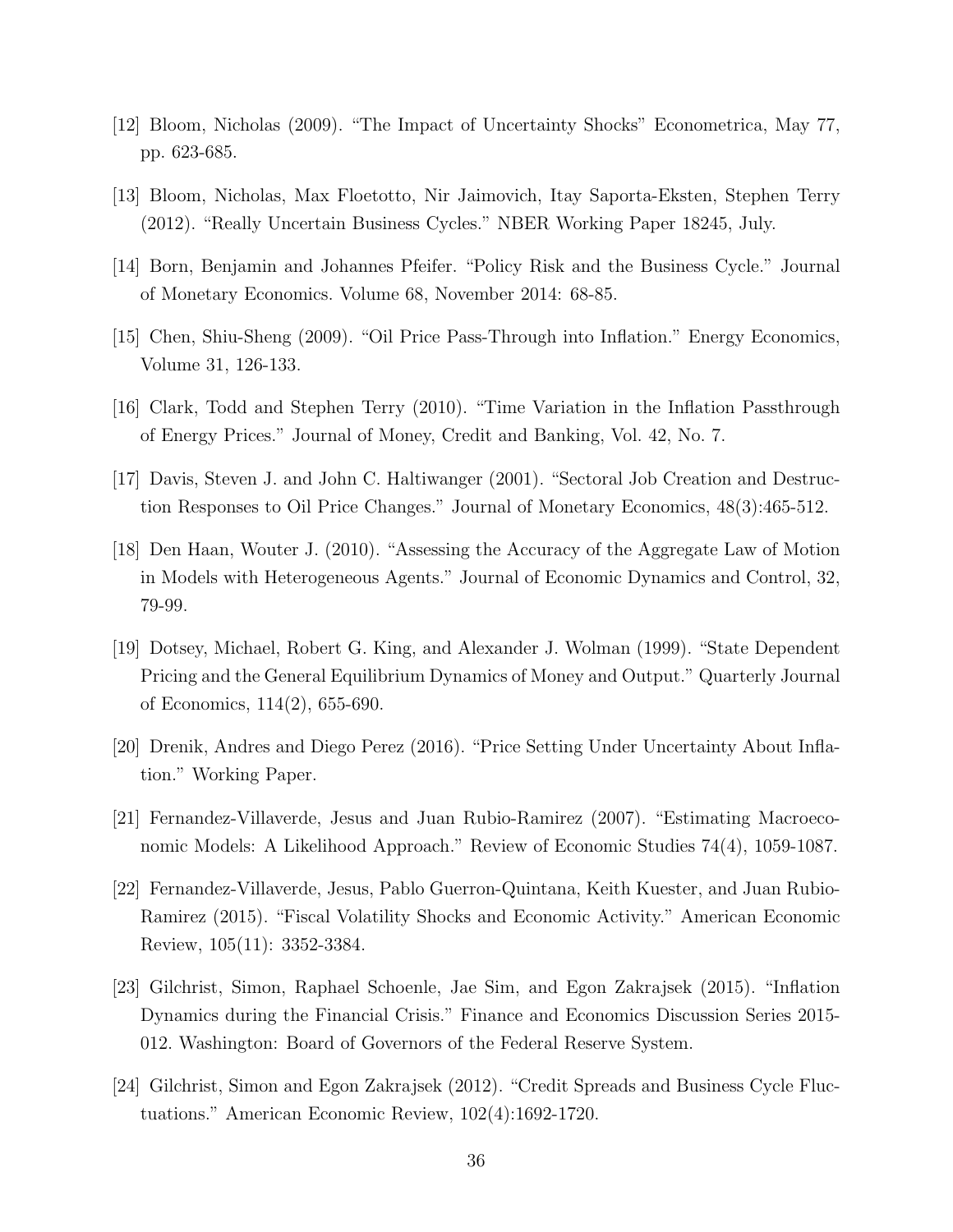[12] Bloom, Nicholas (2009). "The Impact of Uncertainty Shocks" Econometrica, May 77, pp. 623-685.

[13] Bloom, Nicholas, Max Floetotto, Nir Jaimovich, Itay Saporta-Eksten, Stephen Terry (2012). "Really Uncertain Business Cycles." NBER Working Paper 18245, July.

[14] Born, Benjamin and Johannes Pfeifer. "Policy Risk and the Business Cycle." Journal of Monetary Economics. Volume 68, November 2014: 68-85.

[15] Chen, Shiu-Sheng (2009). "Oil Price Pass-Through into Inflation." Energy Economics, Volume 31, 126-133.

[16] Clark, Todd and Stephen Terry (2010). "Time Variation in the Inflation Passthrough of Energy Prices." Journal of Money, Credit and Banking, Vol. 42, No. 7.

[17] Davis, Steven J. and John C. Haltiwanger (2001). "Sectoral Job Creation and Destruction Responses to Oil Price Changes." Journal of Monetary Economics, 48(3):465-512.

[18] Den Haan, Wouter J. (2010). "Assessing the Accuracy of the Aggregate Law of Motion in Models with Heterogeneous Agents." Journal of Economic Dynamics and Control, 32, 79-99.

[19] Dotsey, Michael, Robert G. King, and Alexander J. Wolman (1999). "State Dependent Pricing and the General Equilibrium Dynamics of Money and Output." Quarterly Journal of Economics, 114(2), 655-690.

[20] Drenik, Andres and Diego Perez (2016). "Price Setting Under Uncertainty About Inflation." Working Paper.

[21] Fernandez-Villaverde, Jesus and Juan Rubio-Ramirez (2007). "Estimating Macroeconomic Models: A Likelihood Approach." Review of Economic Studies 74(4), 1059-1087.

[22] Fernandez-Villaverde, Jesus, Pablo Guerron-Quintana, Keith Kuester, and Juan Rubio-Ramirez (2015). "Fiscal Volatility Shocks and Economic Activity." American Economic Review, 105(11): 3352-3384.

[23] Gilchrist, Simon, Raphael Schoenle, Jae Sim, and Egon Zakrajsek (2015). "Inflation Dynamics during the Financial Crisis." Finance and Economics Discussion Series 2015-012. Washington: Board of Governors of the Federal Reserve System.

[24] Gilchrist, Simon and Egon Zakrajsek (2012). "Credit Spreads and Business Cycle Fluctuations." American Economic Review, 102(4):1692-1720.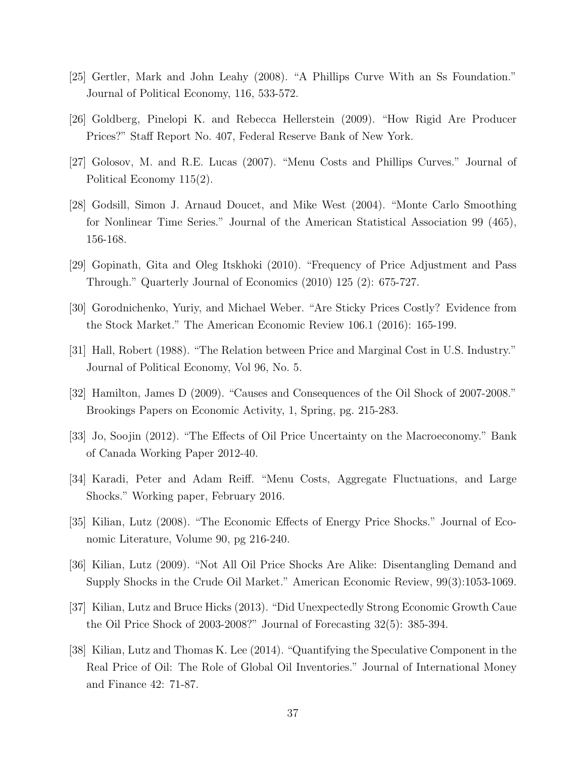[25] Gertler, Mark and John Leahy (2008). "A Phillips Curve With an Ss Foundation." Journal of Political Economy, 116, 533-572.

[26] Goldberg, Pinelopi K. and Rebecca Hellerstein (2009). "How Rigid Are Producer Prices?" Staff Report No. 407, Federal Reserve Bank of New York.

[27] Golosov, M. and R.E. Lucas (2007). "Menu Costs and Phillips Curves." Journal of Political Economy 115(2).

[28] Godsill, Simon J. Arnaud Doucet, and Mike West (2004). "Monte Carlo Smoothing for Nonlinear Time Series." Journal of the American Statistical Association 99 (465), 156-168.

[29] Gopinath, Gita and Oleg Itskhoki (2010). "Frequency of Price Adjustment and Pass Through." Quarterly Journal of Economics (2010) 125 (2): 675-727.

[30] Gorodnichenko, Yuriy, and Michael Weber. "Are Sticky Prices Costly? Evidence from the Stock Market." The American Economic Review 106.1 (2016): 165-199.

[31] Hall, Robert (1988). "The Relation between Price and Marginal Cost in U.S. Industry." Journal of Political Economy, Vol 96, No. 5.

[32] Hamilton, James D (2009). "Causes and Consequences of the Oil Shock of 2007-2008." Brookings Papers on Economic Activity, 1, Spring, pg. 215-283.

[33] Jo, Soojin (2012). "The Effects of Oil Price Uncertainty on the Macroeconomy." Bank of Canada Working Paper 2012-40.

[34] Karadi, Peter and Adam Reiff. "Menu Costs, Aggregate Fluctuations, and Large Shocks." Working paper, February 2016.

[35] Kilian, Lutz (2008). "The Economic Effects of Energy Price Shocks." Journal of Economic Literature, Volume 90, pg 216-240.

[36] Kilian, Lutz (2009). "Not All Oil Price Shocks Are Alike: Disentangling Demand and Supply Shocks in the Crude Oil Market." American Economic Review, 99(3):1053-1069.

[37] Kilian, Lutz and Bruce Hicks (2013). "Did Unexpectedly Strong Economic Growth Caue the Oil Price Shock of 2003-2008?" Journal of Forecasting 32(5): 385-394.

[38] Kilian, Lutz and Thomas K. Lee (2014). "Quantifying the Speculative Component in the Real Price of Oil: The Role of Global Oil Inventories." Journal of International Money and Finance 42: 71-87.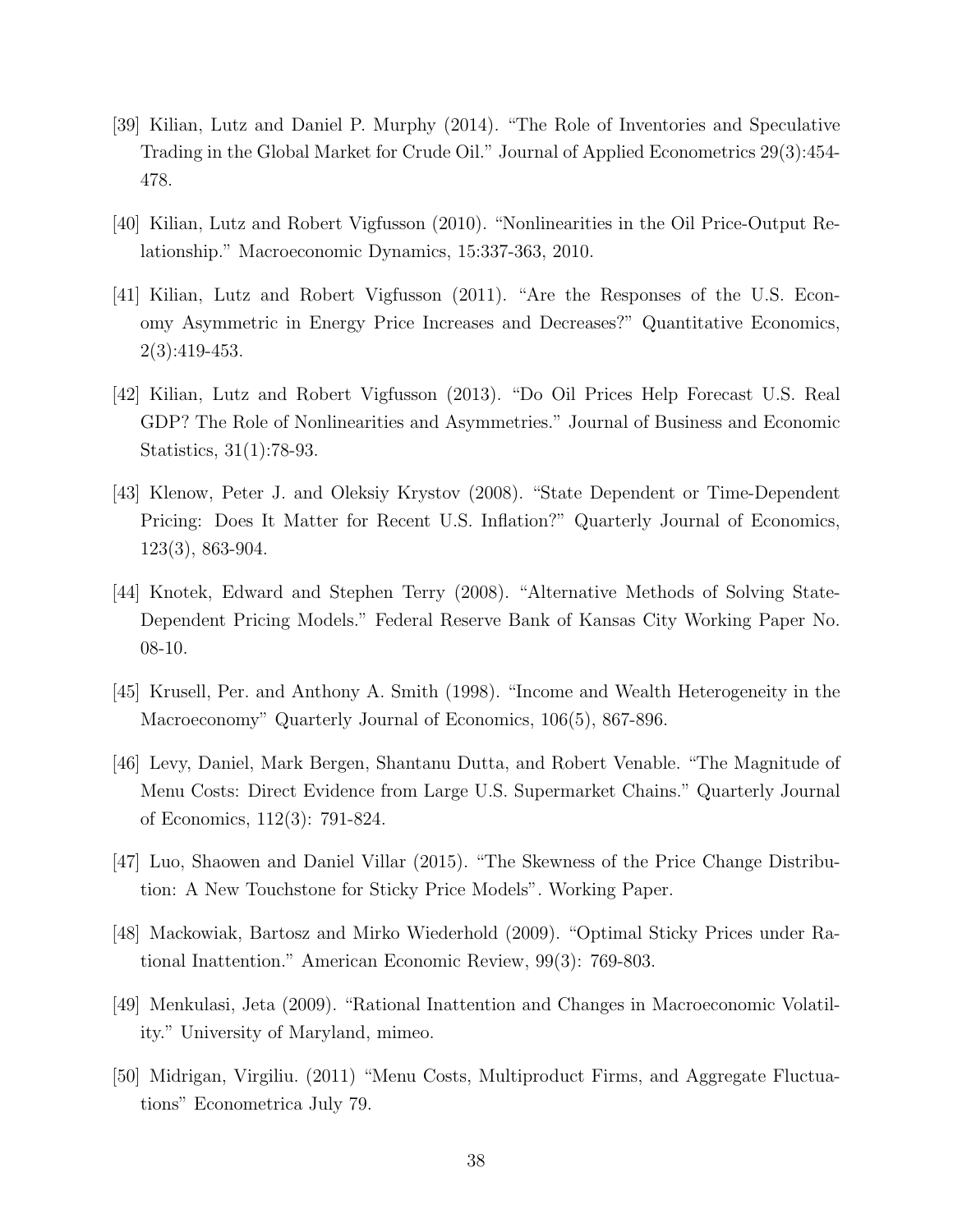[39] Kilian, Lutz and Daniel P. Murphy (2014). "The Role of Inventories and Speculative Trading in the Global Market for Crude Oil." Journal of Applied Econometrics 29(3):454-478.

[40] Kilian, Lutz and Robert Vigfusson (2010). "Nonlinearities in the Oil Price-Output Relationship." Macroeconomic Dynamics, 15:337-363, 2010.

[41] Kilian, Lutz and Robert Vigfusson (2011). "Are the Responses of the U.S. Economy Asymmetric in Energy Price Increases and Decreases?" Quantitative Economics, 2(3):419-453.

[42] Kilian, Lutz and Robert Vigfusson (2013). "Do Oil Prices Help Forecast U.S. Real GDP? The Role of Nonlinearities and Asymmetries." Journal of Business and Economic Statistics, 31(1):78-93.

[43] Klenow, Peter J. and Oleksiy Krystov (2008). "State Dependent or Time-Dependent Pricing: Does It Matter for Recent U.S. Inflation?" Quarterly Journal of Economics, 123(3), 863-904.

[44] Knotek, Edward and Stephen Terry (2008). "Alternative Methods of Solving State-Dependent Pricing Models." Federal Reserve Bank of Kansas City Working Paper No. 08-10.

[45] Krusell, Per. and Anthony A. Smith (1998). "Income and Wealth Heterogeneity in the Macroeconomy" Quarterly Journal of Economics, 106(5), 867-896.

[46] Levy, Daniel, Mark Bergen, Shantanu Dutta, and Robert Venable. "The Magnitude of Menu Costs: Direct Evidence from Large U.S. Supermarket Chains." Quarterly Journal of Economics, 112(3): 791-824.

[47] Luo, Shaowen and Daniel Villar (2015). "The Skewness of the Price Change Distribution: A New Touchstone for Sticky Price Models". Working Paper.

[48] Mackowiak, Bartosz and Mirko Wiederhold (2009). "Optimal Sticky Prices under Rational Inattention." American Economic Review, 99(3): 769-803.

[49] Menkulasi, Jeta (2009). "Rational Inattention and Changes in Macroeconomic Volatility." University of Maryland, mimeo.

[50] Midrigan, Virgiliu. (2011) "Menu Costs, Multiproduct Firms, and Aggregate Fluctuations" Econometrica July 79.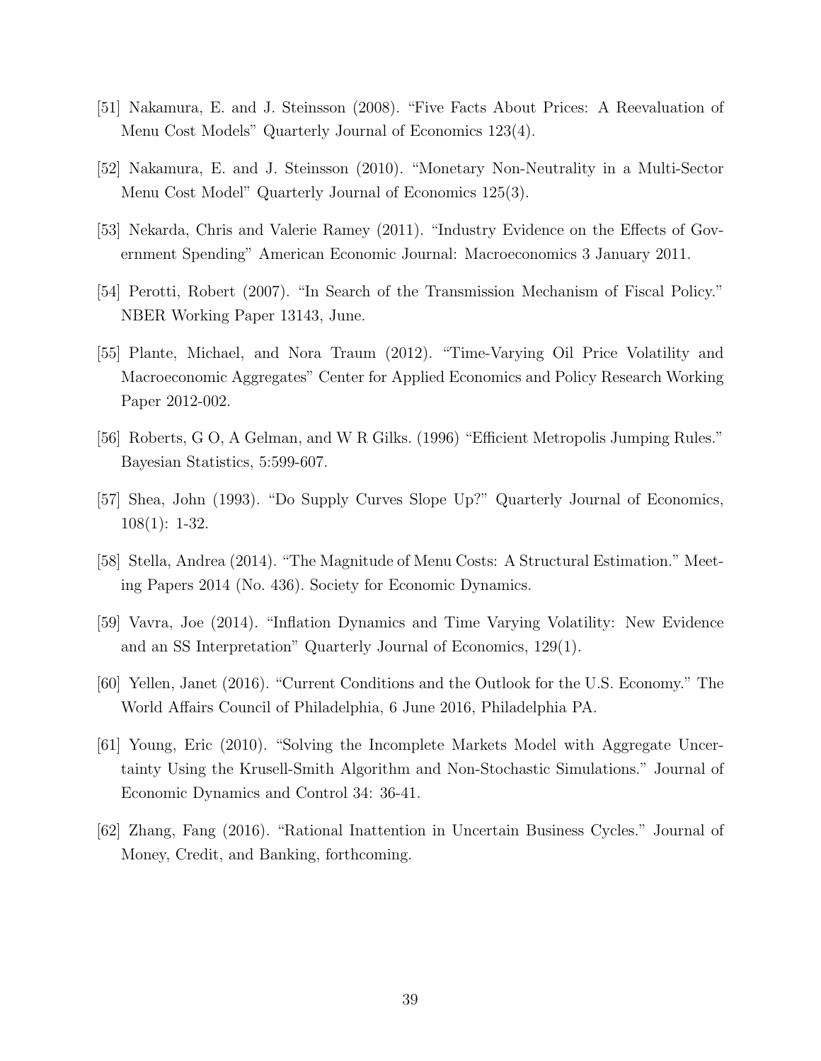[51] Nakamura, E. and J. Steinsson (2008). "Five Facts About Prices: A Reevaluation of Menu Cost Models" Quarterly Journal of Economics 123(4).

[52] Nakamura, E. and J. Steinsson (2010). "Monetary Non-Neutrality in a Multi-Sector Menu Cost Model" Quarterly Journal of Economics 125(3).

[53] Nekarda, Chris and Valerie Ramey (2011). "Industry Evidence on the Effects of Government Spending" American Economic Journal: Macroeconomics 3 January 2011.

[54] Perotti, Robert (2007). "In Search of the Transmission Mechanism of Fiscal Policy." NBER Working Paper 13143, June.

[55] Plante, Michael, and Nora Traum (2012). "Time-Varying Oil Price Volatility and Macroeconomic Aggregates" Center for Applied Economics and Policy Research Working Paper 2012-002.

[56] Roberts, G O, A Gelman, and W R Gilks. (1996) "Efficient Metropolis Jumping Rules." Bayesian Statistics, 5:599-607.

[57] Shea, John (1993). "Do Supply Curves Slope Up?" Quarterly Journal of Economics, 108(1): 1-32.

[58] Stella, Andrea (2014). "The Magnitude of Menu Costs: A Structural Estimation." Meeting Papers 2014 (No. 436). Society for Economic Dynamics.

[59] Vavra, Joe (2014). "Inflation Dynamics and Time Varying Volatility: New Evidence and an SS Interpretation" Quarterly Journal of Economics, 129(1).

[60] Yellen, Janet (2016). "Current Conditions and the Outlook for the U.S. Economy." The World Affairs Council of Philadelphia, 6 June 2016, Philadelphia PA.

[61] Young, Eric (2010). "Solving the Incomplete Markets Model with Aggregate Uncertainty Using the Krusell-Smith Algorithm and Non-Stochastic Simulations." Journal of Economic Dynamics and Control 34: 36-41.

[62] Zhang, Fang (2016). "Rational Inattention in Uncertain Business Cycles." Journal of Money, Credit, and Banking, forthcoming.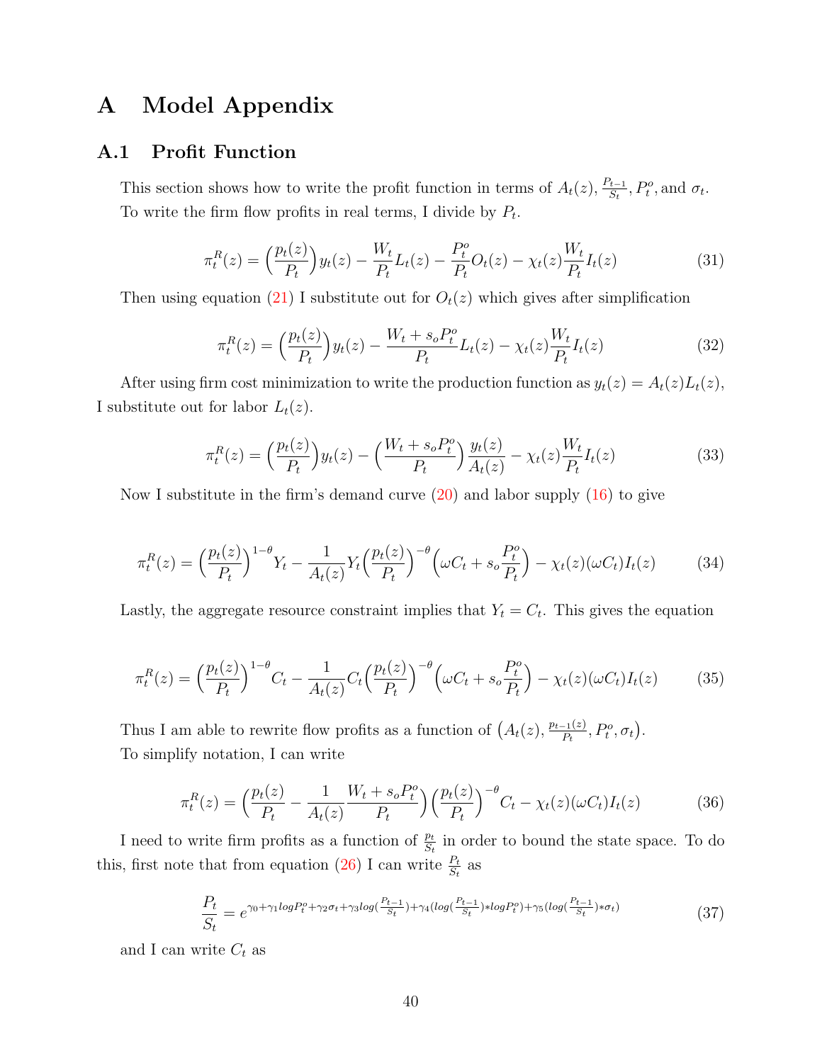# A Model Appendix

## A.1 Profit Function

This section shows how to write the profit function in terms of $A_t(z)$, $\frac{P_{t-1}}{S_t}$, $P_t^o$, and $\sigma_t$. To write the firm flow profits in real terms, I divide by $P_t$.

$$\pi_t^R(z) = \Big(\frac{p_t(z)}{P_t}\Big) y_t(z) - \frac{W_t}{P_t} L_t(z) - \frac{P_t^o}{P_t} O_t(z) - \chi_t(z) \frac{W_t}{P_t} I_t(z) \tag{31}$$

Then using equation (21) I substitute out for $O_t(z)$ which gives after simplification

$$\pi_t^R(z) = \Big(\frac{p_t(z)}{P_t}\Big) y_t(z) - \frac{W_t + s_o P_t^o}{P_t} L_t(z) - \chi_t(z) \frac{W_t}{P_t} I_t(z) \tag{32}$$

After using firm cost minimization to write the production function as $y_t(z) = A_t(z) L_t(z)$, I substitute out for labor $L_t(z)$.

$$\pi_t^R(z) = \Big(\frac{p_t(z)}{P_t}\Big) y_t(z) - \Big(\frac{W_t + s_o P_t^o}{P_t}\Big) \frac{y_t(z)}{A_t(z)} - \chi_t(z) \frac{W_t}{P_t} I_t(z) \tag{33}$$

Now I substitute in the firm's demand curve (20) and labor supply (16) to give

$$\pi_t^R(z) = \Big(\frac{p_t(z)}{P_t}\Big)^{1-\theta} Y_t - \frac{1}{A_t(z)} Y_t \Big(\frac{p_t(z)}{P_t}\Big)^{-\theta} \Big(\omega C_t + s_o \frac{P_t^o}{P_t}\Big) - \chi_t(z)(\omega C_t) I_t(z) \tag{34}$$

Lastly, the aggregate resource constraint implies that $Y_t = C_t$. This gives the equation

$$\pi_t^R(z) = \Big(\frac{p_t(z)}{P_t}\Big)^{1-\theta} C_t - \frac{1}{A_t(z)} C_t \Big(\frac{p_t(z)}{P_t}\Big)^{-\theta} \Big(\omega C_t + s_o \frac{P_t^o}{P_t}\Big) - \chi_t(z)(\omega C_t) I_t(z) \tag{35}$$

Thus I am able to rewrite flow profits as a function of $\big(A_t(z), \frac{p_{t-1}(z)}{P_t}, P_t^o, \sigma_t\big)$.

To simplify notation, I can write

$$\pi_t^R(z) = \Big(\frac{p_t(z)}{P_t} - \frac{1}{A_t(z)} \frac{W_t + s_o P_t^o}{P_t}\Big) \Big(\frac{p_t(z)}{P_t}\Big)^{-\theta} C_t - \chi_t(z)(\omega C_t) I_t(z) \tag{36}$$

I need to write firm profits as a function of $\frac{p_t}{S_t}$ in order to bound the state space. To do this, first note that from equation (26) I can write $\frac{P_t}{S_t}$ as

$$\frac{P_t}{S_t} = e^{\gamma_0 + \gamma_1 log P_t^o + \gamma_2 \sigma_t + \gamma_3 log(\frac{P_{t-1}}{S_t}) + \gamma_4 (log(\frac{P_{t-1}}{S_t}) * log P_t^o) + \gamma_5 (log(\frac{P_{t-1}}{S_t}) * \sigma_t)} \tag{37}$$

and I can write $C_t$ as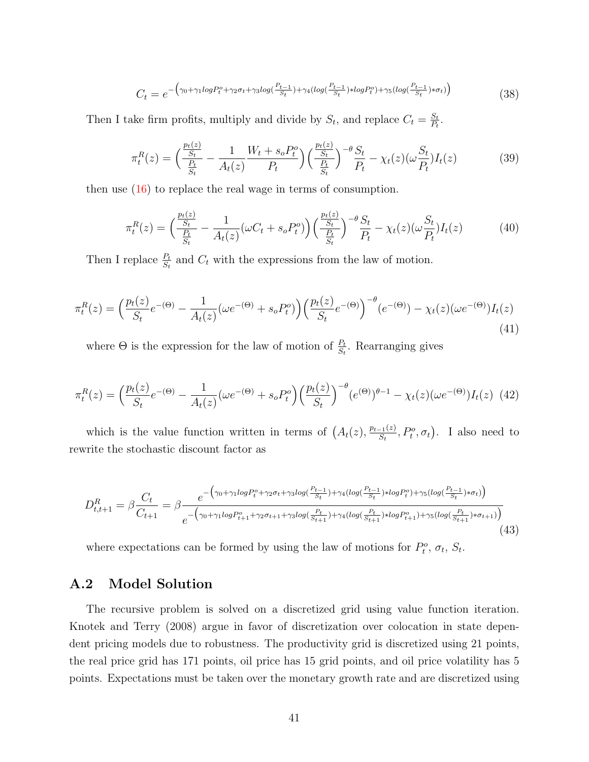$$C_t = e^{-\left(\gamma_0+\gamma_1 logP_t^o+\gamma_2\sigma_t+\gamma_3 log(\frac{P_{t-1}}{S_t})+\gamma_4(log(\frac{P_{t-1}}{S_t})*logP_t^o)+\gamma_5(log(\frac{P_{t-1}}{S_t})*\sigma_t)\right)} \tag{38}$$

Then I take firm profits, multiply and divide by $S_t$, and replace $C_t = \frac{S_t}{P_t}$.

$$\pi_t^R(z) = \Big(\frac{\frac{p_t(z)}{S_t}}{\frac{P_t}{S_t}} - \frac{1}{A_t(z)}\frac{W_t + s_o P_t^o}{P_t}\Big)\Big(\frac{\frac{p_t(z)}{S_t}}{\frac{P_t}{S_t}}\Big)^{-\theta}\frac{S_t}{P_t} - \chi_t(z)(\omega\frac{S_t}{P_t})I_t(z) \tag{39}$$

then use (16) to replace the real wage in terms of consumption.

$$\pi_t^R(z) = \Big(\frac{\frac{p_t(z)}{S_t}}{\frac{P_t}{S_t}} - \frac{1}{A_t(z)}(\omega C_t + s_o P_t^o)\Big)\Big(\frac{\frac{p_t(z)}{S_t}}{\frac{P_t}{S_t}}\Big)^{-\theta}\frac{S_t}{P_t} - \chi_t(z)(\omega\frac{S_t}{P_t})I_t(z) \tag{40}$$

Then I replace $\frac{P_t}{S_t}$ and $C_t$ with the expressions from the law of motion.

$$\pi_t^R(z) = \Big(\frac{p_t(z)}{S_t}e^{-(\Theta)} - \frac{1}{A_t(z)}(\omega e^{-(\Theta)} + s_o P_t^o)\Big)\Big(\frac{p_t(z)}{S_t}e^{-(\Theta)}\Big)^{-\theta}(e^{-(\Theta)}) - \chi_t(z)(\omega e^{-(\Theta)})I_t(z) \tag{41}$$

where $\Theta$ is the expression for the law of motion of $\frac{P_t}{S_t}$. Rearranging gives

$$\pi_t^R(z) = \Big(\frac{p_t(z)}{S_t}e^{-(\Theta)} - \frac{1}{A_t(z)}(\omega e^{-(\Theta)} + s_o P_t^o)\Big)\Big(\frac{p_t(z)}{S_t}\Big)^{-\theta}(e^{(\Theta)})^{\theta-1} - \chi_t(z)(\omega e^{-(\Theta)})I_t(z) \tag{42}$$

which is the value function written in terms of $\left(A_t(z), \frac{p_{t-1}(z)}{S_t}, P_t^o, \sigma_t\right)$. I also need to rewrite the stochastic discount factor as

$$D_{t,t+1}^R = \beta\frac{C_t}{C_{t+1}} = \beta\frac{e^{-\left(\gamma_0+\gamma_1 logP_t^o+\gamma_2\sigma_t+\gamma_3 log(\frac{P_{t-1}}{S_t})+\gamma_4(log(\frac{P_{t-1}}{S_t})*logP_t^o)+\gamma_5(log(\frac{P_{t-1}}{S_t})*\sigma_t)\right)}}{e^{-\left(\gamma_0+\gamma_1 logP_{t+1}^o+\gamma_2\sigma_{t+1}+\gamma_3 log(\frac{P_t}{S_{t+1}})+\gamma_4(log(\frac{P_t}{S_{t+1}})*logP_{t+1}^o)+\gamma_5(log(\frac{P_t}{S_{t+1}})*\sigma_{t+1})\right)}} \tag{43}$$

where expectations can be formed by using the law of motions for $P_t^o$, $\sigma_t$, $S_t$.

## A.2 Model Solution

The recursive problem is solved on a discretized grid using value function iteration. Knotek and Terry (2008) argue in favor of discretization over colocation in state dependent pricing models due to robustness. The productivity grid is discretized using 21 points, the real price grid has 171 points, oil price has 15 grid points, and oil price volatility has 5 points. Expectations must be taken over the monetary growth rate and are discretized using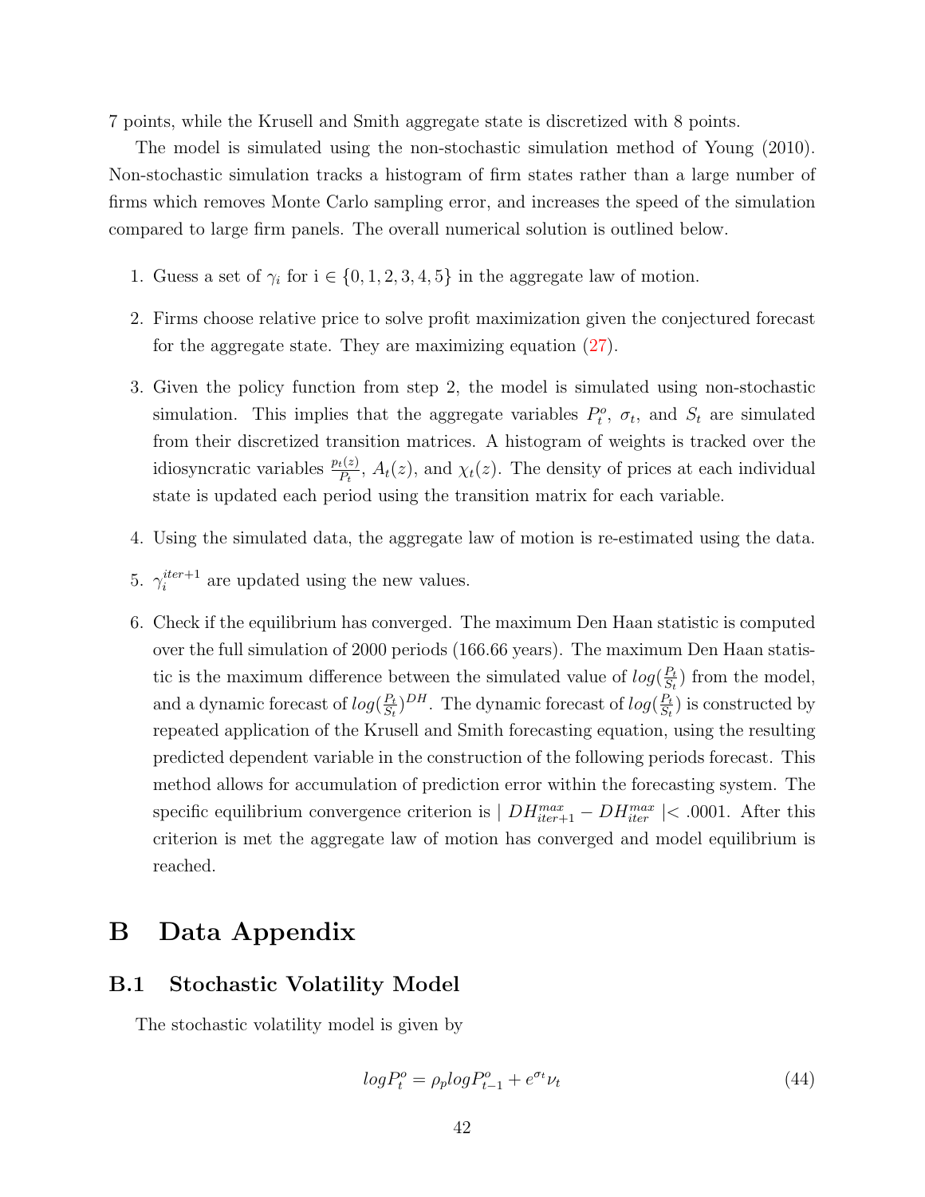7 points, while the Krusell and Smith aggregate state is discretized with 8 points.

The model is simulated using the non-stochastic simulation method of Young (2010). Non-stochastic simulation tracks a histogram of firm states rather than a large number of firms which removes Monte Carlo sampling error, and increases the speed of the simulation compared to large firm panels. The overall numerical solution is outlined below.

1. Guess a set of $\gamma_i$ for i $\in \{0, 1, 2, 3, 4, 5\}$ in the aggregate law of motion.

2. Firms choose relative price to solve profit maximization given the conjectured forecast for the aggregate state. They are maximizing equation (27).

3. Given the policy function from step 2, the model is simulated using non-stochastic simulation. This implies that the aggregate variables $P_t^o$, $\sigma_t$, and $S_t$ are simulated from their discretized transition matrices. A histogram of weights is tracked over the idiosyncratic variables $\frac{p_t(z)}{P_t}$, $A_t(z)$, and $\chi_t(z)$. The density of prices at each individual state is updated each period using the transition matrix for each variable.

4. Using the simulated data, the aggregate law of motion is re-estimated using the data.

5. $\gamma_i^{iter+1}$ are updated using the new values.

6. Check if the equilibrium has converged. The maximum Den Haan statistic is computed over the full simulation of 2000 periods (166.66 years). The maximum Den Haan statistic is the maximum difference between the simulated value of $log(\frac{P_t}{S_t})$ from the model, and a dynamic forecast of $log(\frac{P_t}{S_t})^{DH}$. The dynamic forecast of $log(\frac{P_t}{S_t})$ is constructed by repeated application of the Krusell and Smith forecasting equation, using the resulting predicted dependent variable in the construction of the following periods forecast. This method allows for accumulation of prediction error within the forecasting system. The specific equilibrium convergence criterion is $\mid DH_{iter+1}^{max} - DH_{iter}^{max} \mid < .0001$. After this criterion is met the aggregate law of motion has converged and model equilibrium is reached.

# B Data Appendix

## B.1 Stochastic Volatility Model

The stochastic volatility model is given by

$$logP_t^o = \rho_p logP_{t-1}^o + e^{\sigma_t}\nu_t \tag{44}$$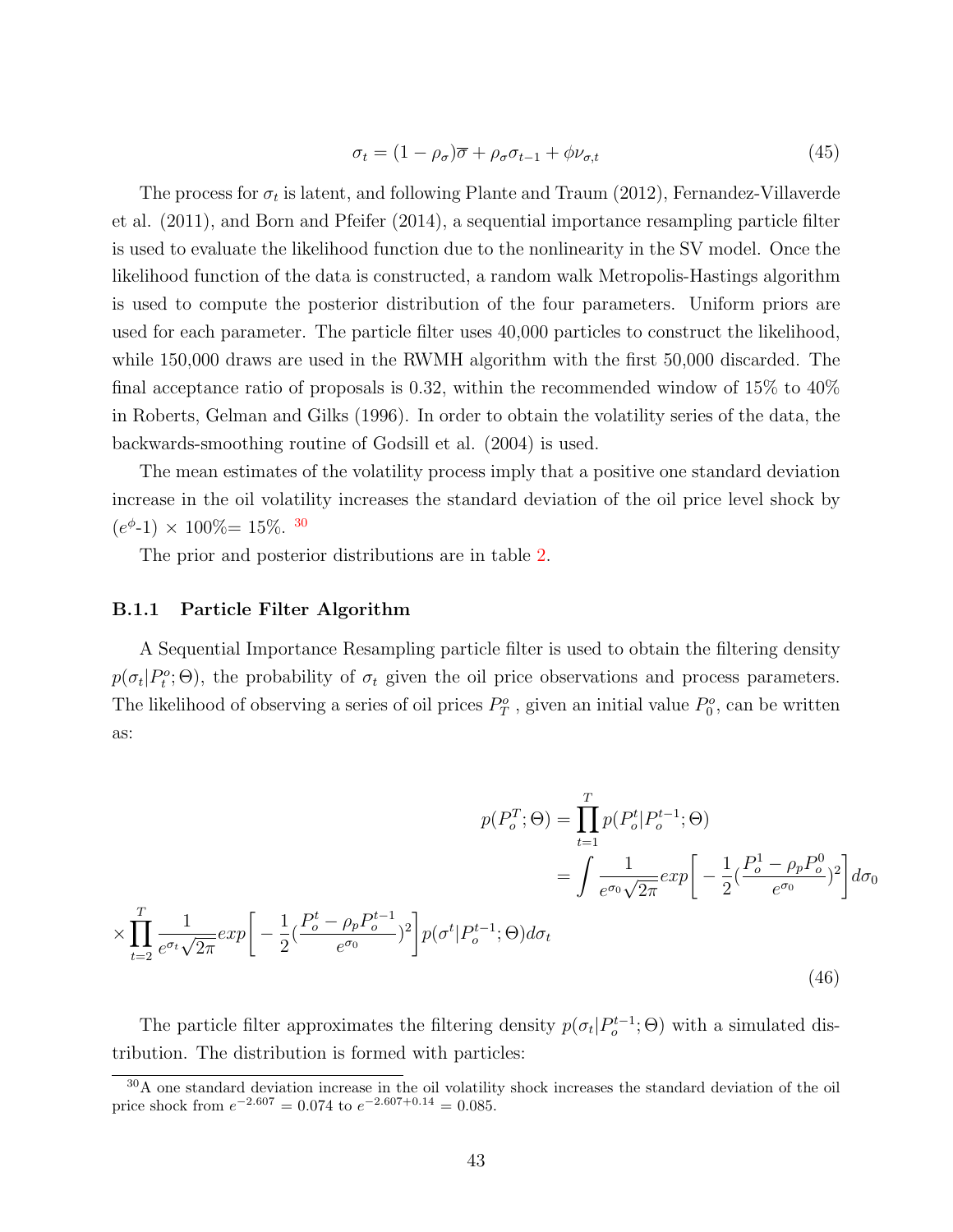$$\sigma_t = (1 - \rho_\sigma)\overline{\sigma} + \rho_\sigma \sigma_{t-1} + \phi \nu_{\sigma,t} \tag{45}$$

The process for $\sigma_t$ is latent, and following Plante and Traum (2012), Fernandez-Villaverde et al. (2011), and Born and Pfeifer (2014), a sequential importance resampling particle filter is used to evaluate the likelihood function due to the nonlinearity in the SV model. Once the likelihood function of the data is constructed, a random walk Metropolis-Hastings algorithm is used to compute the posterior distribution of the four parameters. Uniform priors are used for each parameter. The particle filter uses 40,000 particles to construct the likelihood, while 150,000 draws are used in the RWMH algorithm with the first 50,000 discarded. The final acceptance ratio of proposals is 0.32, within the recommended window of 15% to 40% in Roberts, Gelman and Gilks (1996). In order to obtain the volatility series of the data, the backwards-smoothing routine of Godsill et al. (2004) is used.

The mean estimates of the volatility process imply that a positive one standard deviation increase in the oil volatility increases the standard deviation of the oil price level shock by $(e^{\phi}$-1) $\times$ 100%= 15%. [30]

The prior and posterior distributions are in table 2.

### B.1.1 Particle Filter Algorithm

A Sequential Importance Resampling particle filter is used to obtain the filtering density $p(\sigma_t|P^o_t;\Theta)$, the probability of $\sigma_t$ given the oil price observations and process parameters. The likelihood of observing a series of oil prices $P^o_T$ , given an initial value $P^o_0$, can be written as:

$$\begin{aligned} p(P_o^T;\Theta) &= \prod_{t=1}^{T} p(P_o^t|P_o^{t-1};\Theta) \\ &= \int \frac{1}{e^{\sigma_0}\sqrt{2\pi}} exp\Big[-\frac{1}{2}(\frac{P_o^1 - \rho_p P_o^0}{e^{\sigma_0}})^2\Big] d\sigma_0 \\ &\times \prod_{t=2}^{T} \frac{1}{e^{\sigma_t}\sqrt{2\pi}} exp\Big[-\frac{1}{2}(\frac{P_o^t - \rho_p P_o^{t-1}}{e^{\sigma_0}})^2\Big] p(\sigma^t|P_o^{t-1};\Theta) d\sigma_t \end{aligned} \tag{46}$$

The particle filter approximates the filtering density $p(\sigma_t|P^{t-1}_o;\Theta)$ with a simulated distribution. The distribution is formed with particles:

[30] A one standard deviation increase in the oil volatility shock increases the standard deviation of the oil price shock from $e^{-2.607} = 0.074$ to $e^{-2.607+0.14} = 0.085$.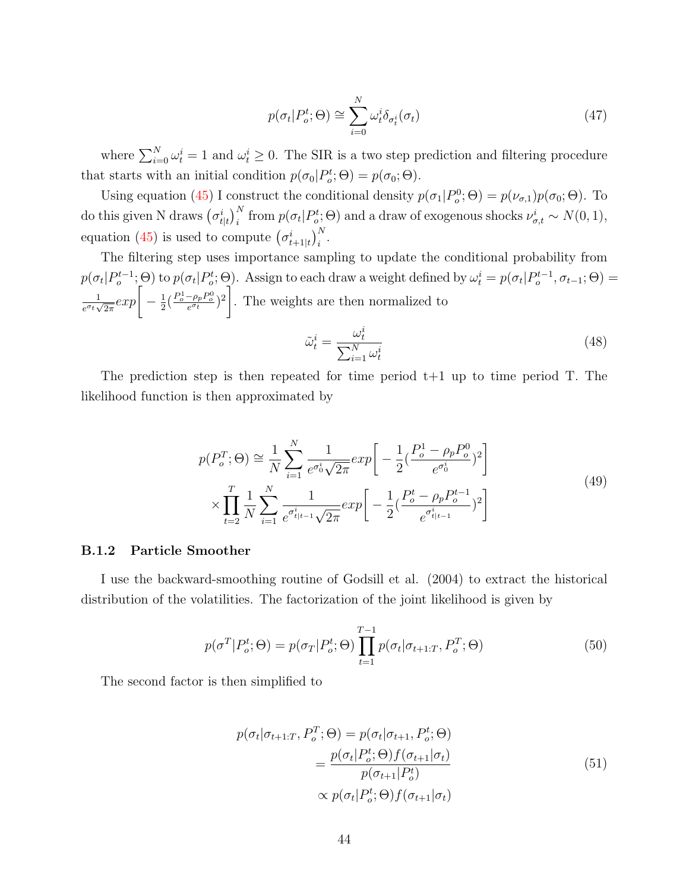$$p(\sigma_t|P_o^t;\Theta) \cong \sum_{i=0}^{N} \omega_t^i \delta_{\sigma_t^i}(\sigma_t) \tag{47}$$

where $\sum_{i=0}^{N} \omega_t^i = 1$ and $\omega_t^i \geq 0$. The SIR is a two step prediction and filtering procedure that starts with an initial condition $p(\sigma_0|P_o^t;\Theta) = p(\sigma_0;\Theta)$.

Using equation (45) I construct the conditional density $p(\sigma_1|P_o^0;\Theta) = p(\nu_{\sigma,1})p(\sigma_0;\Theta)$. To do this given N draws $\left(\sigma_{t|t}^i\right)_i^N$ from $p(\sigma_t|P_o^t;\Theta)$ and a draw of exogenous shocks $\nu_{\sigma,t}^i \sim N(0,1)$, equation (45) is used to compute $\left(\sigma_{t+1|t}^i\right)_i^N$.

The filtering step uses importance sampling to update the conditional probability from $p(\sigma_t|P_o^{t-1};\Theta)$ to $p(\sigma_t|P_o^t;\Theta)$. Assign to each draw a weight defined by $\omega_t^i = p(\sigma_t|P_o^{t-1},\sigma_{t-1};\Theta) = \frac{1}{e^{\sigma_t}\sqrt{2\pi}} exp\left[-\frac{1}{2}(\frac{P_o^1 - \rho_p P_o^0}{e^{\sigma_t}})^2\right]$. The weights are then normalized to

$$\tilde{\omega}_t^i = \frac{\omega_t^i}{\sum_{i=1}^{N} \omega_t^i} \tag{48}$$

The prediction step is then repeated for time period t+1 up to time period T. The likelihood function is then approximated by

$$\begin{aligned} p(P_o^T;\Theta) \cong & \frac{1}{N}\sum_{i=1}^{N} \frac{1}{e^{\sigma_0^i}\sqrt{2\pi}} exp\left[-\frac{1}{2}(\frac{P_o^1 - \rho_p P_o^0}{e^{\sigma_0^i}})^2\right] \\ & \times \prod_{t=2}^{T} \frac{1}{N}\sum_{i=1}^{N} \frac{1}{e^{\sigma_{t|t-1}^i}\sqrt{2\pi}} exp\left[-\frac{1}{2}(\frac{P_o^t - \rho_p P_o^{t-1}}{e^{\sigma_{t|t-1}^i}})^2\right] \end{aligned} \tag{49}$$

### B.1.2 Particle Smoother

I use the backward-smoothing routine of Godsill et al. (2004) to extract the historical distribution of the volatilities. The factorization of the joint likelihood is given by

$$p(\sigma^T|P_o^t;\Theta) = p(\sigma_T|P_o^t;\Theta)\prod_{t=1}^{T-1} p(\sigma_t|\sigma_{t+1:T}, P_o^T;\Theta) \tag{50}$$

The second factor is then simplified to

$$\begin{aligned} p(\sigma_t|\sigma_{t+1:T}, P_o^T;\Theta) &= p(\sigma_t|\sigma_{t+1}, P_o^t;\Theta) \\ &= \frac{p(\sigma_t|P_o^t;\Theta)f(\sigma_{t+1}|\sigma_t)}{p(\sigma_{t+1}|P_o^t)} \\ &\propto p(\sigma_t|P_o^t;\Theta)f(\sigma_{t+1}|\sigma_t) \end{aligned} \tag{51}$$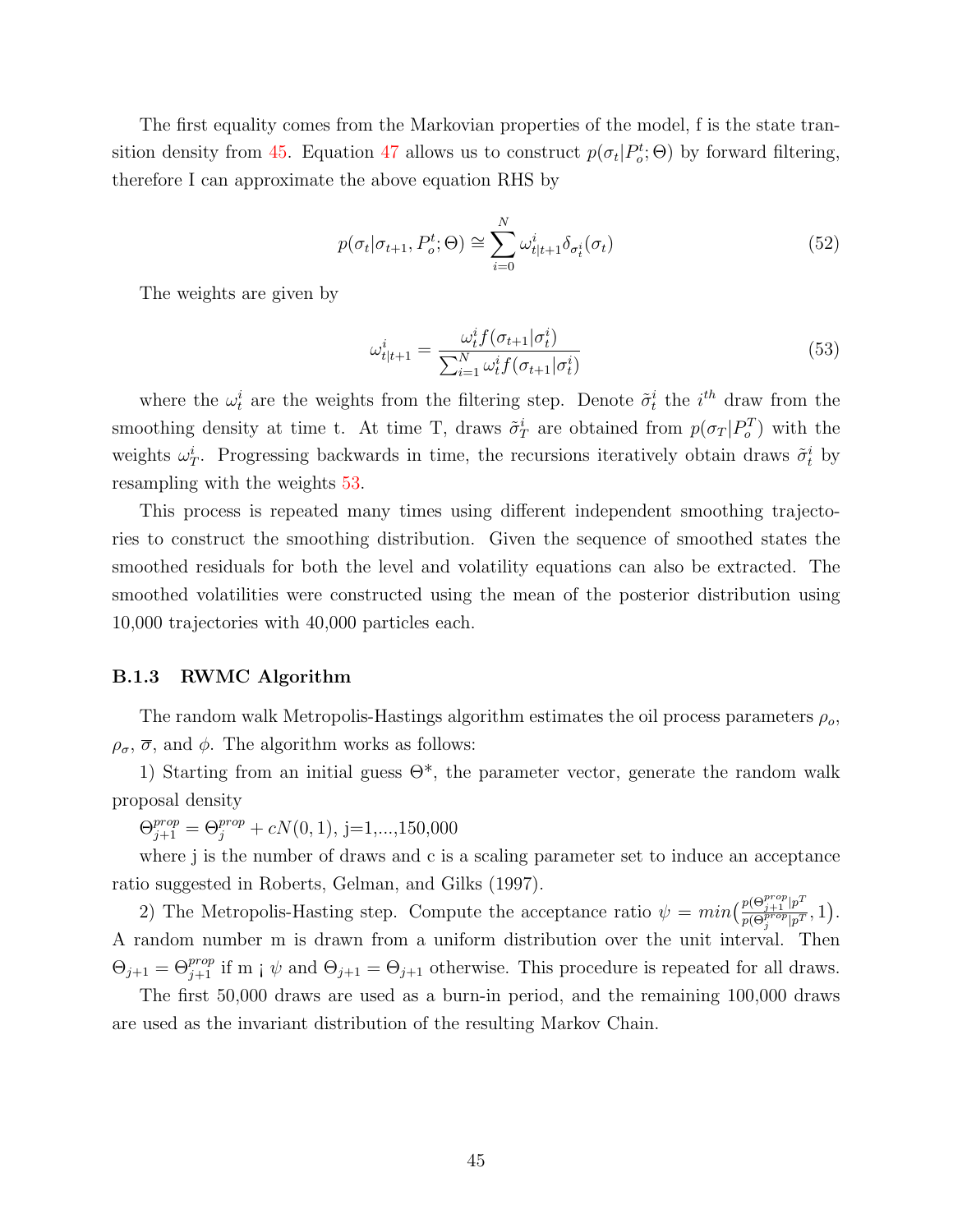The first equality comes from the Markovian properties of the model, f is the state transition density from 45. Equation 47 allows us to construct $p(\sigma_t|P_o^t;\Theta)$ by forward filtering, therefore I can approximate the above equation RHS by

$$p(\sigma_t|\sigma_{t+1}, P_o^t;\Theta) \cong \sum_{i=0}^{N} \omega_{t|t+1}^i \delta_{\sigma_t^i}(\sigma_t) \tag{52}$$

The weights are given by

$$\omega_{t|t+1}^i = \frac{\omega_t^i f(\sigma_{t+1}|\sigma_t^i)}{\sum_{i=1}^N \omega_t^i f(\sigma_{t+1}|\sigma_t^i)} \tag{53}$$

where the $\omega_t^i$ are the weights from the filtering step. Denote $\tilde{\sigma}_t^i$ the $i^{th}$ draw from the smoothing density at time t. At time T, draws $\tilde{\sigma}_T^i$ are obtained from $p(\sigma_T|P_o^T)$ with the weights $\omega_T^i$. Progressing backwards in time, the recursions iteratively obtain draws $\tilde{\sigma}_t^i$ by resampling with the weights 53.

This process is repeated many times using different independent smoothing trajectories to construct the smoothing distribution. Given the sequence of smoothed states the smoothed residuals for both the level and volatility equations can also be extracted. The smoothed volatilities were constructed using the mean of the posterior distribution using 10,000 trajectories with 40,000 particles each.

### B.1.3 RWMC Algorithm

The random walk Metropolis-Hastings algorithm estimates the oil process parameters $\rho_o$, $\rho_\sigma$, $\overline{\sigma}$, and $\phi$. The algorithm works as follows:

1) Starting from an initial guess $\Theta^*$, the parameter vector, generate the random walk proposal density

$\Theta_{j+1}^{prop} = \Theta_j^{prop} + cN(0,1)$, j=1,...,150,000

where j is the number of draws and c is a scaling parameter set to induce an acceptance ratio suggested in Roberts, Gelman, and Gilks (1997).

2) The Metropolis-Hasting step. Compute the acceptance ratio $\psi = min\left(\frac{p(\Theta_{j+1}^{prop}|p^T}{p(\Theta_j^{prop}|p^T}, 1\right)$. A random number m is drawn from a uniform distribution over the unit interval. Then $\Theta_{j+1} = \Theta_{j+1}^{prop}$ if m ¡ $\psi$ and $\Theta_{j+1} = \Theta_{j+1}$ otherwise. This procedure is repeated for all draws.

The first 50,000 draws are used as a burn-in period, and the remaining 100,000 draws are used as the invariant distribution of the resulting Markov Chain.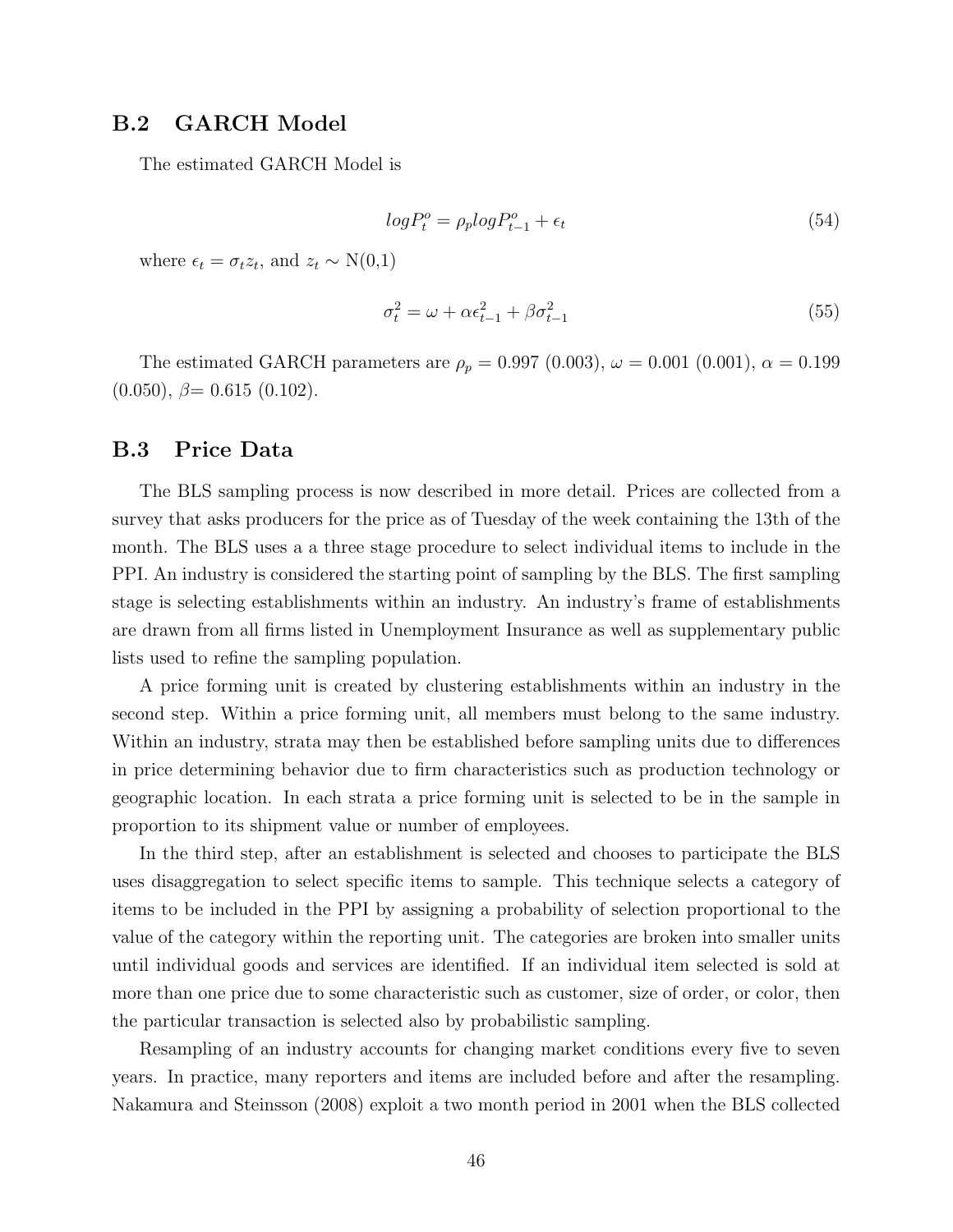## B.2 GARCH Model

The estimated GARCH Model is

$$logP_t^o = \rho_p logP_{t-1}^o + \epsilon_t \tag{54}$$

where $\epsilon_t = \sigma_t z_t$, and $z_t \sim$ N(0,1)

$$\sigma_t^2 = \omega + \alpha\epsilon_{t-1}^2 + \beta\sigma_{t-1}^2 \tag{55}$$

The estimated GARCH parameters are $\rho_p = 0.997$ (0.003), $\omega = 0.001$ (0.001), $\alpha = 0.199$ (0.050), $\beta = 0.615$ (0.102).

## B.3 Price Data

The BLS sampling process is now described in more detail. Prices are collected from a survey that asks producers for the price as of Tuesday of the week containing the 13th of the month. The BLS uses a a three stage procedure to select individual items to include in the PPI. An industry is considered the starting point of sampling by the BLS. The first sampling stage is selecting establishments within an industry. An industry's frame of establishments are drawn from all firms listed in Unemployment Insurance as well as supplementary public lists used to refine the sampling population.

A price forming unit is created by clustering establishments within an industry in the second step. Within a price forming unit, all members must belong to the same industry. Within an industry, strata may then be established before sampling units due to differences in price determining behavior due to firm characteristics such as production technology or geographic location. In each strata a price forming unit is selected to be in the sample in proportion to its shipment value or number of employees.

In the third step, after an establishment is selected and chooses to participate the BLS uses disaggregation to select specific items to sample. This technique selects a category of items to be included in the PPI by assigning a probability of selection proportional to the value of the category within the reporting unit. The categories are broken into smaller units until individual goods and services are identified. If an individual item selected is sold at more than one price due to some characteristic such as customer, size of order, or color, then the particular transaction is selected also by probabilistic sampling.

Resampling of an industry accounts for changing market conditions every five to seven years. In practice, many reporters and items are included before and after the resampling. Nakamura and Steinsson (2008) exploit a two month period in 2001 when the BLS collected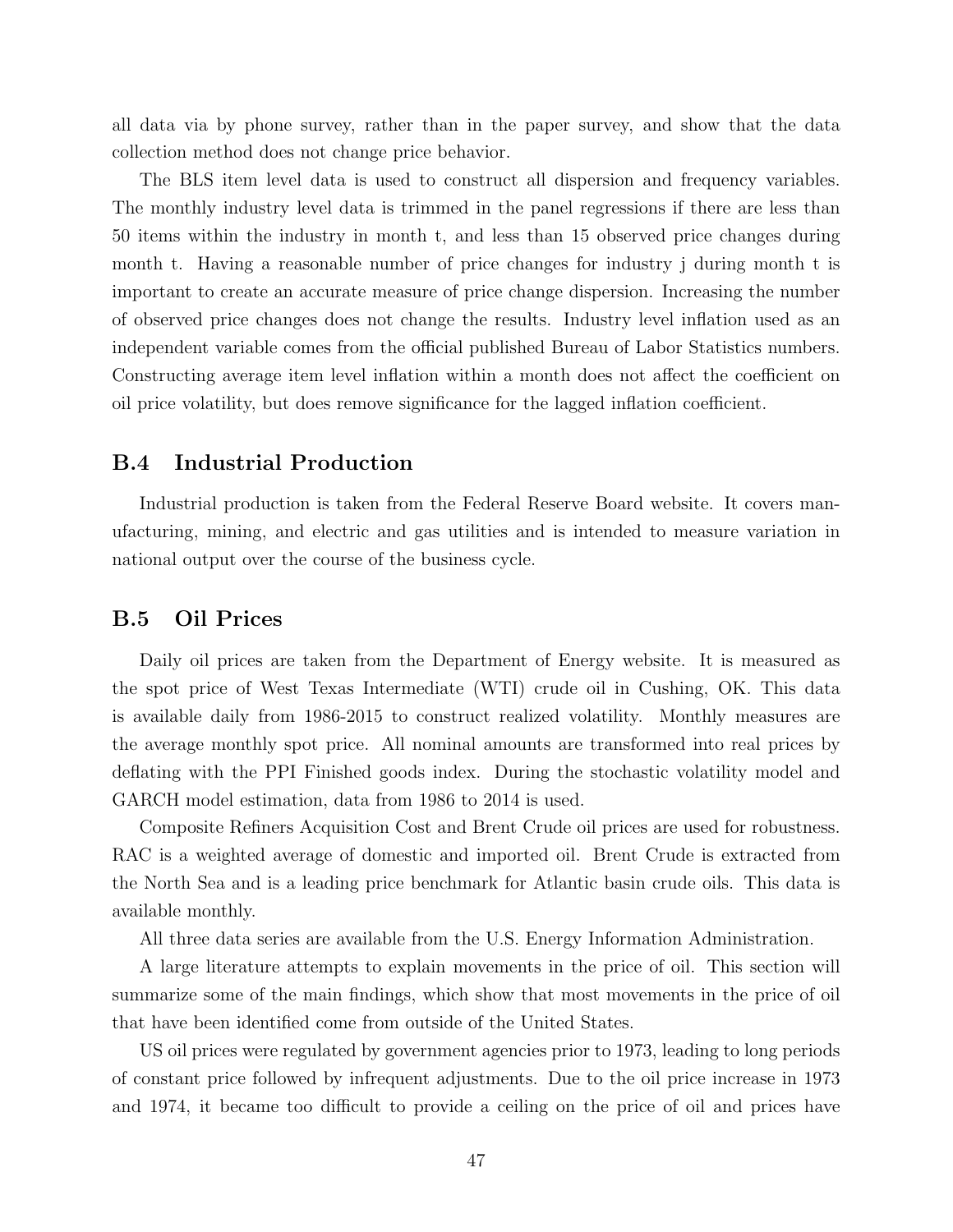all data via by phone survey, rather than in the paper survey, and show that the data collection method does not change price behavior.

The BLS item level data is used to construct all dispersion and frequency variables. The monthly industry level data is trimmed in the panel regressions if there are less than 50 items within the industry in month t, and less than 15 observed price changes during month t. Having a reasonable number of price changes for industry j during month t is important to create an accurate measure of price change dispersion. Increasing the number of observed price changes does not change the results. Industry level inflation used as an independent variable comes from the official published Bureau of Labor Statistics numbers. Constructing average item level inflation within a month does not affect the coefficient on oil price volatility, but does remove significance for the lagged inflation coefficient.

## B.4 Industrial Production

Industrial production is taken from the Federal Reserve Board website. It covers manufacturing, mining, and electric and gas utilities and is intended to measure variation in national output over the course of the business cycle.

## B.5 Oil Prices

Daily oil prices are taken from the Department of Energy website. It is measured as the spot price of West Texas Intermediate (WTI) crude oil in Cushing, OK. This data is available daily from 1986-2015 to construct realized volatility. Monthly measures are the average monthly spot price. All nominal amounts are transformed into real prices by deflating with the PPI Finished goods index. During the stochastic volatility model and GARCH model estimation, data from 1986 to 2014 is used.

Composite Refiners Acquisition Cost and Brent Crude oil prices are used for robustness. RAC is a weighted average of domestic and imported oil. Brent Crude is extracted from the North Sea and is a leading price benchmark for Atlantic basin crude oils. This data is available monthly.

All three data series are available from the U.S. Energy Information Administration.

A large literature attempts to explain movements in the price of oil. This section will summarize some of the main findings, which show that most movements in the price of oil that have been identified come from outside of the United States.

US oil prices were regulated by government agencies prior to 1973, leading to long periods of constant price followed by infrequent adjustments. Due to the oil price increase in 1973 and 1974, it became too difficult to provide a ceiling on the price of oil and prices have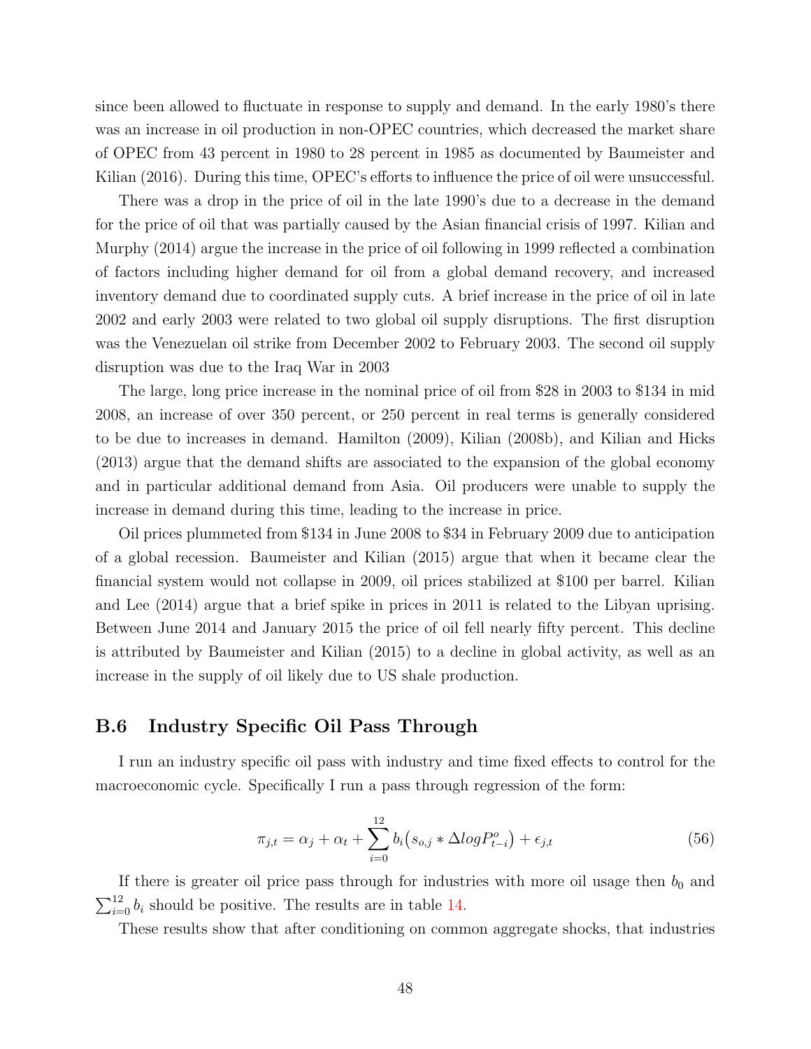since been allowed to fluctuate in response to supply and demand. In the early 1980's there was an increase in oil production in non-OPEC countries, which decreased the market share of OPEC from 43 percent in 1980 to 28 percent in 1985 as documented by Baumeister and Kilian (2016). During this time, OPEC's efforts to influence the price of oil were unsuccessful.

There was a drop in the price of oil in the late 1990's due to a decrease in the demand for the price of oil that was partially caused by the Asian financial crisis of 1997. Kilian and Murphy (2014) argue the increase in the price of oil following in 1999 reflected a combination of factors including higher demand for oil from a global demand recovery, and increased inventory demand due to coordinated supply cuts. A brief increase in the price of oil in late 2002 and early 2003 were related to two global oil supply disruptions. The first disruption was the Venezuelan oil strike from December 2002 to February 2003. The second oil supply disruption was due to the Iraq War in 2003

The large, long price increase in the nominal price of oil from \$28 in 2003 to \$134 in mid 2008, an increase of over 350 percent, or 250 percent in real terms is generally considered to be due to increases in demand. Hamilton (2009), Kilian (2008b), and Kilian and Hicks (2013) argue that the demand shifts are associated to the expansion of the global economy and in particular additional demand from Asia. Oil producers were unable to supply the increase in demand during this time, leading to the increase in price.

Oil prices plummeted from \$134 in June 2008 to \$34 in February 2009 due to anticipation of a global recession. Baumeister and Kilian (2015) argue that when it became clear the financial system would not collapse in 2009, oil prices stabilized at \$100 per barrel. Kilian and Lee (2014) argue that a brief spike in prices in 2011 is related to the Libyan uprising. Between June 2014 and January 2015 the price of oil fell nearly fifty percent. This decline is attributed by Baumeister and Kilian (2015) to a decline in global activity, as well as an increase in the supply of oil likely due to US shale production.

## B.6 Industry Specific Oil Pass Through

I run an industry specific oil pass with industry and time fixed effects to control for the macroeconomic cycle. Specifically I run a pass through regression of the form:

$$\pi_{j,t} = \alpha_j + \alpha_t + \sum_{i=0}^{12} b_i \big( s_{o,j} * \Delta log P^o_{t-i} \big) + \epsilon_{j,t} \tag{56}$$

If there is greater oil price pass through for industries with more oil usage then $b_0$ and $\sum_{i=0}^{12} b_i$ should be positive. The results are in table 14.

These results show that after conditioning on common aggregate shocks, that industries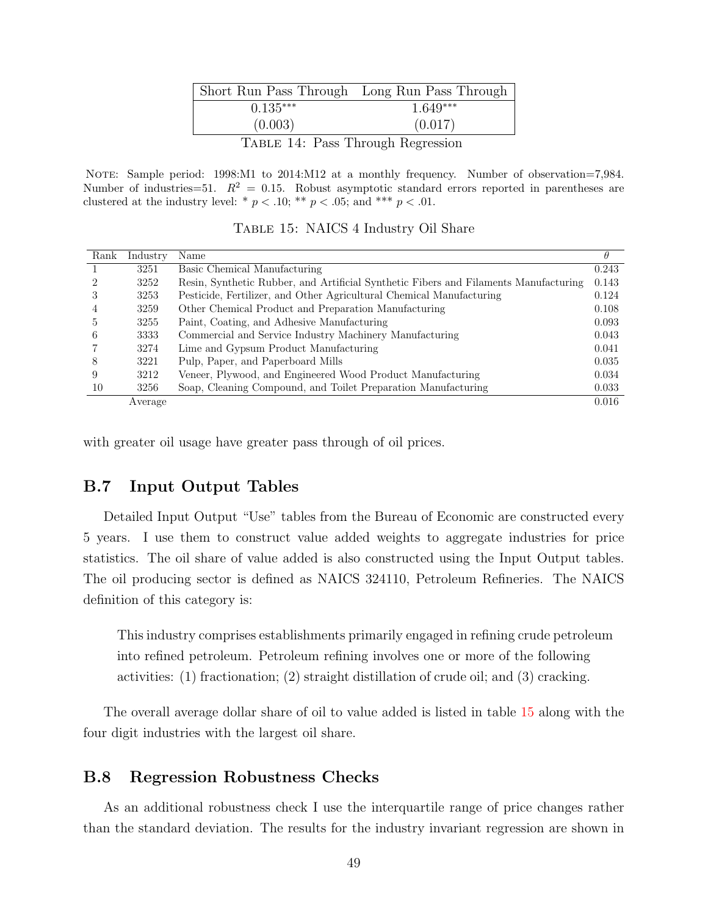| Short Run Pass Through | Long Run Pass Through |
|---|---|
| 0.135*** | 1.649*** |
| (0.003) | (0.017) |

Table 14: Pass Through Regression

Note: Sample period: 1998:M1 to 2014:M12 at a monthly frequency. Number of observation=7,984. Number of industries=51. $R^2 = 0.15$. Robust asymptotic standard errors reported in parentheses are clustered at the industry level: * $p < .10$; ** $p < .05$; and *** $p < .01$.

Table 15: NAICS 4 Industry Oil Share

| Rank | Industry | Name | $\theta$ |
|---|---|---|---|
| 1 | 3251 | Basic Chemical Manufacturing | 0.243 |
| 2 | 3252 | Resin, Synthetic Rubber, and Artificial Synthetic Fibers and Filaments Manufacturing | 0.143 |
| 3 | 3253 | Pesticide, Fertilizer, and Other Agricultural Chemical Manufacturing | 0.124 |
| 4 | 3259 | Other Chemical Product and Preparation Manufacturing | 0.108 |
| 5 | 3255 | Paint, Coating, and Adhesive Manufacturing | 0.093 |
| 6 | 3333 | Commercial and Service Industry Machinery Manufacturing | 0.043 |
| 7 | 3274 | Lime and Gypsum Product Manufacturing | 0.041 |
| 8 | 3221 | Pulp, Paper, and Paperboard Mills | 0.035 |
| 9 | 3212 | Veneer, Plywood, and Engineered Wood Product Manufacturing | 0.034 |
| 10 | 3256 | Soap, Cleaning Compound, and Toilet Preparation Manufacturing | 0.033 |
| | Average | | 0.016 |

with greater oil usage have greater pass through of oil prices.

## B.7 Input Output Tables

Detailed Input Output "Use" tables from the Bureau of Economic are constructed every 5 years. I use them to construct value added weights to aggregate industries for price statistics. The oil share of value added is also constructed using the Input Output tables. The oil producing sector is defined as NAICS 324110, Petroleum Refineries. The NAICS definition of this category is:

> This industry comprises establishments primarily engaged in refining crude petroleum into refined petroleum. Petroleum refining involves one or more of the following activities: (1) fractionation; (2) straight distillation of crude oil; and (3) cracking.

The overall average dollar share of oil to value added is listed in table 15 along with the four digit industries with the largest oil share.

## B.8 Regression Robustness Checks

As an additional robustness check I use the interquartile range of price changes rather than the standard deviation. The results for the industry invariant regression are shown in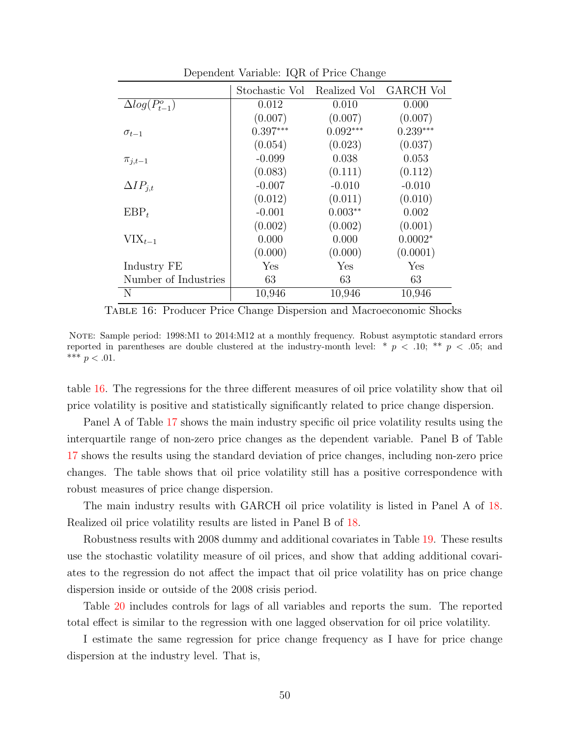Dependent Variable: IQR of Price Change

| | Stochastic Vol | Realized Vol | GARCH Vol |
|---|---|---|---|
| $\Delta log(P^o_{t-1})$ | 0.012 | 0.010 | 0.000 |
| | (0.007) | (0.007) | (0.007) |
| $\sigma_{t-1}$ | 0.397*** | 0.092*** | 0.239*** |
| | (0.054) | (0.023) | (0.037) |
| $\pi_{j,t-1}$ | -0.099 | 0.038 | 0.053 |
| | (0.083) | (0.111) | (0.112) |
| $\Delta IP_{j,t}$ | -0.007 | -0.010 | -0.010 |
| | (0.012) | (0.011) | (0.010) |
| $\text{EBP}_t$ | -0.001 | 0.003** | 0.002 |
| | (0.002) | (0.002) | (0.001) |
| $\text{VIX}_{t-1}$ | 0.000 | 0.000 | 0.0002* |
| | (0.000) | (0.000) | (0.0001) |
| Industry FE | Yes | Yes | Yes |
| Number of Industries | 63 | 63 | 63 |
| N | 10,946 | 10,946 | 10,946 |

Table 16: Producer Price Change Dispersion and Macroeconomic Shocks

Note: Sample period: 1998:M1 to 2014:M12 at a monthly frequency. Robust asymptotic standard errors reported in parentheses are double clustered at the industry-month level: * $p < .10$; ** $p < .05$; and *** $p < .01$.

table 16. The regressions for the three different measures of oil price volatility show that oil price volatility is positive and statistically significantly related to price change dispersion.

Panel A of Table 17 shows the main industry specific oil price volatility results using the interquartile range of non-zero price changes as the dependent variable. Panel B of Table 17 shows the results using the standard deviation of price changes, including non-zero price changes. The table shows that oil price volatility still has a positive correspondence with robust measures of price change dispersion.

The main industry results with GARCH oil price volatility is listed in Panel A of 18. Realized oil price volatility results are listed in Panel B of 18.

Robustness results with 2008 dummy and additional covariates in Table 19. These results use the stochastic volatility measure of oil prices, and show that adding additional covariates to the regression do not affect the impact that oil price volatility has on price change dispersion inside or outside of the 2008 crisis period.

Table 20 includes controls for lags of all variables and reports the sum. The reported total effect is similar to the regression with one lagged observation for oil price volatility.

I estimate the same regression for price change frequency as I have for price change dispersion at the industry level. That is,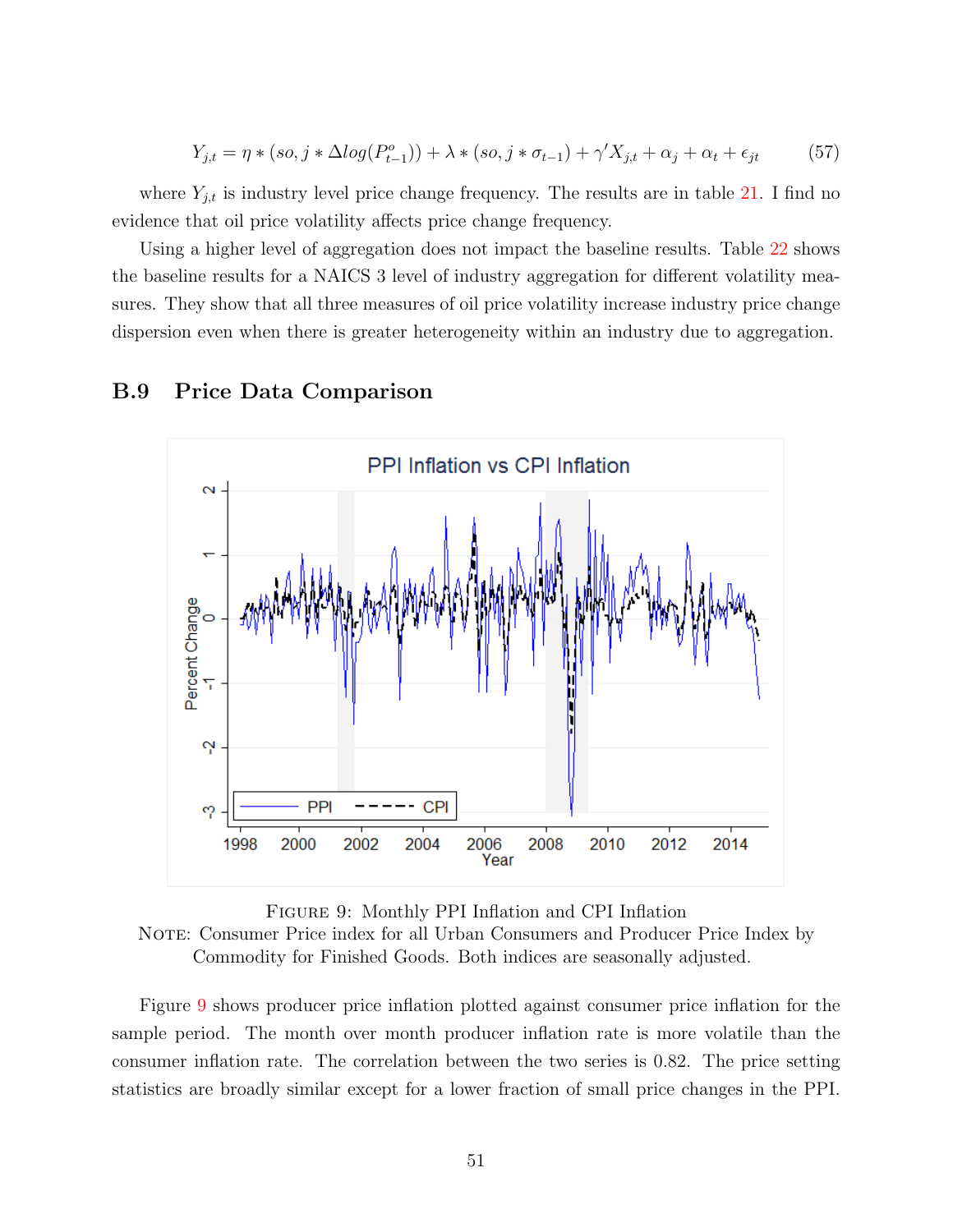$$Y_{j,t} = \eta * (so,j * \Delta log(P^o_{t-1})) + \lambda * (so,j * \sigma_{t-1}) + \gamma' X_{j,t} + \alpha_j + \alpha_t + \epsilon_{jt} \tag{57}$$

where $Y_{j,t}$ is industry level price change frequency. The results are in table 21. I find no evidence that oil price volatility affects price change frequency.

Using a higher level of aggregation does not impact the baseline results. Table 22 shows the baseline results for a NAICS 3 level of industry aggregation for different volatility measures. They show that all three measures of oil price volatility increase industry price change dispersion even when there is greater heterogeneity within an industry due to aggregation.

## B.9 Price Data Comparison

FIGURE 9: Monthly PPI Inflation and CPI Inflation

NOTE: Consumer Price index for all Urban Consumers and Producer Price Index by Commodity for Finished Goods. Both indices are seasonally adjusted.

Figure 9 shows producer price inflation plotted against consumer price inflation for the sample period. The month over month producer inflation rate is more volatile than the consumer inflation rate. The correlation between the two series is 0.82. The price setting statistics are broadly similar except for a lower fraction of small price changes in the PPI.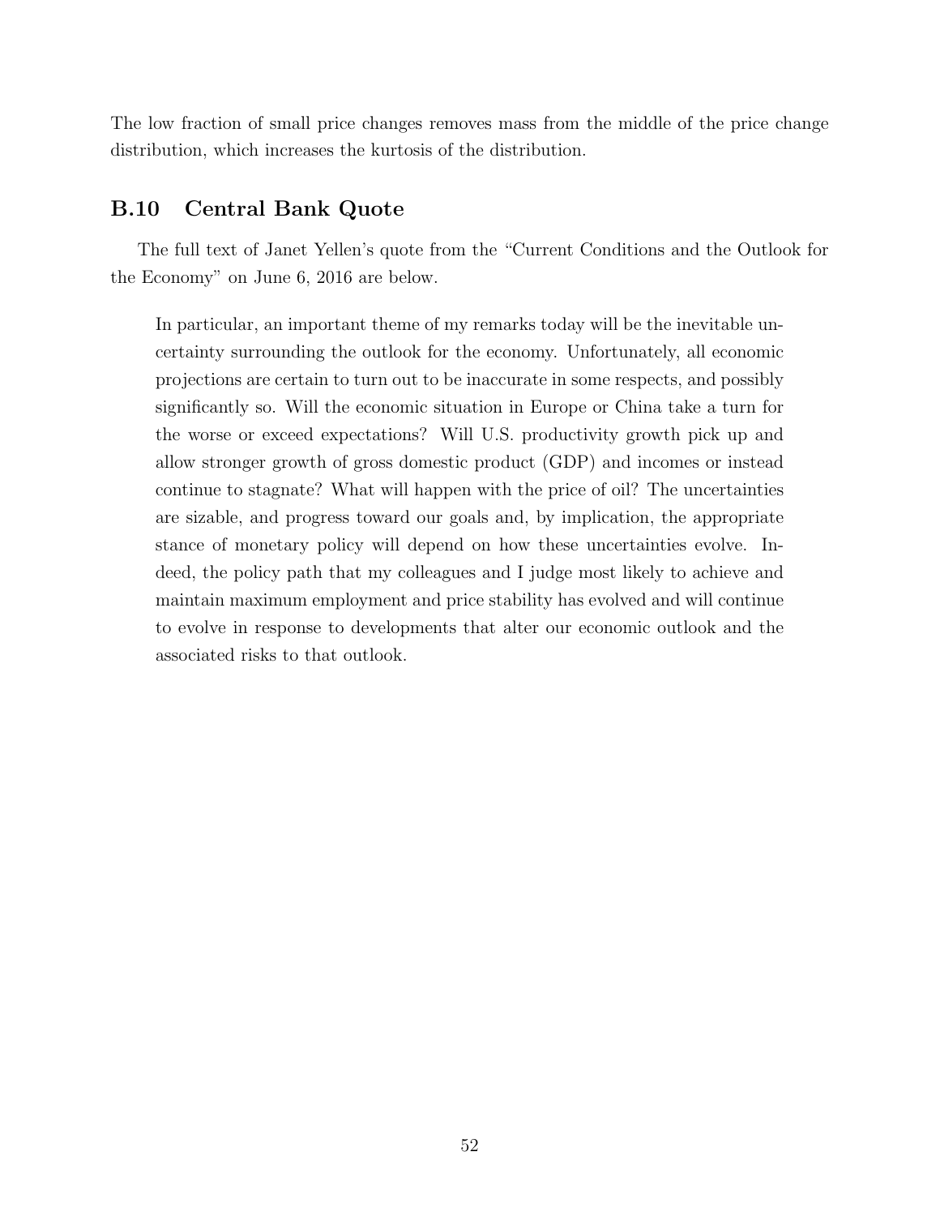The low fraction of small price changes removes mass from the middle of the price change distribution, which increases the kurtosis of the distribution.

## B.10 Central Bank Quote

The full text of Janet Yellen's quote from the "Current Conditions and the Outlook for the Economy" on June 6, 2016 are below.

> In particular, an important theme of my remarks today will be the inevitable uncertainty surrounding the outlook for the economy. Unfortunately, all economic projections are certain to turn out to be inaccurate in some respects, and possibly significantly so. Will the economic situation in Europe or China take a turn for the worse or exceed expectations? Will U.S. productivity growth pick up and allow stronger growth of gross domestic product (GDP) and incomes or instead continue to stagnate? What will happen with the price of oil? The uncertainties are sizable, and progress toward our goals and, by implication, the appropriate stance of monetary policy will depend on how these uncertainties evolve. Indeed, the policy path that my colleagues and I judge most likely to achieve and maintain maximum employment and price stability has evolved and will continue to evolve in response to developments that alter our economic outlook and the associated risks to that outlook.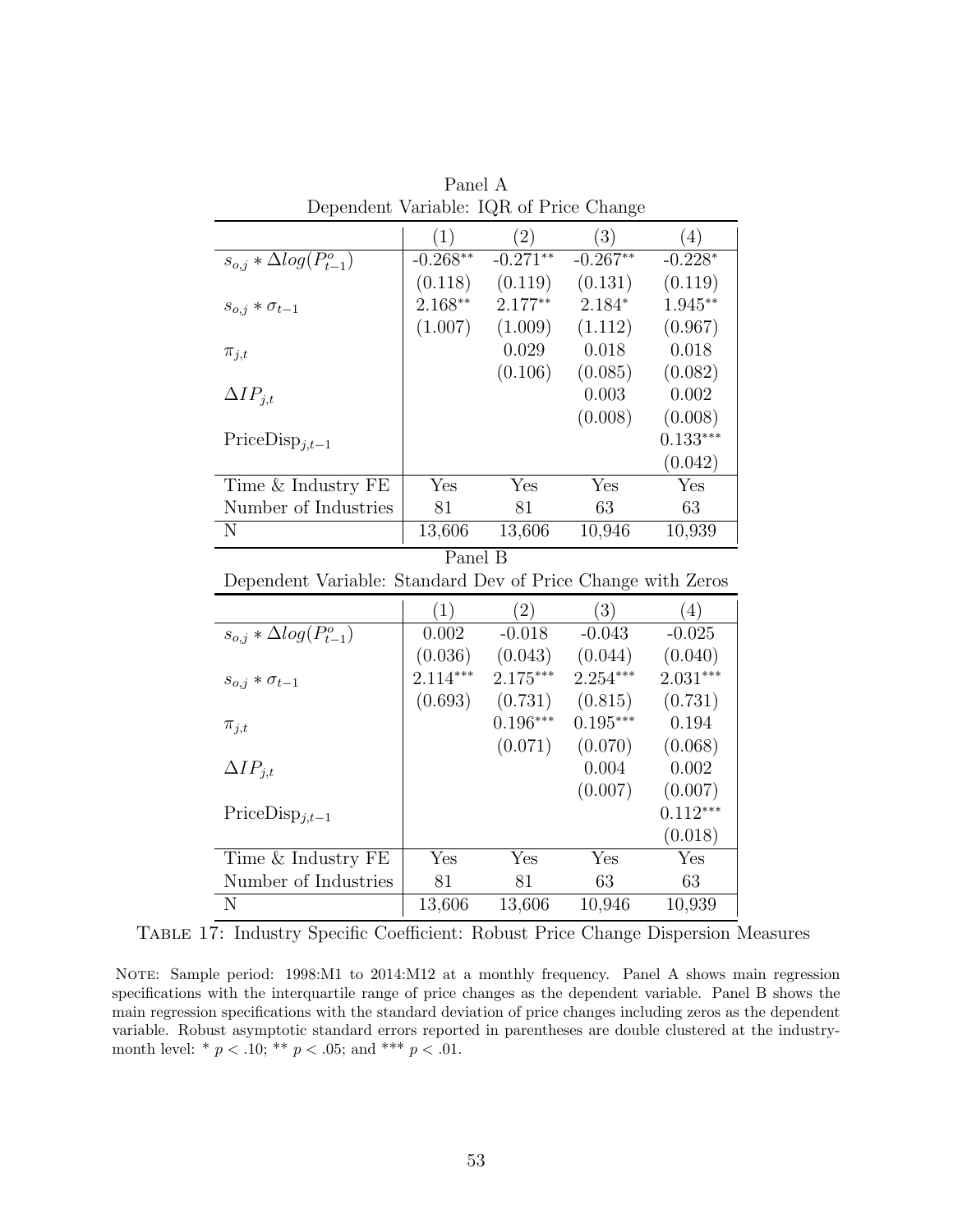Panel A

Dependent Variable: IQR of Price Change

| | (1) | (2) | (3) | (4) |
|---|---|---|---|---|
| $s_{o,j} * \Delta log(P^o_{t-1})$ | -0.268** | -0.271** | -0.267** | -0.228* |
| | (0.118) | (0.119) | (0.131) | (0.119) |
| $s_{o,j} * \sigma_{t-1}$ | 2.168** | 2.177** | 2.184* | 1.945** |
| | (1.007) | (1.009) | (1.112) | (0.967) |
| $\pi_{j,t}$ | | 0.029 | 0.018 | 0.018 |
| | | (0.106) | (0.085) | (0.082) |
| $\Delta IP_{j,t}$ | | | 0.003 | 0.002 |
| | | | (0.008) | (0.008) |
| $\text{PriceDisp}_{j,t-1}$ | | | | 0.133*** |
| | | | | (0.042) |
| Time & Industry FE | Yes | Yes | Yes | Yes |
| Number of Industries | 81 | 81 | 63 | 63 |
| N | 13,606 | 13,606 | 10,946 | 10,939 |

Panel B

Dependent Variable: Standard Dev of Price Change with Zeros

| | (1) | (2) | (3) | (4) |
|---|---|---|---|---|
| $s_{o,j} * \Delta log(P^o_{t-1})$ | 0.002 | -0.018 | -0.043 | -0.025 |
| | (0.036) | (0.043) | (0.044) | (0.040) |
| $s_{o,j} * \sigma_{t-1}$ | 2.114*** | 2.175*** | 2.254*** | 2.031*** |
| | (0.693) | (0.731) | (0.815) | (0.731) |
| $\pi_{j,t}$ | | 0.196*** | 0.195*** | 0.194 |
| | | (0.071) | (0.070) | (0.068) |
| $\Delta IP_{j,t}$ | | | 0.004 | 0.002 |
| | | | (0.007) | (0.007) |
| $\text{PriceDisp}_{j,t-1}$ | | | | 0.112*** |
| | | | | (0.018) |
| Time & Industry FE | Yes | Yes | Yes | Yes |
| Number of Industries | 81 | 81 | 63 | 63 |
| N | 13,606 | 13,606 | 10,946 | 10,939 |

Table 17: Industry Specific Coefficient: Robust Price Change Dispersion Measures

Note: Sample period: 1998:M1 to 2014:M12 at a monthly frequency. Panel A shows main regression specifications with the interquartile range of price changes as the dependent variable. Panel B shows the main regression specifications with the standard deviation of price changes including zeros as the dependent variable. Robust asymptotic standard errors reported in parentheses are double clustered at the industry-month level: * $p < .10$; ** $p < .05$; and *** $p < .01$.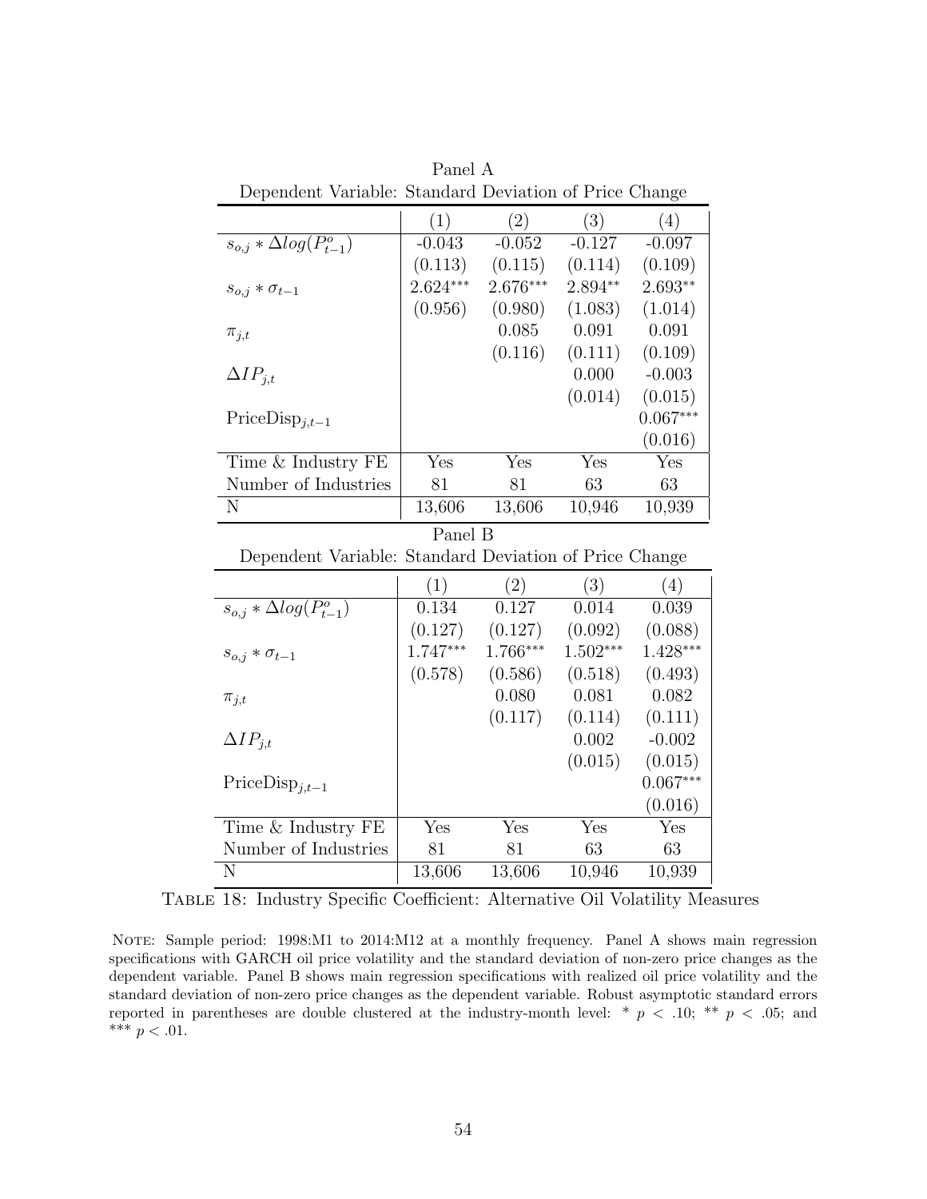Panel A

Dependent Variable: Standard Deviation of Price Change

| | (1) | (2) | (3) | (4) |
|---|---|---|---|---|
| $s_{o,j} * \Delta log(P^o_{t-1})$ | -0.043 | -0.052 | -0.127 | -0.097 |
| | (0.113) | (0.115) | (0.114) | (0.109) |
| $s_{o,j} * \sigma_{t-1}$ | 2.624*** | 2.676*** | 2.894** | 2.693** |
| | (0.956) | (0.980) | (1.083) | (1.014) |
| $\pi_{j,t}$ | | 0.085 | 0.091 | 0.091 |
| | | (0.116) | (0.111) | (0.109) |
| $\Delta IP_{j,t}$ | | | 0.000 | -0.003 |
| | | | (0.014) | (0.015) |
| $\text{PriceDisp}_{j,t-1}$ | | | | 0.067*** |
| | | | | (0.016) |
| Time & Industry FE | Yes | Yes | Yes | Yes |
| Number of Industries | 81 | 81 | 63 | 63 |
| N | 13,606 | 13,606 | 10,946 | 10,939 |

Panel B

Dependent Variable: Standard Deviation of Price Change

| | (1) | (2) | (3) | (4) |
|---|---|---|---|---|
| $s_{o,j} * \Delta log(P^o_{t-1})$ | 0.134 | 0.127 | 0.014 | 0.039 |
| | (0.127) | (0.127) | (0.092) | (0.088) |
| $s_{o,j} * \sigma_{t-1}$ | 1.747*** | 1.766*** | 1.502*** | 1.428*** |
| | (0.578) | (0.586) | (0.518) | (0.493) |
| $\pi_{j,t}$ | | 0.080 | 0.081 | 0.082 |
| | | (0.117) | (0.114) | (0.111) |
| $\Delta IP_{j,t}$ | | | 0.002 | -0.002 |
| | | | (0.015) | (0.015) |
| $\text{PriceDisp}_{j,t-1}$ | | | | 0.067*** |
| | | | | (0.016) |
| Time & Industry FE | Yes | Yes | Yes | Yes |
| Number of Industries | 81 | 81 | 63 | 63 |
| N | 13,606 | 13,606 | 10,946 | 10,939 |

Table 18: Industry Specific Coefficient: Alternative Oil Volatility Measures

Note: Sample period: 1998:M1 to 2014:M12 at a monthly frequency. Panel A shows main regression specifications with GARCH oil price volatility and the standard deviation of non-zero price changes as the dependent variable. Panel B shows main regression specifications with realized oil price volatility and the standard deviation of non-zero price changes as the dependent variable. Robust asymptotic standard errors reported in parentheses are double clustered at the industry-month level: * $p < .10$; ** $p < .05$; and *** $p < .01$.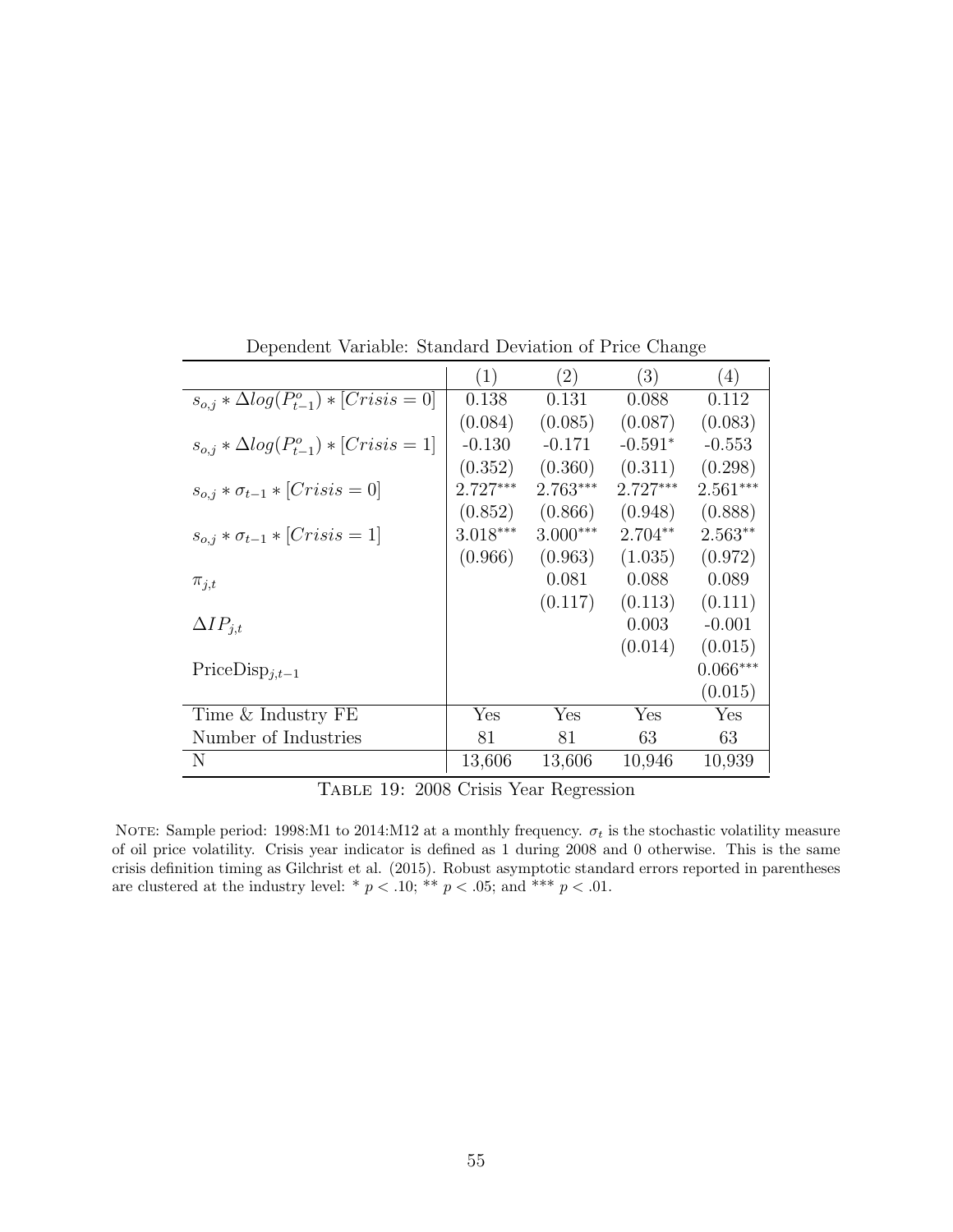Dependent Variable: Standard Deviation of Price Change

| | (1) | (2) | (3) | (4) |
|---|---|---|---|---|
| $s_{o,j} * \Delta log(P^o_{t-1}) * [Crisis = 0]$ | 0.138 | 0.131 | 0.088 | 0.112 |
| | (0.084) | (0.085) | (0.087) | (0.083) |
| $s_{o,j} * \Delta log(P^o_{t-1}) * [Crisis = 1]$ | -0.130 | -0.171 | -0.591* | -0.553 |
| | (0.352) | (0.360) | (0.311) | (0.298) |
| $s_{o,j} * \sigma_{t-1} * [Crisis = 0]$ | 2.727*** | 2.763*** | 2.727*** | 2.561*** |
| | (0.852) | (0.866) | (0.948) | (0.888) |
| $s_{o,j} * \sigma_{t-1} * [Crisis = 1]$ | 3.018*** | 3.000*** | 2.704** | 2.563** |
| | (0.966) | (0.963) | (1.035) | (0.972) |
| $\pi_{j,t}$ | | 0.081 | 0.088 | 0.089 |
| | | (0.117) | (0.113) | (0.111) |
| $\Delta IP_{j,t}$ | | | 0.003 | -0.001 |
| | | | (0.014) | (0.015) |
| $\text{PriceDisp}_{j,t-1}$ | | | | 0.066*** |
| | | | | (0.015) |
| Time & Industry FE | Yes | Yes | Yes | Yes |
| Number of Industries | 81 | 81 | 63 | 63 |
| N | 13,606 | 13,606 | 10,946 | 10,939 |

Table 19: 2008 Crisis Year Regression

Note: Sample period: 1998:M1 to 2014:M12 at a monthly frequency. $\sigma_t$ is the stochastic volatility measure of oil price volatility. Crisis year indicator is defined as 1 during 2008 and 0 otherwise. This is the same crisis definition timing as Gilchrist et al. (2015). Robust asymptotic standard errors reported in parentheses are clustered at the industry level: * $p < .10$; ** $p < .05$; and *** $p < .01$.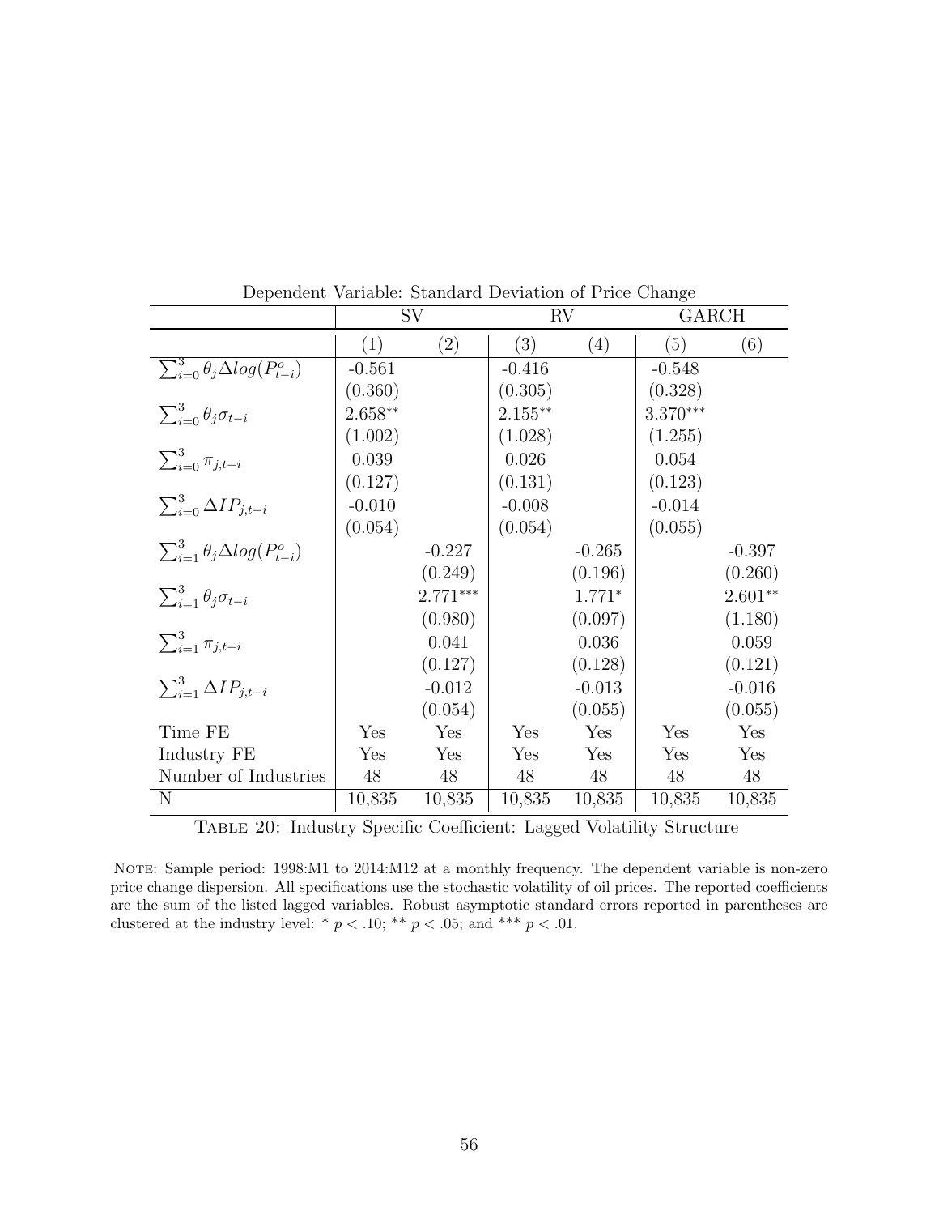Dependent Variable: Standard Deviation of Price Change

| | SV | | RV | | GARCH | |
|---|---|---|---|---|---|---|
| | (1) | (2) | (3) | (4) | (5) | (6) |
| $\sum_{i=0}^{3} \theta_j \Delta log(P^o_{t-i})$ | -0.561 | | -0.416 | | -0.548 | |
| | (0.360) | | (0.305) | | (0.328) | |
| $\sum_{i=0}^{3} \theta_j \sigma_{t-i}$ | 2.658** | | 2.155** | | 3.370*** | |
| | (1.002) | | (1.028) | | (1.255) | |
| $\sum_{i=0}^{3} \pi_{j,t-i}$ | 0.039 | | 0.026 | | 0.054 | |
| | (0.127) | | (0.131) | | (0.123) | |
| $\sum_{i=0}^{3} \Delta IP_{j,t-i}$ | -0.010 | | -0.008 | | -0.014 | |
| | (0.054) | | (0.054) | | (0.055) | |
| $\sum_{i=1}^{3} \theta_j \Delta log(P^o_{t-i})$ | | -0.227 | | -0.265 | | -0.397 |
| | | (0.249) | | (0.196) | | (0.260) |
| $\sum_{i=1}^{3} \theta_j \sigma_{t-i}$ | | 2.771*** | | 1.771* | | 2.601** |
| | | (0.980) | | (0.097) | | (1.180) |
| $\sum_{i=1}^{3} \pi_{j,t-i}$ | | 0.041 | | 0.036 | | 0.059 |
| | | (0.127) | | (0.128) | | (0.121) |
| $\sum_{i=1}^{3} \Delta IP_{j,t-i}$ | | -0.012 | | -0.013 | | -0.016 |
| | | (0.054) | | (0.055) | | (0.055) |
| Time FE | Yes | Yes | Yes | Yes | Yes | Yes |
| Industry FE | Yes | Yes | Yes | Yes | Yes | Yes |
| Number of Industries | 48 | 48 | 48 | 48 | 48 | 48 |
| N | 10,835 | 10,835 | 10,835 | 10,835 | 10,835 | 10,835 |

Table 20: Industry Specific Coefficient: Lagged Volatility Structure

Note: Sample period: 1998:M1 to 2014:M12 at a monthly frequency. The dependent variable is non-zero price change dispersion. All specifications use the stochastic volatility of oil prices. The reported coefficients are the sum of the listed lagged variables. Robust asymptotic standard errors reported in parentheses are clustered at the industry level: * $p < .10$; ** $p < .05$; and *** $p < .01$.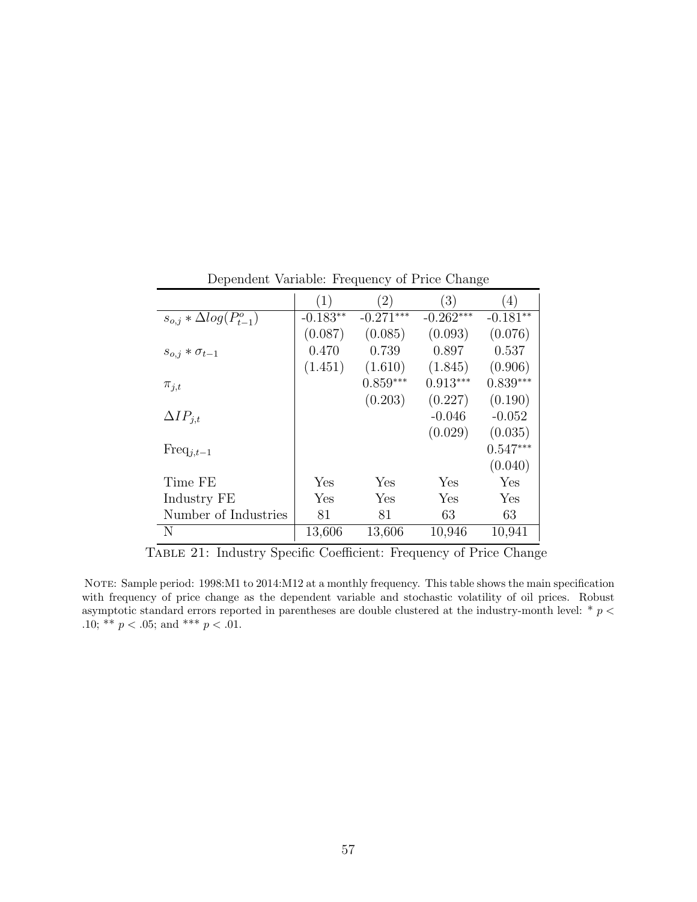Dependent Variable: Frequency of Price Change

| | (1) | (2) | (3) | (4) |
|---|---|---|---|---|
| $s_{o,j} * \Delta log(P^o_{t-1})$ | -0.183** | -0.271*** | -0.262*** | -0.181** |
| | (0.087) | (0.085) | (0.093) | (0.076) |
| $s_{o,j} * \sigma_{t-1}$ | 0.470 | 0.739 | 0.897 | 0.537 |
| | (1.451) | (1.610) | (1.845) | (0.906) |
| $\pi_{j,t}$ | | 0.859*** | 0.913*** | 0.839*** |
| | | (0.203) | (0.227) | (0.190) |
| $\Delta IP_{j,t}$ | | | -0.046 | -0.052 |
| | | | (0.029) | (0.035) |
| $\text{Freq}_{j,t-1}$ | | | | 0.547*** |
| | | | | (0.040) |
| Time FE | Yes | Yes | Yes | Yes |
| Industry FE | Yes | Yes | Yes | Yes |
| Number of Industries | 81 | 81 | 63 | 63 |
| N | 13,606 | 13,606 | 10,946 | 10,941 |

Table 21: Industry Specific Coefficient: Frequency of Price Change

Note: Sample period: 1998:M1 to 2014:M12 at a monthly frequency. This table shows the main specification with frequency of price change as the dependent variable and stochastic volatility of oil prices. Robust asymptotic standard errors reported in parentheses are double clustered at the industry-month level: * $p < .10$; ** $p < .05$; and *** $p < .01$.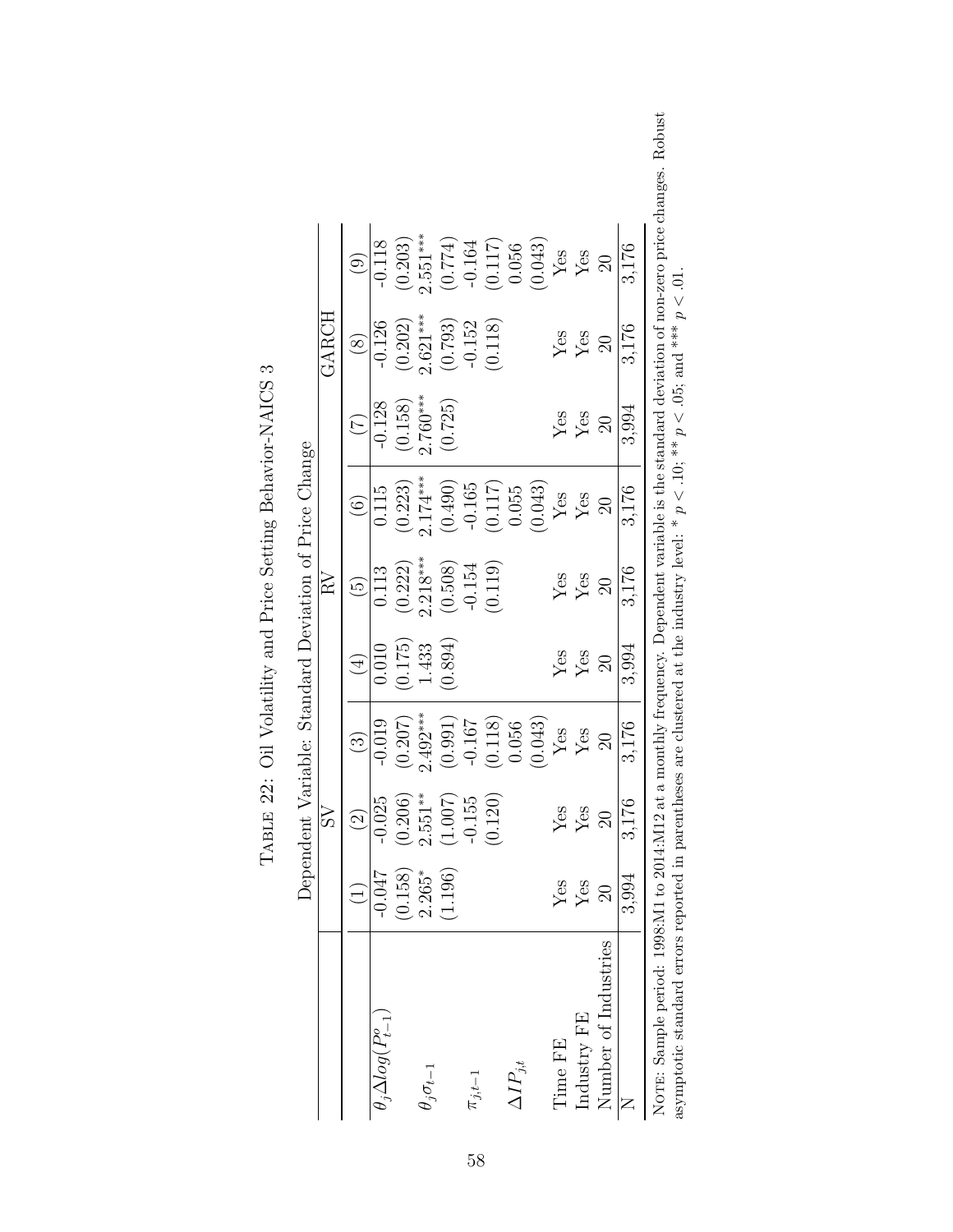TABLE 22: Oil Volatility and Price Setting Behavior-NAICS 3

| | Dependent Variable: Standard Deviation of Price Change | | | | | | | | |
|---|---|---|---|---|---|---|---|---|---|
| | SV | | | RV | | | GARCH | | |
| | (1) | (2) | (3) | (4) | (5) | (6) | (7) | (8) | (9) |
| $\theta_j \Delta log(P^o_{t-1})$ | -0.047 | -0.025 | -0.019 | 0.010 | 0.113 | 0.115 | -0.128 | -0.126 | -0.118 |
| | (0.158) | (0.206) | (0.207) | (0.175) | (0.222) | (0.223) | (0.158) | (0.202) | (0.203) |
| $\theta_j \sigma_{t-1}$ | 2.265* | 2.551** | 2.492*** | 1.433 | 2.218*** | 2.174*** | 2.760*** | 2.621*** | 2.551*** |
| | (1.196) | (1.007) | (0.991) | (0.894) | (0.508) | (0.490) | (0.725) | (0.793) | (0.774) |
| $\pi_{j,t-1}$ | | -0.155 | -0.167 | | -0.154 | -0.165 | | -0.152 | -0.164 |
| | | (0.120) | (0.118) | | (0.119) | (0.117) | | (0.118) | (0.117) |
| $\Delta IP_{j,t}$ | | | 0.056 | | | 0.055 | | | 0.056 |
| | | | (0.043) | | | (0.043) | | | (0.043) |
| Time FE | Yes | Yes | Yes | Yes | Yes | Yes | Yes | Yes | Yes |
| Industry FE | Yes | Yes | Yes | Yes | Yes | Yes | Yes | Yes | Yes |
| Number of Industries | 20 | 20 | 20 | 20 | 20 | 20 | 20 | 20 | 20 |
| N | 3,994 | 3,176 | 3,176 | 3,994 | 3,176 | 3,176 | 3,994 | 3,176 | 3,176 |

NOTE: Sample period: 1998:M1 to 2014:M12 at a monthly frequency. Dependent variable is the standard deviation of non-zero price changes. Robust asymptotic standard errors reported in parentheses are clustered at the industry level: * $p < .10$; ** $p < .05$; and *** $p < .01$.